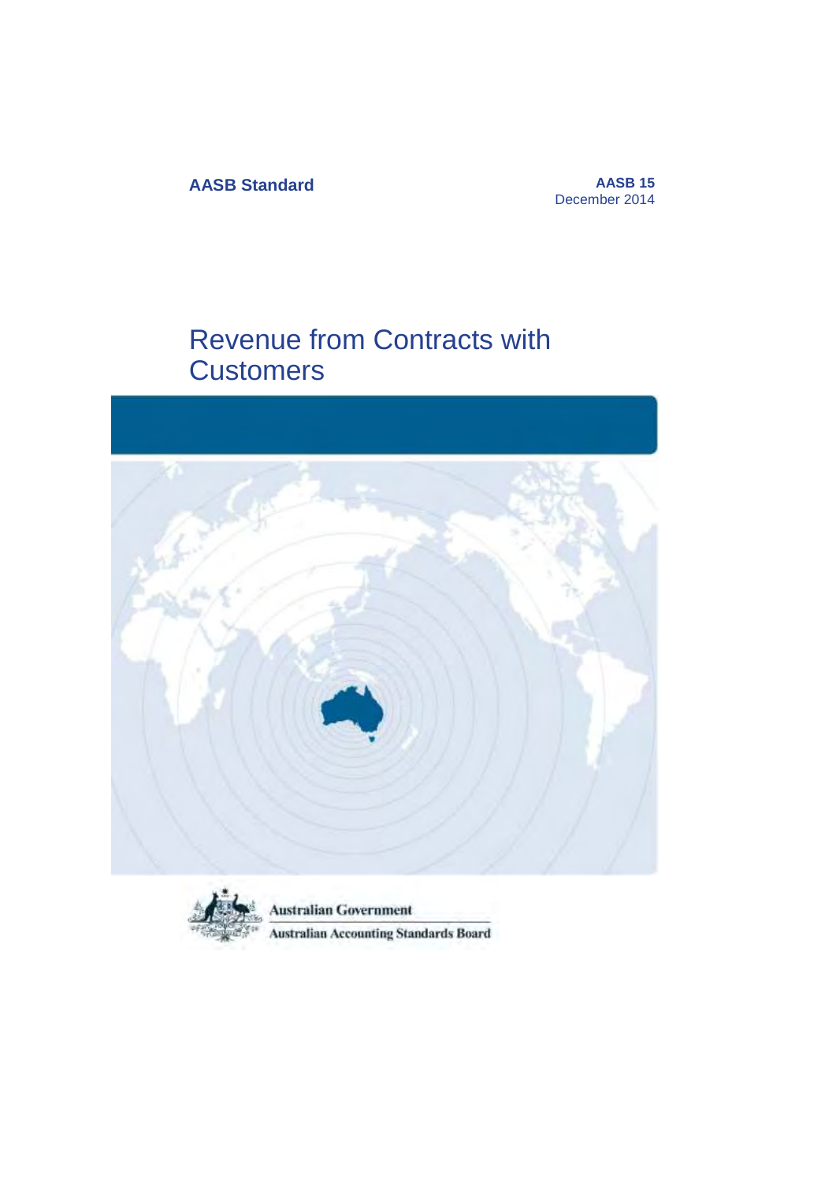**AASB Standard**

**AASB 15**
December 2014

# Revenue from Contracts with Customers

Australian Government

Australian Accounting Standards Board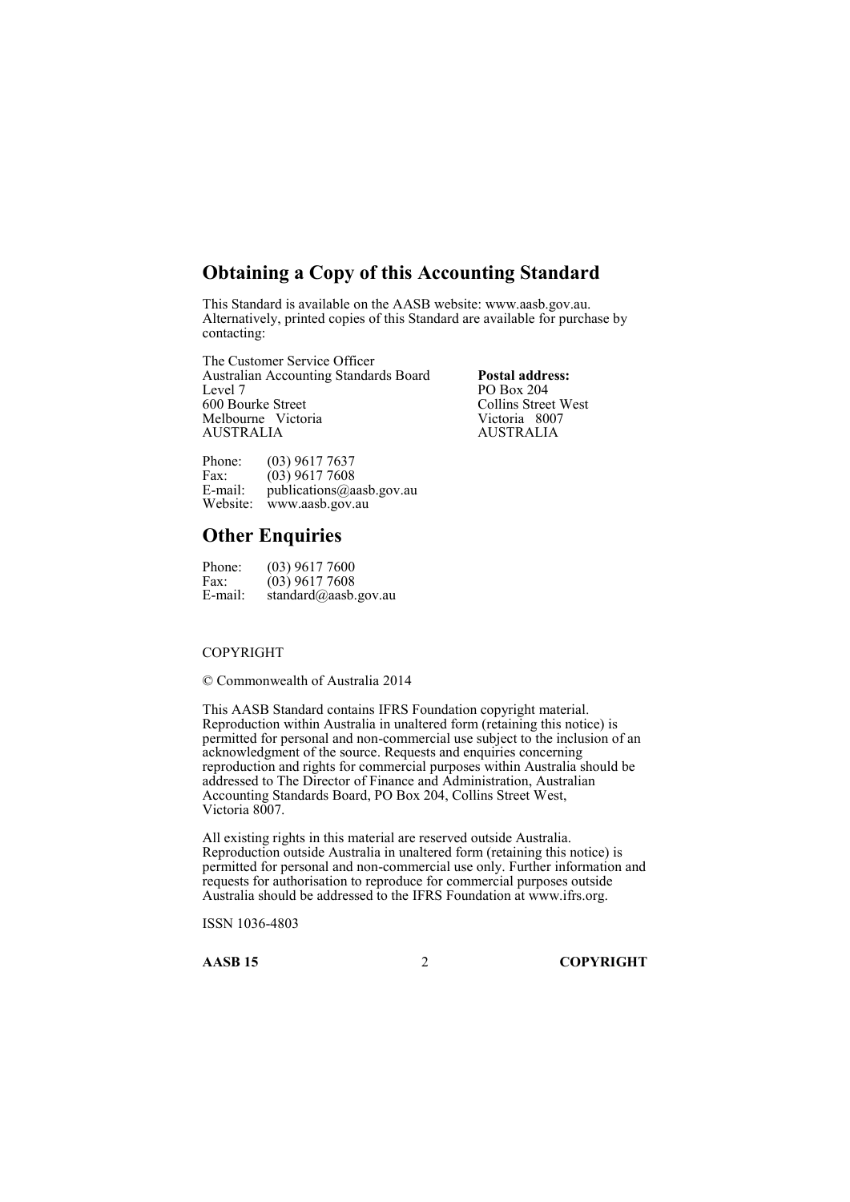## Obtaining a Copy of this Accounting Standard

This Standard is available on the AASB website: www.aasb.gov.au. Alternatively, printed copies of this Standard are available for purchase by contacting:

The Customer Service Officer
Australian Accounting Standards Board
Level 7
600 Bourke Street
Melbourne Victoria
AUSTRALIA

**Postal address:**
PO Box 204
Collins Street West
Victoria 8007
AUSTRALIA

Phone: (03) 9617 7637
Fax: (03) 9617 7608
E-mail: publications@aasb.gov.au
Website: www.aasb.gov.au

## Other Enquiries

Phone: (03) 9617 7600
Fax: (03) 9617 7608
E-mail: standard@aasb.gov.au

COPYRIGHT

© Commonwealth of Australia 2014

This AASB Standard contains IFRS Foundation copyright material. Reproduction within Australia in unaltered form (retaining this notice) is permitted for personal and non-commercial use subject to the inclusion of an acknowledgment of the source. Requests and enquiries concerning reproduction and rights for commercial purposes within Australia should be addressed to The Director of Finance and Administration, Australian Accounting Standards Board, PO Box 204, Collins Street West, Victoria 8007.

All existing rights in this material are reserved outside Australia. Reproduction outside Australia in unaltered form (retaining this notice) is permitted for personal and non-commercial use only. Further information and requests for authorisation to reproduce for commercial purposes outside Australia should be addressed to the IFRS Foundation at www.ifrs.org.

ISSN 1036-4803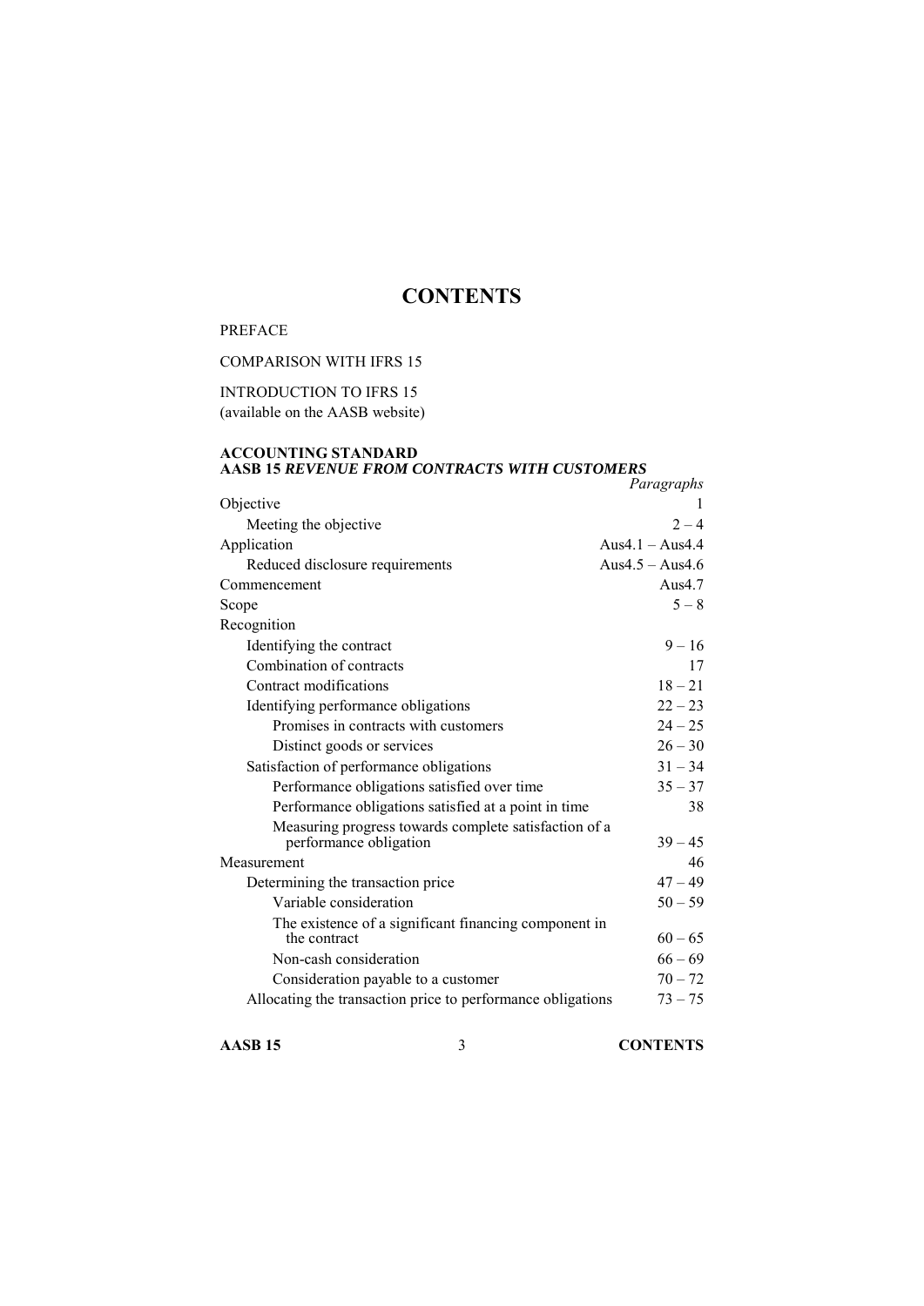# CONTENTS

PREFACE

COMPARISON WITH IFRS 15

INTRODUCTION TO IFRS 15
(available on the AASB website)

**ACCOUNTING STANDARD**
**AASB 15 *REVENUE FROM CONTRACTS WITH CUSTOMERS***

| | *Paragraphs* |
|---|---|
| Objective | 1 |
| Meeting the objective | 2 – 4 |
| Application | Aus4.1 – Aus4.4 |
| Reduced disclosure requirements | Aus4.5 – Aus4.6 |
| Commencement | Aus4.7 |
| Scope | 5 – 8 |
| Recognition | |
| Identifying the contract | 9 – 16 |
| Combination of contracts | 17 |
| Contract modifications | 18 – 21 |
| Identifying performance obligations | 22 – 23 |
| Promises in contracts with customers | 24 – 25 |
| Distinct goods or services | 26 – 30 |
| Satisfaction of performance obligations | 31 – 34 |
| Performance obligations satisfied over time | 35 – 37 |
| Performance obligations satisfied at a point in time | 38 |
| Measuring progress towards complete satisfaction of a performance obligation | 39 – 45 |
| Measurement | 46 |
| Determining the transaction price | 47 – 49 |
| Variable consideration | 50 – 59 |
| The existence of a significant financing component in the contract | 60 – 65 |
| Non-cash consideration | 66 – 69 |
| Consideration payable to a customer | 70 – 72 |
| Allocating the transaction price to performance obligations | 73 – 75 |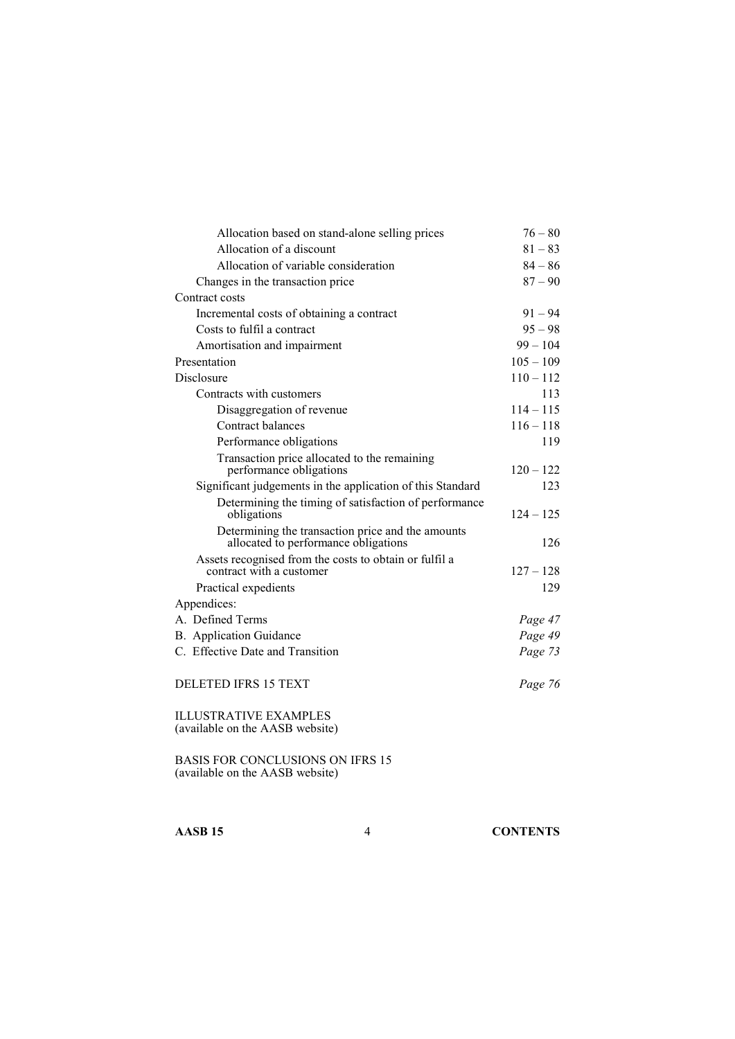| | |
|---|---|
| Allocation based on stand-alone selling prices | 76 – 80 |
| Allocation of a discount | 81 – 83 |
| Allocation of variable consideration | 84 – 86 |
| Changes in the transaction price | 87 – 90 |
| Contract costs | |
| Incremental costs of obtaining a contract | 91 – 94 |
| Costs to fulfil a contract | 95 – 98 |
| Amortisation and impairment | 99 – 104 |
| Presentation | 105 – 109 |
| Disclosure | 110 – 112 |
| Contracts with customers | 113 |
| Disaggregation of revenue | 114 – 115 |
| Contract balances | 116 – 118 |
| Performance obligations | 119 |
| Transaction price allocated to the remaining performance obligations | 120 – 122 |
| Significant judgements in the application of this Standard | 123 |
| Determining the timing of satisfaction of performance obligations | 124 – 125 |
| Determining the transaction price and the amounts allocated to performance obligations | 126 |
| Assets recognised from the costs to obtain or fulfil a contract with a customer | 127 – 128 |
| Practical expedients | 129 |
| Appendices: | |
| A. Defined Terms | *Page 47* |
| B. Application Guidance | *Page 49* |
| C. Effective Date and Transition | *Page 73* |

DELETED IFRS 15 TEXT *Page 76*

ILLUSTRATIVE EXAMPLES
(available on the AASB website)

BASIS FOR CONCLUSIONS ON IFRS 15
(available on the AASB website)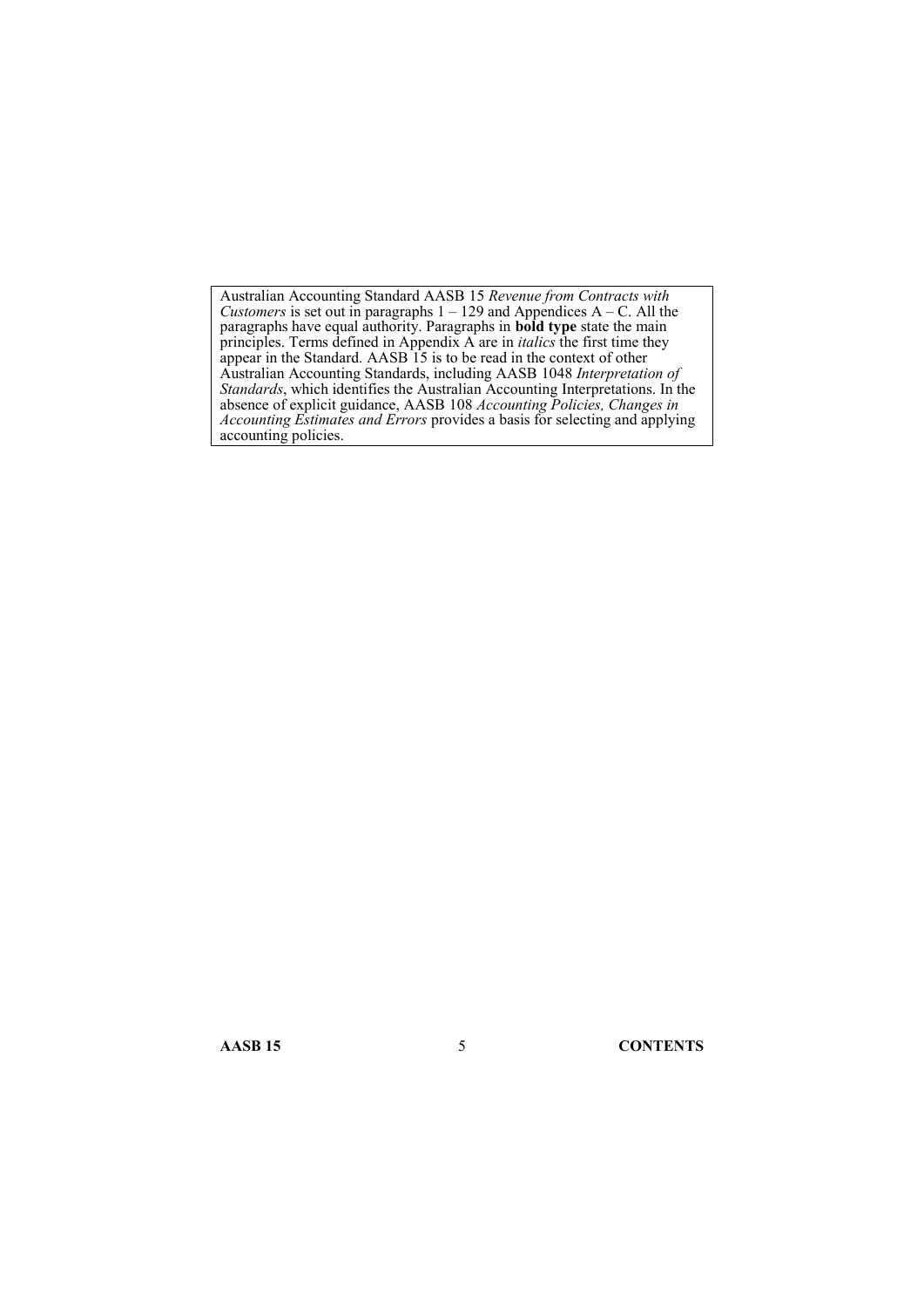Australian Accounting Standard AASB 15 *Revenue from Contracts with Customers* is set out in paragraphs 1 – 129 and Appendices A – C. All the paragraphs have equal authority. Paragraphs in **bold type** state the main principles. Terms defined in Appendix A are in *italics* the first time they appear in the Standard. AASB 15 is to be read in the context of other Australian Accounting Standards, including AASB 1048 *Interpretation of Standards*, which identifies the Australian Accounting Interpretations. In the absence of explicit guidance, AASB 108 *Accounting Policies, Changes in Accounting Estimates and Errors* provides a basis for selecting and applying accounting policies.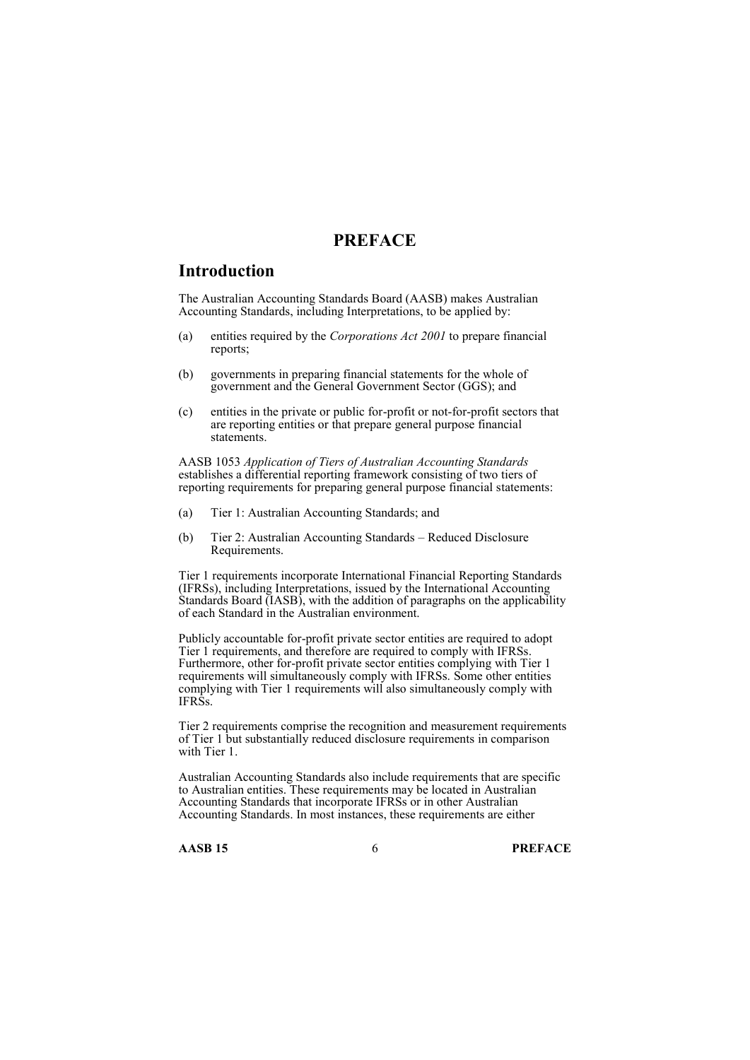# PREFACE

## Introduction

The Australian Accounting Standards Board (AASB) makes Australian Accounting Standards, including Interpretations, to be applied by:

(a) entities required by the *Corporations Act 2001* to prepare financial reports;

(b) governments in preparing financial statements for the whole of government and the General Government Sector (GGS); and

(c) entities in the private or public for-profit or not-for-profit sectors that are reporting entities or that prepare general purpose financial statements.

AASB 1053 *Application of Tiers of Australian Accounting Standards* establishes a differential reporting framework consisting of two tiers of reporting requirements for preparing general purpose financial statements:

(a) Tier 1: Australian Accounting Standards; and

(b) Tier 2: Australian Accounting Standards – Reduced Disclosure Requirements.

Tier 1 requirements incorporate International Financial Reporting Standards (IFRSs), including Interpretations, issued by the International Accounting Standards Board (IASB), with the addition of paragraphs on the applicability of each Standard in the Australian environment.

Publicly accountable for-profit private sector entities are required to adopt Tier 1 requirements, and therefore are required to comply with IFRSs. Furthermore, other for-profit private sector entities complying with Tier 1 requirements will simultaneously comply with IFRSs. Some other entities complying with Tier 1 requirements will also simultaneously comply with IFRSs.

Tier 2 requirements comprise the recognition and measurement requirements of Tier 1 but substantially reduced disclosure requirements in comparison with Tier 1.

Australian Accounting Standards also include requirements that are specific to Australian entities. These requirements may be located in Australian Accounting Standards that incorporate IFRSs or in other Australian Accounting Standards. In most instances, these requirements are either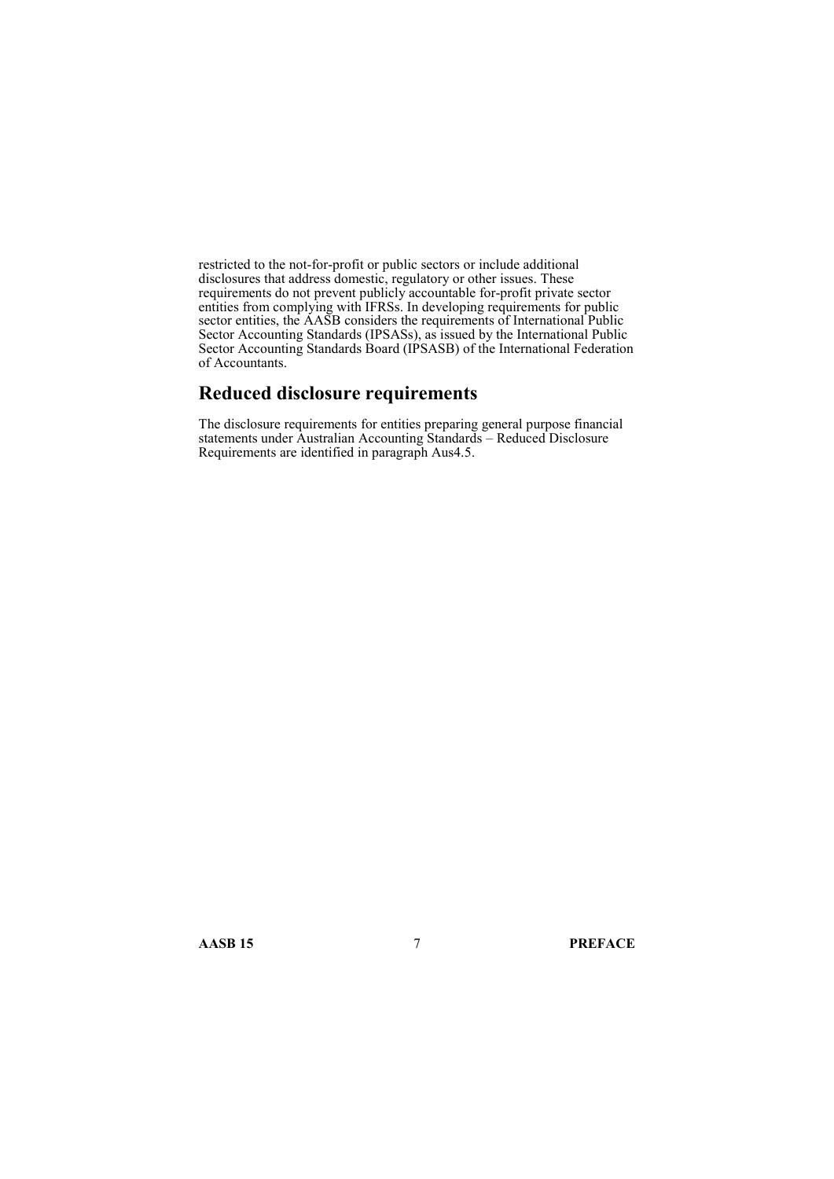restricted to the not-for-profit or public sectors or include additional disclosures that address domestic, regulatory or other issues. These requirements do not prevent publicly accountable for-profit private sector entities from complying with IFRSs. In developing requirements for public sector entities, the AASB considers the requirements of International Public Sector Accounting Standards (IPSASs), as issued by the International Public Sector Accounting Standards Board (IPSASB) of the International Federation of Accountants.

## Reduced disclosure requirements

The disclosure requirements for entities preparing general purpose financial statements under Australian Accounting Standards – Reduced Disclosure Requirements are identified in paragraph Aus4.5.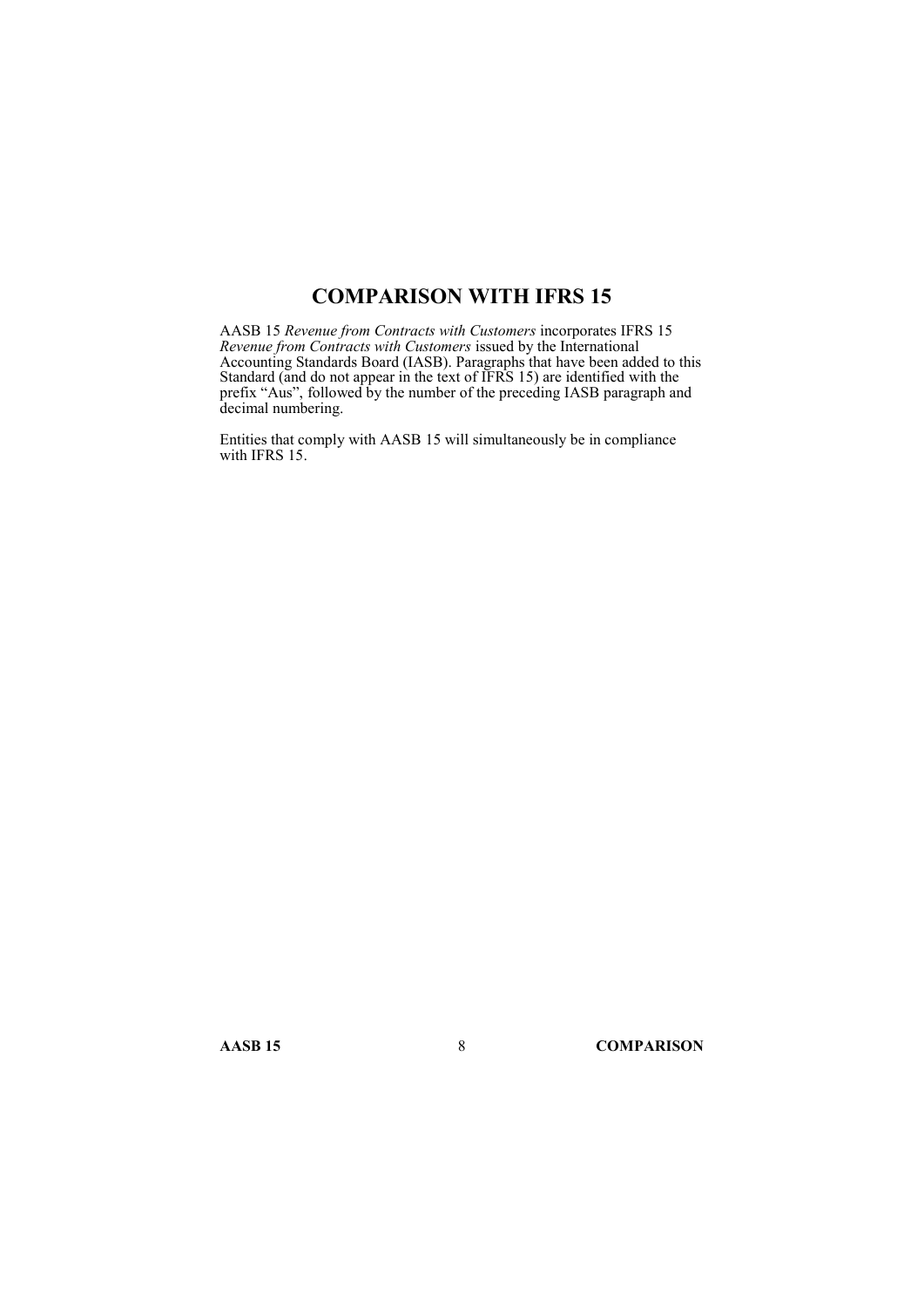# COMPARISON WITH IFRS 15

AASB 15 *Revenue from Contracts with Customers* incorporates IFRS 15 *Revenue from Contracts with Customers* issued by the International Accounting Standards Board (IASB). Paragraphs that have been added to this Standard (and do not appear in the text of IFRS 15) are identified with the prefix "Aus", followed by the number of the preceding IASB paragraph and decimal numbering.

Entities that comply with AASB 15 will simultaneously be in compliance with IFRS 15.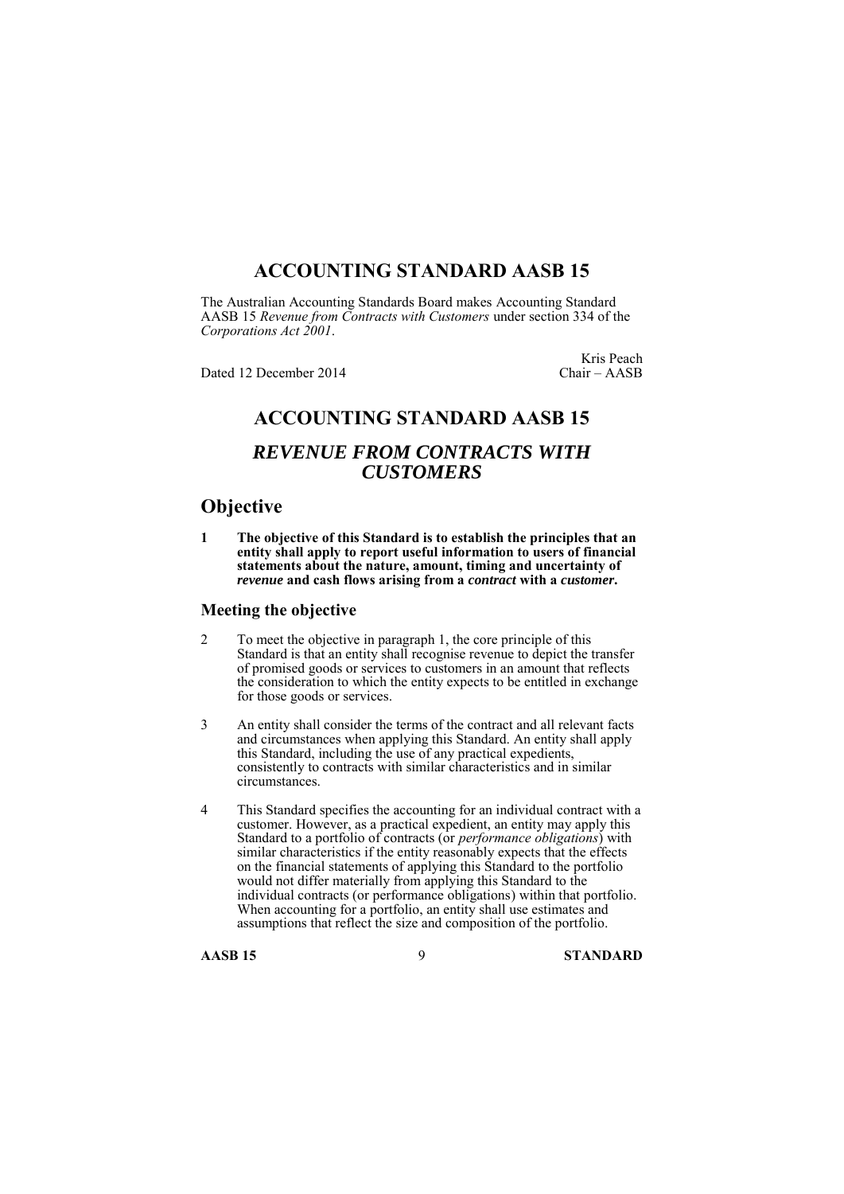# ACCOUNTING STANDARD AASB 15

The Australian Accounting Standards Board makes Accounting Standard AASB 15 *Revenue from Contracts with Customers* under section 334 of the *Corporations Act 2001*.

Dated 12 December 2014

Kris Peach
Chair – AASB

# ACCOUNTING STANDARD AASB 15

## *REVENUE FROM CONTRACTS WITH CUSTOMERS*

## Objective

**1 The objective of this Standard is to establish the principles that an entity shall apply to report useful information to users of financial statements about the nature, amount, timing and uncertainty of *revenue* and cash flows arising from a *contract* with a *customer*.**

### Meeting the objective

2 To meet the objective in paragraph 1, the core principle of this Standard is that an entity shall recognise revenue to depict the transfer of promised goods or services to customers in an amount that reflects the consideration to which the entity expects to be entitled in exchange for those goods or services.

3 An entity shall consider the terms of the contract and all relevant facts and circumstances when applying this Standard. An entity shall apply this Standard, including the use of any practical expedients, consistently to contracts with similar characteristics and in similar circumstances.

4 This Standard specifies the accounting for an individual contract with a customer. However, as a practical expedient, an entity may apply this Standard to a portfolio of contracts (or *performance obligations*) with similar characteristics if the entity reasonably expects that the effects on the financial statements of applying this Standard to the portfolio would not differ materially from applying this Standard to the individual contracts (or performance obligations) within that portfolio. When accounting for a portfolio, an entity shall use estimates and assumptions that reflect the size and composition of the portfolio.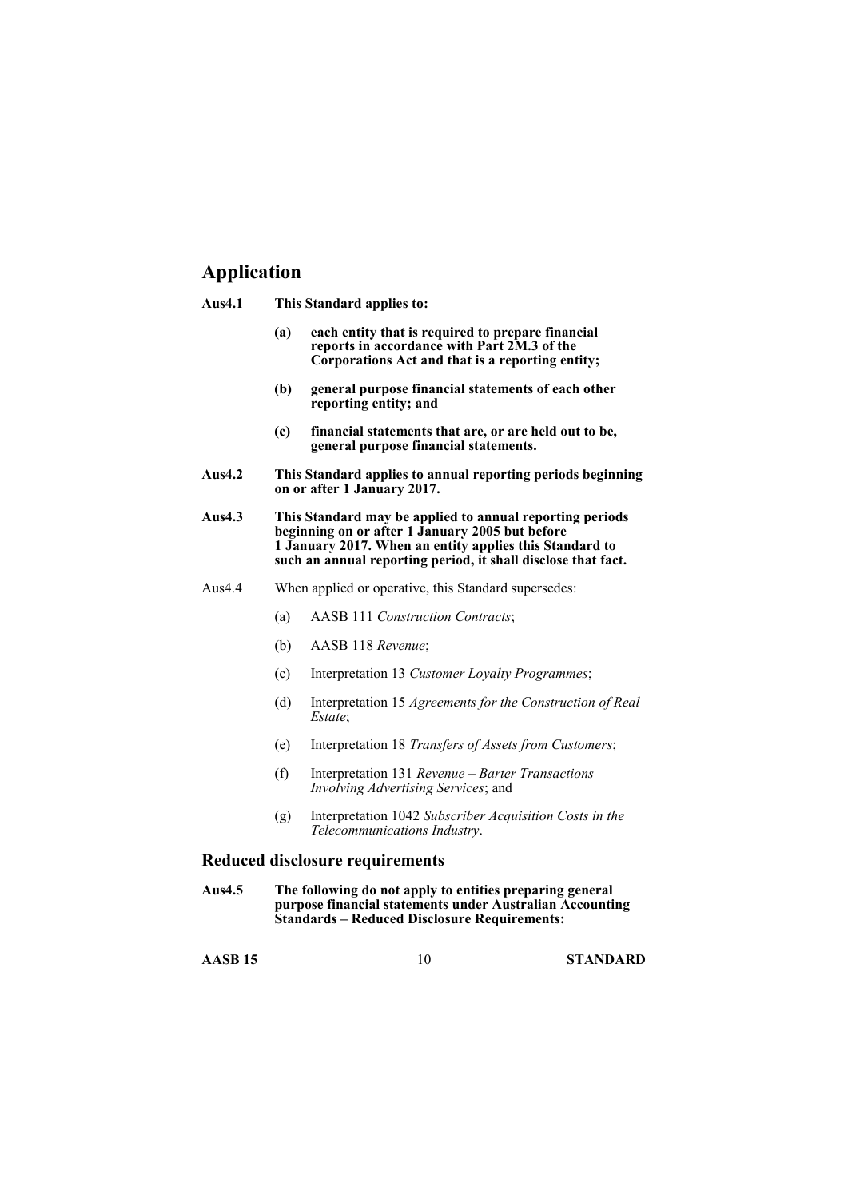## Application

**Aus4.1 This Standard applies to:**

- **(a) each entity that is required to prepare financial reports in accordance with Part 2M.3 of the Corporations Act and that is a reporting entity;**
- **(b) general purpose financial statements of each other reporting entity; and**
- **(c) financial statements that are, or are held out to be, general purpose financial statements.**

**Aus4.2 This Standard applies to annual reporting periods beginning on or after 1 January 2017.**

**Aus4.3 This Standard may be applied to annual reporting periods beginning on or after 1 January 2005 but before 1 January 2017. When an entity applies this Standard to such an annual reporting period, it shall disclose that fact.**

Aus4.4 When applied or operative, this Standard supersedes:

- (a) AASB 111 *Construction Contracts*;
- (b) AASB 118 *Revenue*;
- (c) Interpretation 13 *Customer Loyalty Programmes*;
- (d) Interpretation 15 *Agreements for the Construction of Real Estate*;
- (e) Interpretation 18 *Transfers of Assets from Customers*;
- (f) Interpretation 131 *Revenue – Barter Transactions Involving Advertising Services*; and
- (g) Interpretation 1042 *Subscriber Acquisition Costs in the Telecommunications Industry*.

### Reduced disclosure requirements

**Aus4.5 The following do not apply to entities preparing general purpose financial statements under Australian Accounting Standards – Reduced Disclosure Requirements:**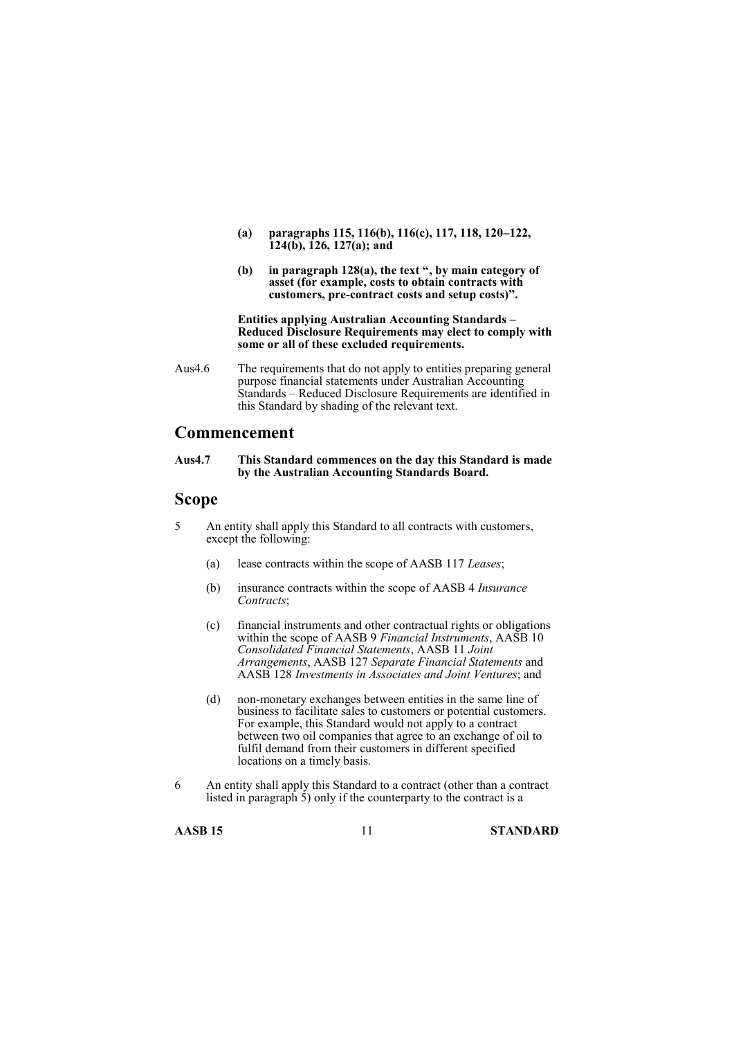**(a) paragraphs 115, 116(b), 116(c), 117, 118, 120–122, 124(b), 126, 127(a); and**

**(b) in paragraph 128(a), the text ", by main category of asset (for example, costs to obtain contracts with customers, pre-contract costs and setup costs)".**

**Entities applying Australian Accounting Standards – Reduced Disclosure Requirements may elect to comply with some or all of these excluded requirements.**

Aus4.6 The requirements that do not apply to entities preparing general purpose financial statements under Australian Accounting Standards – Reduced Disclosure Requirements are identified in this Standard by shading of the relevant text.

## Commencement

**Aus4.7 This Standard commences on the day this Standard is made by the Australian Accounting Standards Board.**

## Scope

5 An entity shall apply this Standard to all contracts with customers, except the following:

(a) lease contracts within the scope of AASB 117 *Leases*;

(b) insurance contracts within the scope of AASB 4 *Insurance Contracts*;

(c) financial instruments and other contractual rights or obligations within the scope of AASB 9 *Financial Instruments*, AASB 10 *Consolidated Financial Statements*, AASB 11 *Joint Arrangements*, AASB 127 *Separate Financial Statements* and AASB 128 *Investments in Associates and Joint Ventures*; and

(d) non-monetary exchanges between entities in the same line of business to facilitate sales to customers or potential customers. For example, this Standard would not apply to a contract between two oil companies that agree to an exchange of oil to fulfil demand from their customers in different specified locations on a timely basis.

6 An entity shall apply this Standard to a contract (other than a contract listed in paragraph 5) only if the counterparty to the contract is a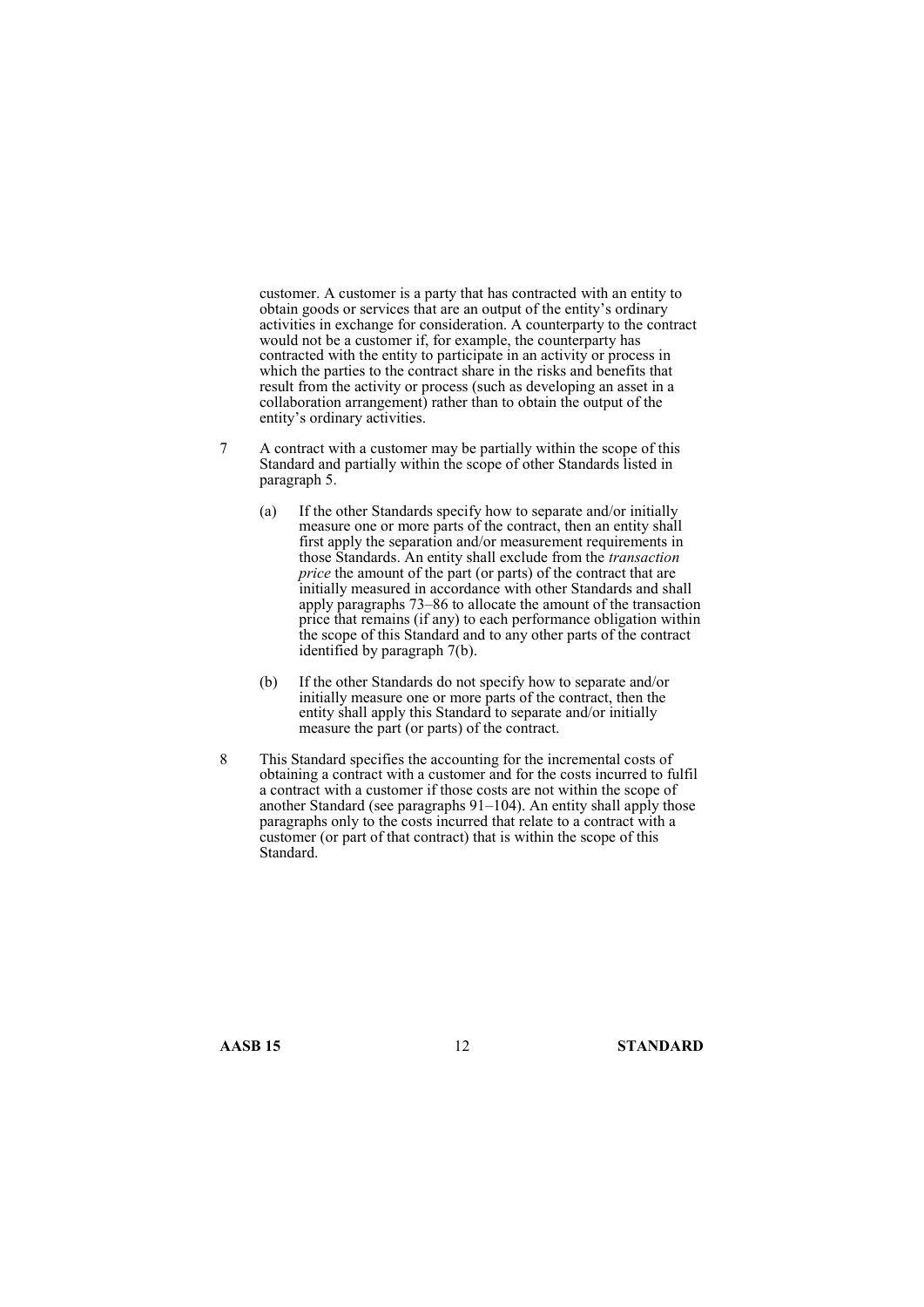customer. A customer is a party that has contracted with an entity to obtain goods or services that are an output of the entity's ordinary activities in exchange for consideration. A counterparty to the contract would not be a customer if, for example, the counterparty has contracted with the entity to participate in an activity or process in which the parties to the contract share in the risks and benefits that result from the activity or process (such as developing an asset in a collaboration arrangement) rather than to obtain the output of the entity's ordinary activities.

7 A contract with a customer may be partially within the scope of this Standard and partially within the scope of other Standards listed in paragraph 5.

   (a) If the other Standards specify how to separate and/or initially measure one or more parts of the contract, then an entity shall first apply the separation and/or measurement requirements in those Standards. An entity shall exclude from the *transaction price* the amount of the part (or parts) of the contract that are initially measured in accordance with other Standards and shall apply paragraphs 73–86 to allocate the amount of the transaction price that remains (if any) to each performance obligation within the scope of this Standard and to any other parts of the contract identified by paragraph 7(b).

   (b) If the other Standards do not specify how to separate and/or initially measure one or more parts of the contract, then the entity shall apply this Standard to separate and/or initially measure the part (or parts) of the contract.

8 This Standard specifies the accounting for the incremental costs of obtaining a contract with a customer and for the costs incurred to fulfil a contract with a customer if those costs are not within the scope of another Standard (see paragraphs 91–104). An entity shall apply those paragraphs only to the costs incurred that relate to a contract with a customer (or part of that contract) that is within the scope of this Standard.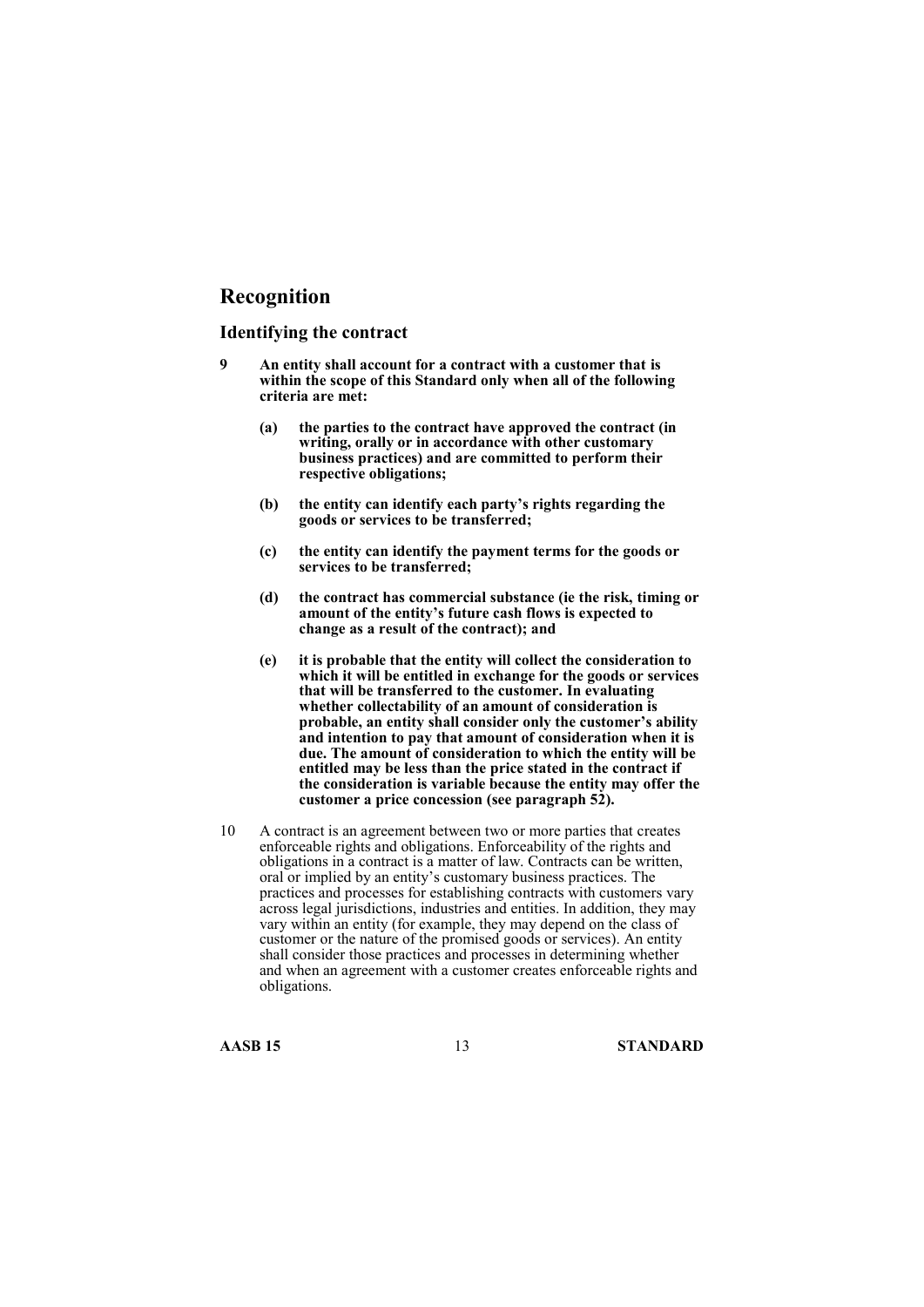## Recognition

### Identifying the contract

**9 An entity shall account for a contract with a customer that is within the scope of this Standard only when all of the following criteria are met:**

**(a) the parties to the contract have approved the contract (in writing, orally or in accordance with other customary business practices) and are committed to perform their respective obligations;**

**(b) the entity can identify each party's rights regarding the goods or services to be transferred;**

**(c) the entity can identify the payment terms for the goods or services to be transferred;**

**(d) the contract has commercial substance (ie the risk, timing or amount of the entity's future cash flows is expected to change as a result of the contract); and**

**(e) it is probable that the entity will collect the consideration to which it will be entitled in exchange for the goods or services that will be transferred to the customer. In evaluating whether collectability of an amount of consideration is probable, an entity shall consider only the customer's ability and intention to pay that amount of consideration when it is due. The amount of consideration to which the entity will be entitled may be less than the price stated in the contract if the consideration is variable because the entity may offer the customer a price concession (see paragraph 52).**

10 A contract is an agreement between two or more parties that creates enforceable rights and obligations. Enforceability of the rights and obligations in a contract is a matter of law. Contracts can be written, oral or implied by an entity's customary business practices. The practices and processes for establishing contracts with customers vary across legal jurisdictions, industries and entities. In addition, they may vary within an entity (for example, they may depend on the class of customer or the nature of the promised goods or services). An entity shall consider those practices and processes in determining whether and when an agreement with a customer creates enforceable rights and obligations.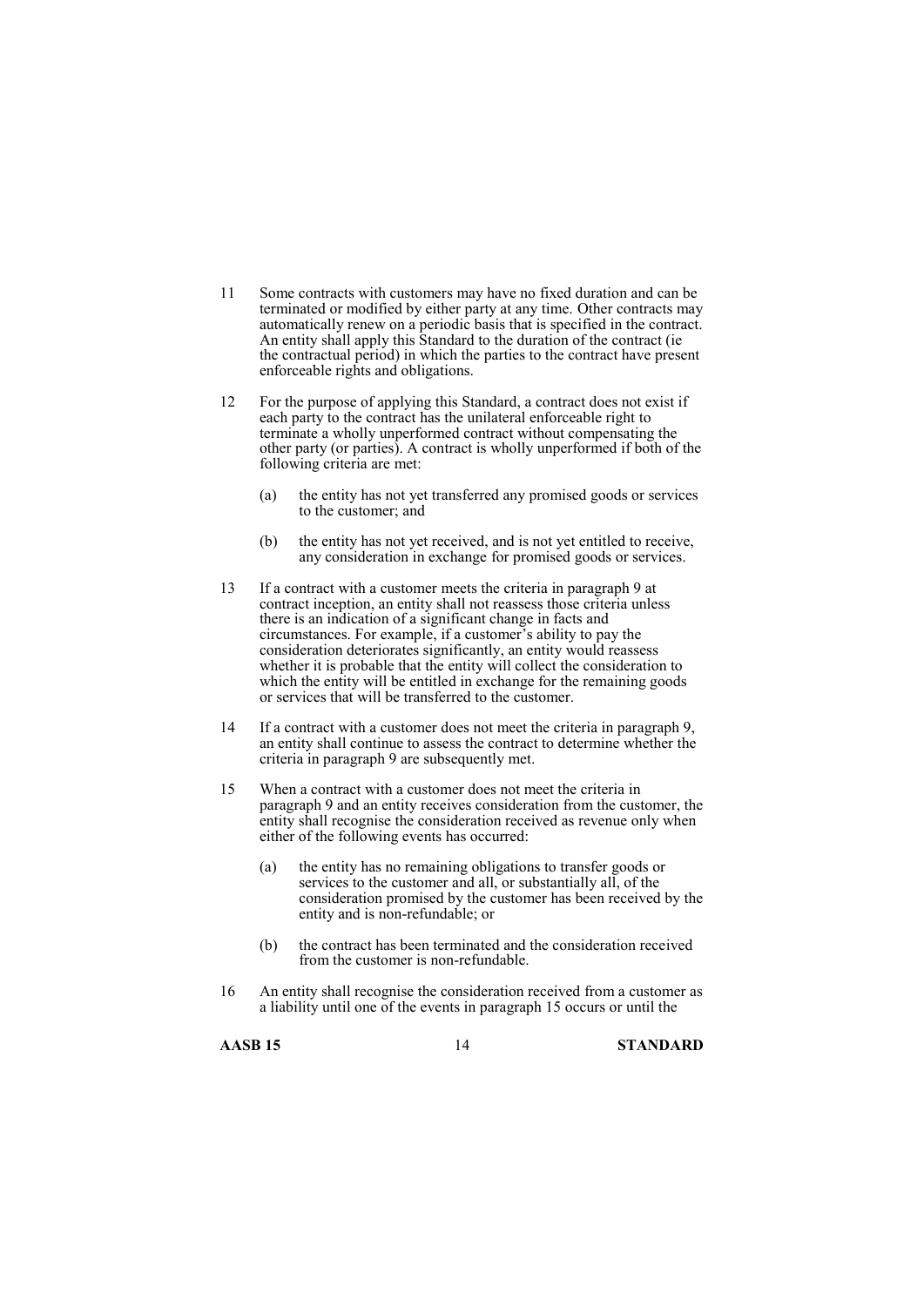11 Some contracts with customers may have no fixed duration and can be terminated or modified by either party at any time. Other contracts may automatically renew on a periodic basis that is specified in the contract. An entity shall apply this Standard to the duration of the contract (ie the contractual period) in which the parties to the contract have present enforceable rights and obligations.

12 For the purpose of applying this Standard, a contract does not exist if each party to the contract has the unilateral enforceable right to terminate a wholly unperformed contract without compensating the other party (or parties). A contract is wholly unperformed if both of the following criteria are met:

(a) the entity has not yet transferred any promised goods or services to the customer; and

(b) the entity has not yet received, and is not yet entitled to receive, any consideration in exchange for promised goods or services.

13 If a contract with a customer meets the criteria in paragraph 9 at contract inception, an entity shall not reassess those criteria unless there is an indication of a significant change in facts and circumstances. For example, if a customer's ability to pay the consideration deteriorates significantly, an entity would reassess whether it is probable that the entity will collect the consideration to which the entity will be entitled in exchange for the remaining goods or services that will be transferred to the customer.

14 If a contract with a customer does not meet the criteria in paragraph 9, an entity shall continue to assess the contract to determine whether the criteria in paragraph 9 are subsequently met.

15 When a contract with a customer does not meet the criteria in paragraph 9 and an entity receives consideration from the customer, the entity shall recognise the consideration received as revenue only when either of the following events has occurred:

(a) the entity has no remaining obligations to transfer goods or services to the customer and all, or substantially all, of the consideration promised by the customer has been received by the entity and is non-refundable; or

(b) the contract has been terminated and the consideration received from the customer is non-refundable.

16 An entity shall recognise the consideration received from a customer as a liability until one of the events in paragraph 15 occurs or until the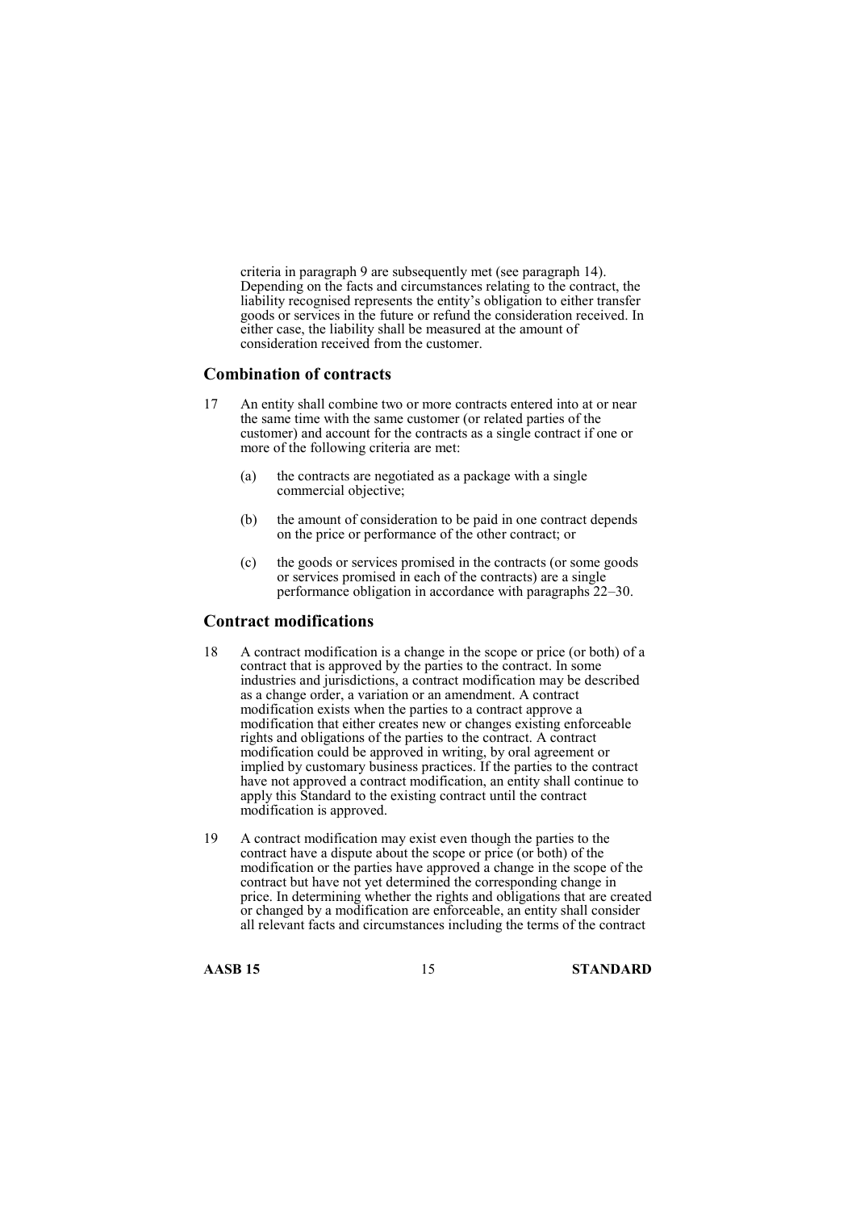criteria in paragraph 9 are subsequently met (see paragraph 14). Depending on the facts and circumstances relating to the contract, the liability recognised represents the entity's obligation to either transfer goods or services in the future or refund the consideration received. In either case, the liability shall be measured at the amount of consideration received from the customer.

## Combination of contracts

17 An entity shall combine two or more contracts entered into at or near the same time with the same customer (or related parties of the customer) and account for the contracts as a single contract if one or more of the following criteria are met:

(a) the contracts are negotiated as a package with a single commercial objective;

(b) the amount of consideration to be paid in one contract depends on the price or performance of the other contract; or

(c) the goods or services promised in the contracts (or some goods or services promised in each of the contracts) are a single performance obligation in accordance with paragraphs 22–30.

## Contract modifications

18 A contract modification is a change in the scope or price (or both) of a contract that is approved by the parties to the contract. In some industries and jurisdictions, a contract modification may be described as a change order, a variation or an amendment. A contract modification exists when the parties to a contract approve a modification that either creates new or changes existing enforceable rights and obligations of the parties to the contract. A contract modification could be approved in writing, by oral agreement or implied by customary business practices. If the parties to the contract have not approved a contract modification, an entity shall continue to apply this Standard to the existing contract until the contract modification is approved.

19 A contract modification may exist even though the parties to the contract have a dispute about the scope or price (or both) of the modification or the parties have approved a change in the scope of the contract but have not yet determined the corresponding change in price. In determining whether the rights and obligations that are created or changed by a modification are enforceable, an entity shall consider all relevant facts and circumstances including the terms of the contract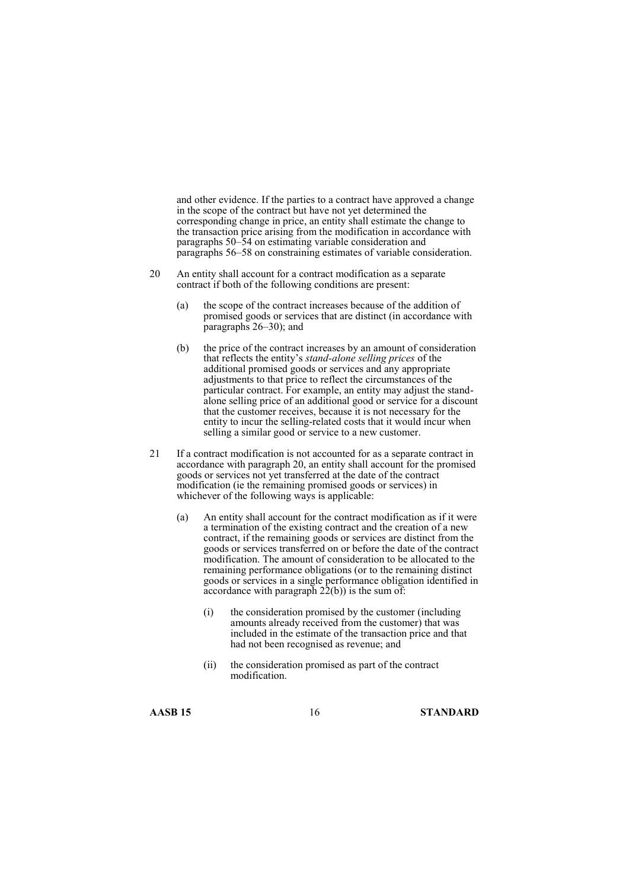and other evidence. If the parties to a contract have approved a change in the scope of the contract but have not yet determined the corresponding change in price, an entity shall estimate the change to the transaction price arising from the modification in accordance with paragraphs 50–54 on estimating variable consideration and paragraphs 56–58 on constraining estimates of variable consideration.

20 An entity shall account for a contract modification as a separate contract if both of the following conditions are present:

  (a) the scope of the contract increases because of the addition of promised goods or services that are distinct (in accordance with paragraphs 26–30); and

  (b) the price of the contract increases by an amount of consideration that reflects the entity's *stand-alone selling prices* of the additional promised goods or services and any appropriate adjustments to that price to reflect the circumstances of the particular contract. For example, an entity may adjust the stand-alone selling price of an additional good or service for a discount that the customer receives, because it is not necessary for the entity to incur the selling-related costs that it would incur when selling a similar good or service to a new customer.

21 If a contract modification is not accounted for as a separate contract in accordance with paragraph 20, an entity shall account for the promised goods or services not yet transferred at the date of the contract modification (ie the remaining promised goods or services) in whichever of the following ways is applicable:

  (a) An entity shall account for the contract modification as if it were a termination of the existing contract and the creation of a new contract, if the remaining goods or services are distinct from the goods or services transferred on or before the date of the contract modification. The amount of consideration to be allocated to the remaining performance obligations (or to the remaining distinct goods or services in a single performance obligation identified in accordance with paragraph 22(b)) is the sum of:

    (i) the consideration promised by the customer (including amounts already received from the customer) that was included in the estimate of the transaction price and that had not been recognised as revenue; and

    (ii) the consideration promised as part of the contract modification.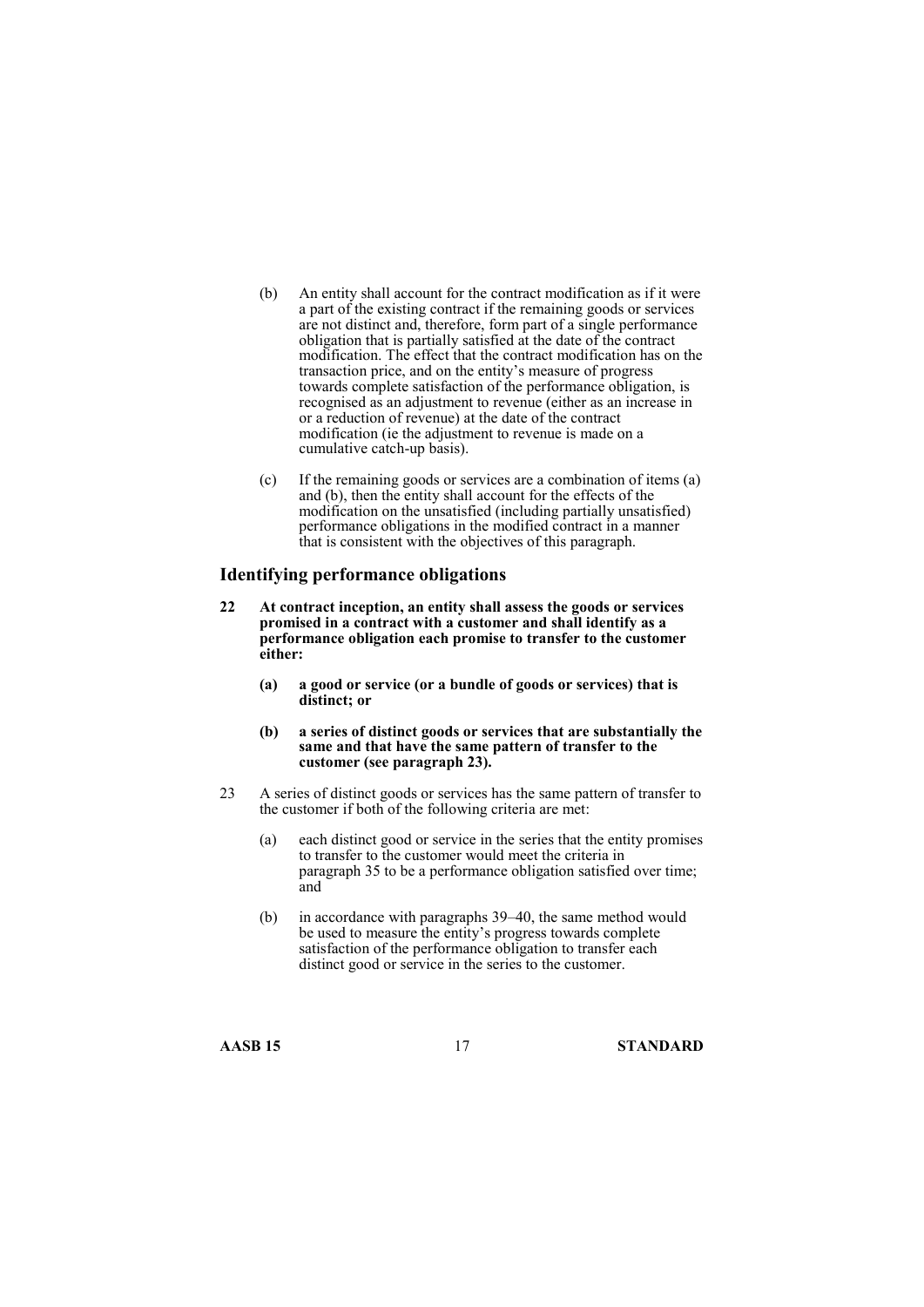(b) An entity shall account for the contract modification as if it were a part of the existing contract if the remaining goods or services are not distinct and, therefore, form part of a single performance obligation that is partially satisfied at the date of the contract modification. The effect that the contract modification has on the transaction price, and on the entity's measure of progress towards complete satisfaction of the performance obligation, is recognised as an adjustment to revenue (either as an increase in or a reduction of revenue) at the date of the contract modification (ie the adjustment to revenue is made on a cumulative catch-up basis).

(c) If the remaining goods or services are a combination of items (a) and (b), then the entity shall account for the effects of the modification on the unsatisfied (including partially unsatisfied) performance obligations in the modified contract in a manner that is consistent with the objectives of this paragraph.

## Identifying performance obligations

**22 At contract inception, an entity shall assess the goods or services promised in a contract with a customer and shall identify as a performance obligation each promise to transfer to the customer either:**

**(a) a good or service (or a bundle of goods or services) that is distinct; or**

**(b) a series of distinct goods or services that are substantially the same and that have the same pattern of transfer to the customer (see paragraph 23).**

23 A series of distinct goods or services has the same pattern of transfer to the customer if both of the following criteria are met:

(a) each distinct good or service in the series that the entity promises to transfer to the customer would meet the criteria in paragraph 35 to be a performance obligation satisfied over time; and

(b) in accordance with paragraphs 39–40, the same method would be used to measure the entity's progress towards complete satisfaction of the performance obligation to transfer each distinct good or service in the series to the customer.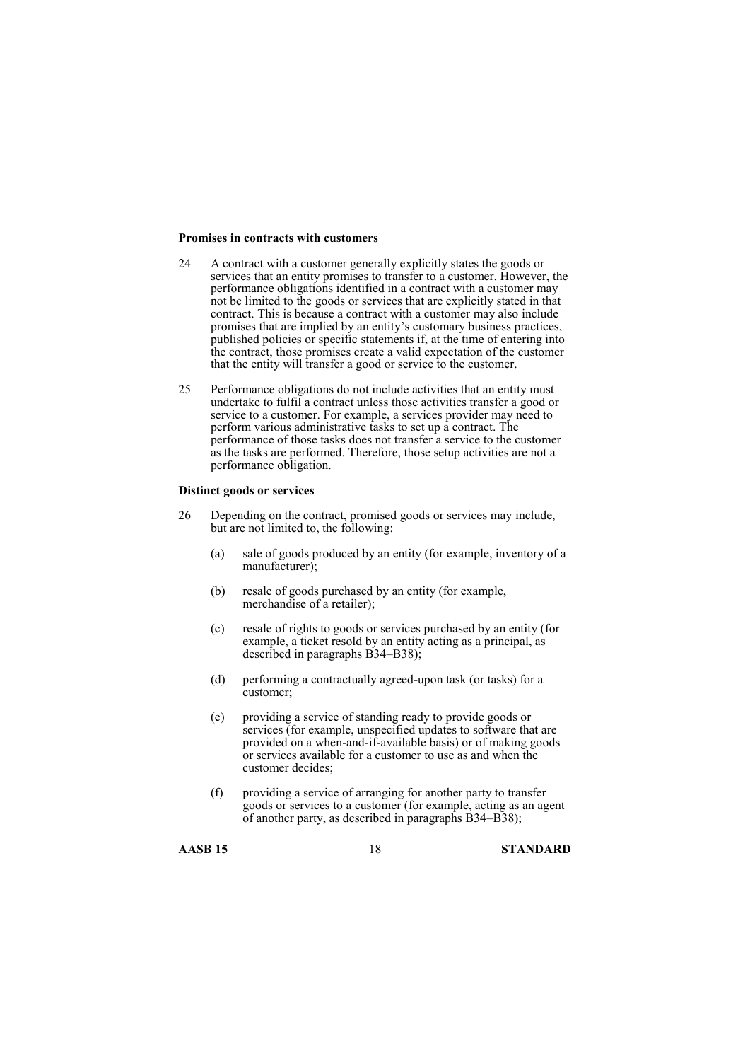**Promises in contracts with customers**

24 A contract with a customer generally explicitly states the goods or services that an entity promises to transfer to a customer. However, the performance obligations identified in a contract with a customer may not be limited to the goods or services that are explicitly stated in that contract. This is because a contract with a customer may also include promises that are implied by an entity's customary business practices, published policies or specific statements if, at the time of entering into the contract, those promises create a valid expectation of the customer that the entity will transfer a good or service to the customer.

25 Performance obligations do not include activities that an entity must undertake to fulfil a contract unless those activities transfer a good or service to a customer. For example, a services provider may need to perform various administrative tasks to set up a contract. The performance of those tasks does not transfer a service to the customer as the tasks are performed. Therefore, those setup activities are not a performance obligation.

**Distinct goods or services**

26 Depending on the contract, promised goods or services may include, but are not limited to, the following:

(a) sale of goods produced by an entity (for example, inventory of a manufacturer);

(b) resale of goods purchased by an entity (for example, merchandise of a retailer);

(c) resale of rights to goods or services purchased by an entity (for example, a ticket resold by an entity acting as a principal, as described in paragraphs B34–B38);

(d) performing a contractually agreed-upon task (or tasks) for a customer;

(e) providing a service of standing ready to provide goods or services (for example, unspecified updates to software that are provided on a when-and-if-available basis) or of making goods or services available for a customer to use as and when the customer decides;

(f) providing a service of arranging for another party to transfer goods or services to a customer (for example, acting as an agent of another party, as described in paragraphs B34–B38);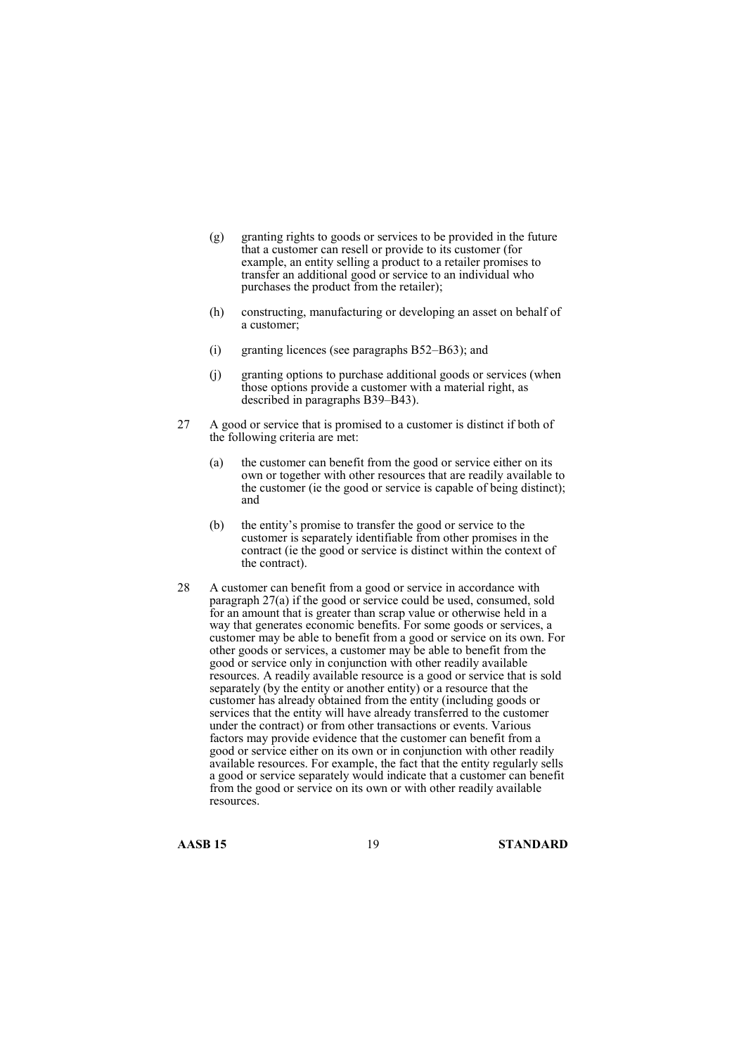(g) granting rights to goods or services to be provided in the future that a customer can resell or provide to its customer (for example, an entity selling a product to a retailer promises to transfer an additional good or service to an individual who purchases the product from the retailer);

(h) constructing, manufacturing or developing an asset on behalf of a customer;

(i) granting licences (see paragraphs B52–B63); and

(j) granting options to purchase additional goods or services (when those options provide a customer with a material right, as described in paragraphs B39–B43).

27 A good or service that is promised to a customer is distinct if both of the following criteria are met:

(a) the customer can benefit from the good or service either on its own or together with other resources that are readily available to the customer (ie the good or service is capable of being distinct); and

(b) the entity's promise to transfer the good or service to the customer is separately identifiable from other promises in the contract (ie the good or service is distinct within the context of the contract).

28 A customer can benefit from a good or service in accordance with paragraph 27(a) if the good or service could be used, consumed, sold for an amount that is greater than scrap value or otherwise held in a way that generates economic benefits. For some goods or services, a customer may be able to benefit from a good or service on its own. For other goods or services, a customer may be able to benefit from the good or service only in conjunction with other readily available resources. A readily available resource is a good or service that is sold separately (by the entity or another entity) or a resource that the customer has already obtained from the entity (including goods or services that the entity will have already transferred to the customer under the contract) or from other transactions or events. Various factors may provide evidence that the customer can benefit from a good or service either on its own or in conjunction with other readily available resources. For example, the fact that the entity regularly sells a good or service separately would indicate that a customer can benefit from the good or service on its own or with other readily available resources.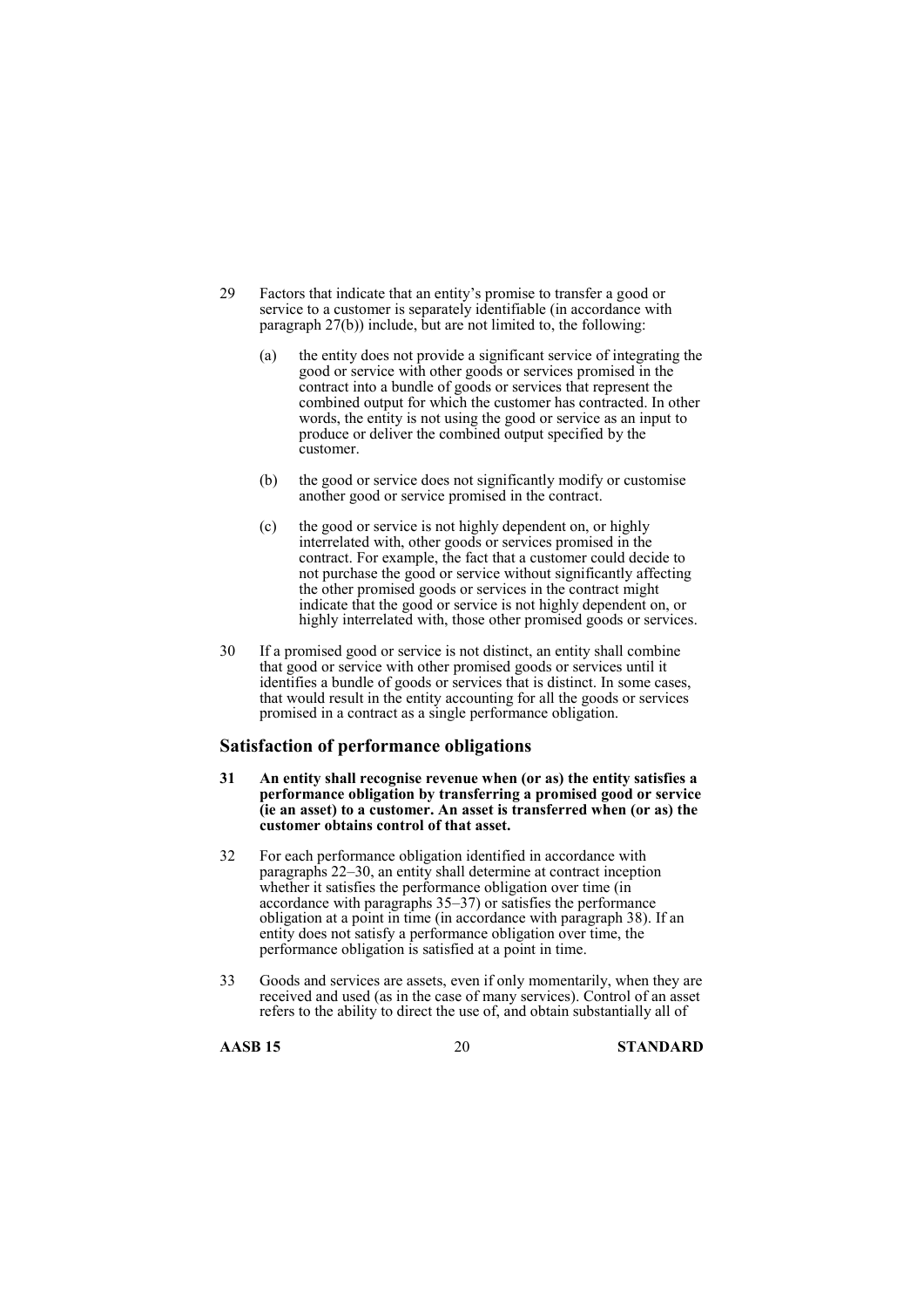29 Factors that indicate that an entity's promise to transfer a good or service to a customer is separately identifiable (in accordance with paragraph 27(b)) include, but are not limited to, the following:

   (a) the entity does not provide a significant service of integrating the good or service with other goods or services promised in the contract into a bundle of goods or services that represent the combined output for which the customer has contracted. In other words, the entity is not using the good or service as an input to produce or deliver the combined output specified by the customer.

   (b) the good or service does not significantly modify or customise another good or service promised in the contract.

   (c) the good or service is not highly dependent on, or highly interrelated with, other goods or services promised in the contract. For example, the fact that a customer could decide to not purchase the good or service without significantly affecting the other promised goods or services in the contract might indicate that the good or service is not highly dependent on, or highly interrelated with, those other promised goods or services.

30 If a promised good or service is not distinct, an entity shall combine that good or service with other promised goods or services until it identifies a bundle of goods or services that is distinct. In some cases, that would result in the entity accounting for all the goods or services promised in a contract as a single performance obligation.

## Satisfaction of performance obligations

**31 An entity shall recognise revenue when (or as) the entity satisfies a performance obligation by transferring a promised good or service (ie an asset) to a customer. An asset is transferred when (or as) the customer obtains control of that asset.**

32 For each performance obligation identified in accordance with paragraphs 22–30, an entity shall determine at contract inception whether it satisfies the performance obligation over time (in accordance with paragraphs 35–37) or satisfies the performance obligation at a point in time (in accordance with paragraph 38). If an entity does not satisfy a performance obligation over time, the performance obligation is satisfied at a point in time.

33 Goods and services are assets, even if only momentarily, when they are received and used (as in the case of many services). Control of an asset refers to the ability to direct the use of, and obtain substantially all of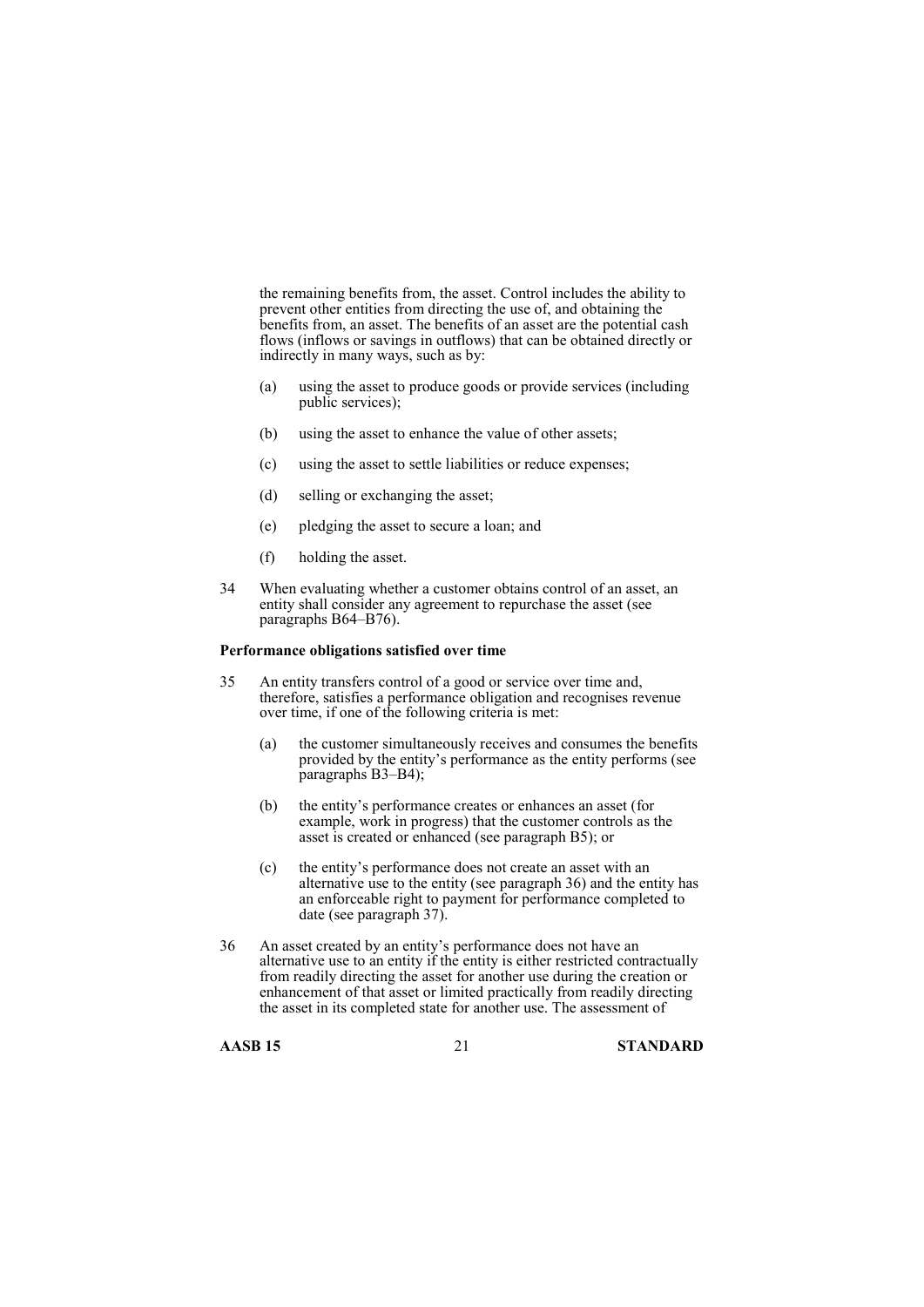the remaining benefits from, the asset. Control includes the ability to prevent other entities from directing the use of, and obtaining the benefits from, an asset. The benefits of an asset are the potential cash flows (inflows or savings in outflows) that can be obtained directly or indirectly in many ways, such as by:

(a) using the asset to produce goods or provide services (including public services);

(b) using the asset to enhance the value of other assets;

(c) using the asset to settle liabilities or reduce expenses;

(d) selling or exchanging the asset;

(e) pledging the asset to secure a loan; and

(f) holding the asset.

34 When evaluating whether a customer obtains control of an asset, an entity shall consider any agreement to repurchase the asset (see paragraphs B64–B76).

**Performance obligations satisfied over time**

35 An entity transfers control of a good or service over time and, therefore, satisfies a performance obligation and recognises revenue over time, if one of the following criteria is met:

(a) the customer simultaneously receives and consumes the benefits provided by the entity's performance as the entity performs (see paragraphs B3–B4);

(b) the entity's performance creates or enhances an asset (for example, work in progress) that the customer controls as the asset is created or enhanced (see paragraph B5); or

(c) the entity's performance does not create an asset with an alternative use to the entity (see paragraph 36) and the entity has an enforceable right to payment for performance completed to date (see paragraph 37).

36 An asset created by an entity's performance does not have an alternative use to an entity if the entity is either restricted contractually from readily directing the asset for another use during the creation or enhancement of that asset or limited practically from readily directing the asset in its completed state for another use. The assessment of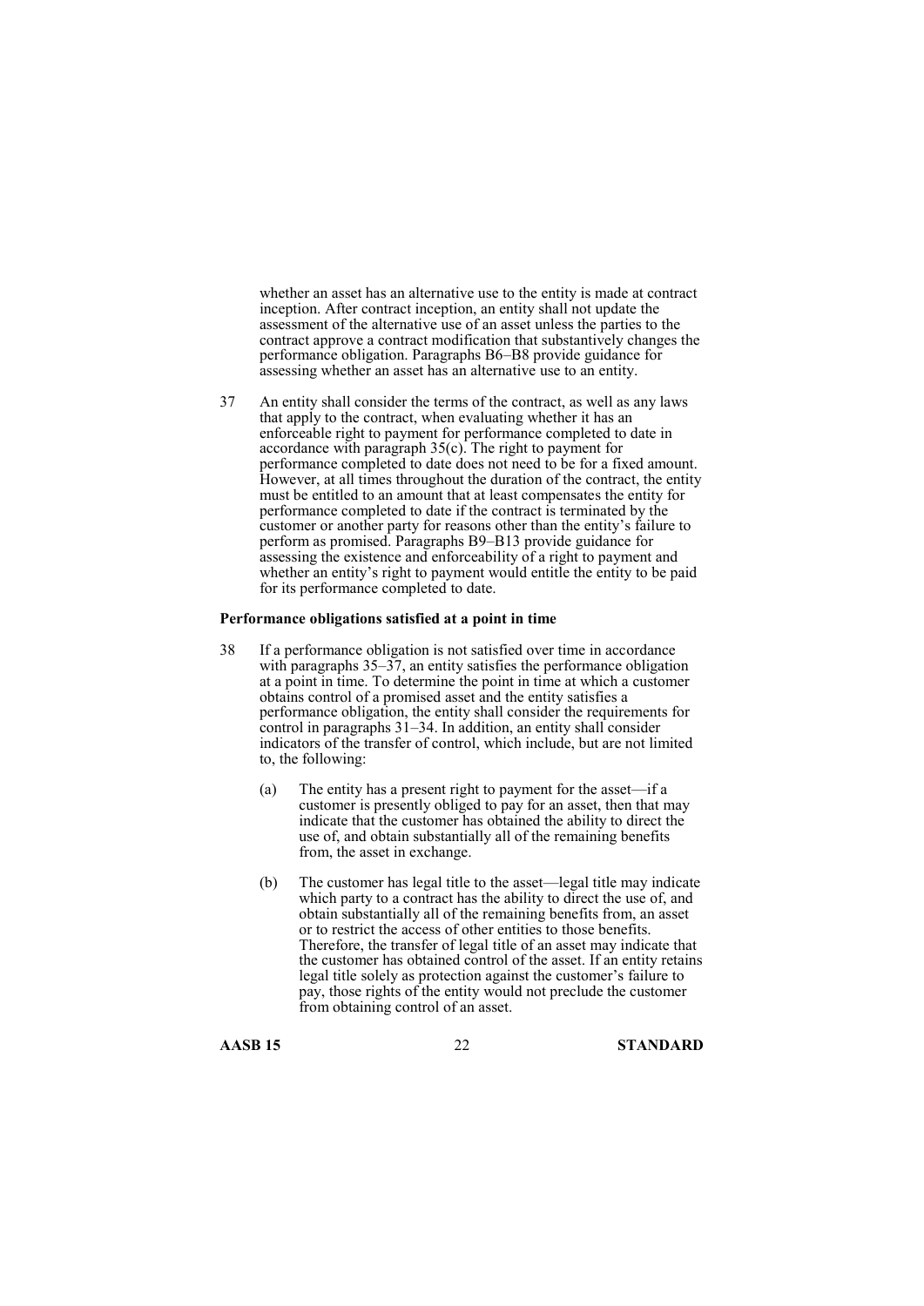whether an asset has an alternative use to the entity is made at contract inception. After contract inception, an entity shall not update the assessment of the alternative use of an asset unless the parties to the contract approve a contract modification that substantively changes the performance obligation. Paragraphs B6–B8 provide guidance for assessing whether an asset has an alternative use to an entity.

37 An entity shall consider the terms of the contract, as well as any laws that apply to the contract, when evaluating whether it has an enforceable right to payment for performance completed to date in accordance with paragraph 35(c). The right to payment for performance completed to date does not need to be for a fixed amount. However, at all times throughout the duration of the contract, the entity must be entitled to an amount that at least compensates the entity for performance completed to date if the contract is terminated by the customer or another party for reasons other than the entity's failure to perform as promised. Paragraphs B9–B13 provide guidance for assessing the existence and enforceability of a right to payment and whether an entity's right to payment would entitle the entity to be paid for its performance completed to date.

**Performance obligations satisfied at a point in time**

38 If a performance obligation is not satisfied over time in accordance with paragraphs 35–37, an entity satisfies the performance obligation at a point in time. To determine the point in time at which a customer obtains control of a promised asset and the entity satisfies a performance obligation, the entity shall consider the requirements for control in paragraphs 31–34. In addition, an entity shall consider indicators of the transfer of control, which include, but are not limited to, the following:

(a) The entity has a present right to payment for the asset—if a customer is presently obliged to pay for an asset, then that may indicate that the customer has obtained the ability to direct the use of, and obtain substantially all of the remaining benefits from, the asset in exchange.

(b) The customer has legal title to the asset—legal title may indicate which party to a contract has the ability to direct the use of, and obtain substantially all of the remaining benefits from, an asset or to restrict the access of other entities to those benefits. Therefore, the transfer of legal title of an asset may indicate that the customer has obtained control of the asset. If an entity retains legal title solely as protection against the customer's failure to pay, those rights of the entity would not preclude the customer from obtaining control of an asset.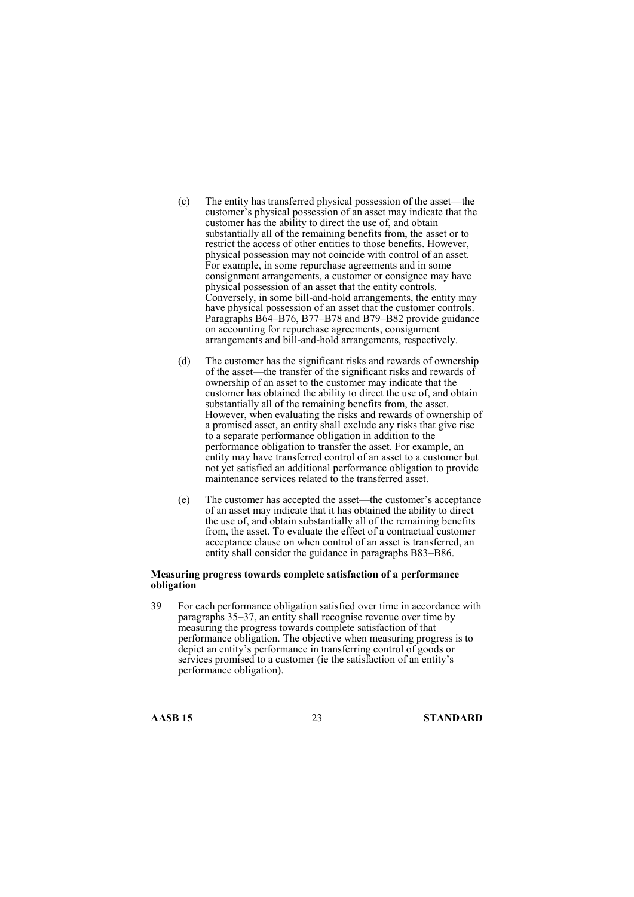(c) The entity has transferred physical possession of the asset—the customer's physical possession of an asset may indicate that the customer has the ability to direct the use of, and obtain substantially all of the remaining benefits from, the asset or to restrict the access of other entities to those benefits. However, physical possession may not coincide with control of an asset. For example, in some repurchase agreements and in some consignment arrangements, a customer or consignee may have physical possession of an asset that the entity controls. Conversely, in some bill-and-hold arrangements, the entity may have physical possession of an asset that the customer controls. Paragraphs B64–B76, B77–B78 and B79–B82 provide guidance on accounting for repurchase agreements, consignment arrangements and bill-and-hold arrangements, respectively.

(d) The customer has the significant risks and rewards of ownership of the asset—the transfer of the significant risks and rewards of ownership of an asset to the customer may indicate that the customer has obtained the ability to direct the use of, and obtain substantially all of the remaining benefits from, the asset. However, when evaluating the risks and rewards of ownership of a promised asset, an entity shall exclude any risks that give rise to a separate performance obligation in addition to the performance obligation to transfer the asset. For example, an entity may have transferred control of an asset to a customer but not yet satisfied an additional performance obligation to provide maintenance services related to the transferred asset.

(e) The customer has accepted the asset—the customer's acceptance of an asset may indicate that it has obtained the ability to direct the use of, and obtain substantially all of the remaining benefits from, the asset. To evaluate the effect of a contractual customer acceptance clause on when control of an asset is transferred, an entity shall consider the guidance in paragraphs B83–B86.

**Measuring progress towards complete satisfaction of a performance obligation**

39 For each performance obligation satisfied over time in accordance with paragraphs 35–37, an entity shall recognise revenue over time by measuring the progress towards complete satisfaction of that performance obligation. The objective when measuring progress is to depict an entity's performance in transferring control of goods or services promised to a customer (ie the satisfaction of an entity's performance obligation).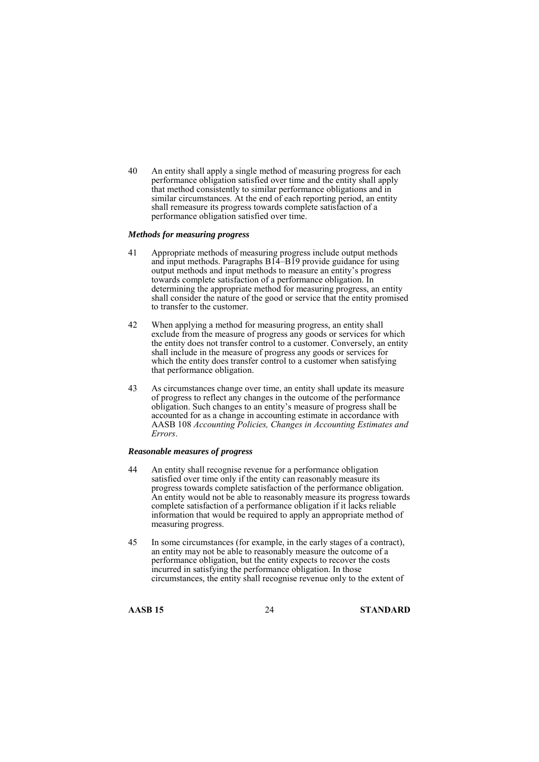40 An entity shall apply a single method of measuring progress for each performance obligation satisfied over time and the entity shall apply that method consistently to similar performance obligations and in similar circumstances. At the end of each reporting period, an entity shall remeasure its progress towards complete satisfaction of a performance obligation satisfied over time.

***Methods for measuring progress***

41 Appropriate methods of measuring progress include output methods and input methods. Paragraphs B14–B19 provide guidance for using output methods and input methods to measure an entity's progress towards complete satisfaction of a performance obligation. In determining the appropriate method for measuring progress, an entity shall consider the nature of the good or service that the entity promised to transfer to the customer.

42 When applying a method for measuring progress, an entity shall exclude from the measure of progress any goods or services for which the entity does not transfer control to a customer. Conversely, an entity shall include in the measure of progress any goods or services for which the entity does transfer control to a customer when satisfying that performance obligation.

43 As circumstances change over time, an entity shall update its measure of progress to reflect any changes in the outcome of the performance obligation. Such changes to an entity's measure of progress shall be accounted for as a change in accounting estimate in accordance with AASB 108 *Accounting Policies, Changes in Accounting Estimates and Errors*.

***Reasonable measures of progress***

44 An entity shall recognise revenue for a performance obligation satisfied over time only if the entity can reasonably measure its progress towards complete satisfaction of the performance obligation. An entity would not be able to reasonably measure its progress towards complete satisfaction of a performance obligation if it lacks reliable information that would be required to apply an appropriate method of measuring progress.

45 In some circumstances (for example, in the early stages of a contract), an entity may not be able to reasonably measure the outcome of a performance obligation, but the entity expects to recover the costs incurred in satisfying the performance obligation. In those circumstances, the entity shall recognise revenue only to the extent of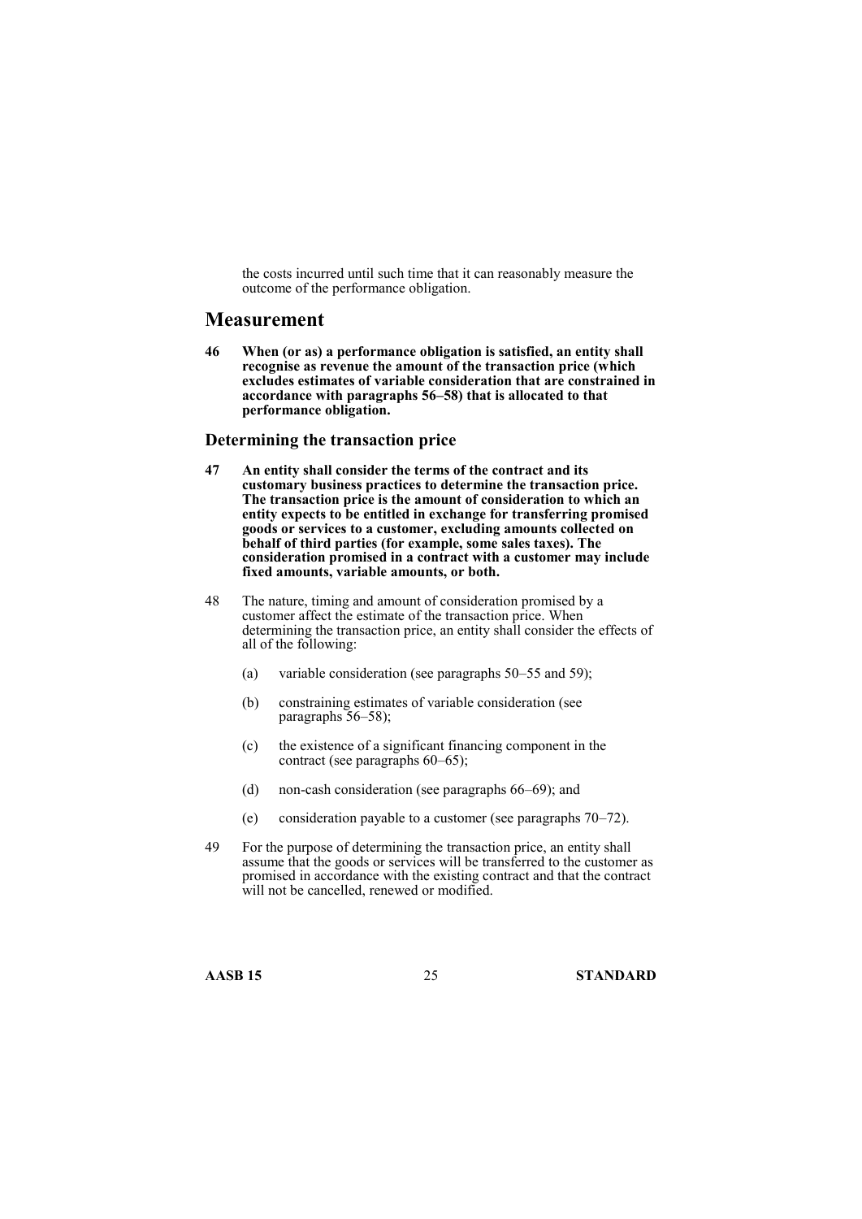the costs incurred until such time that it can reasonably measure the outcome of the performance obligation.

## Measurement

**46 When (or as) a performance obligation is satisfied, an entity shall recognise as revenue the amount of the transaction price (which excludes estimates of variable consideration that are constrained in accordance with paragraphs 56–58) that is allocated to that performance obligation.**

### Determining the transaction price

**47 An entity shall consider the terms of the contract and its customary business practices to determine the transaction price. The transaction price is the amount of consideration to which an entity expects to be entitled in exchange for transferring promised goods or services to a customer, excluding amounts collected on behalf of third parties (for example, some sales taxes). The consideration promised in a contract with a customer may include fixed amounts, variable amounts, or both.**

48 The nature, timing and amount of consideration promised by a customer affect the estimate of the transaction price. When determining the transaction price, an entity shall consider the effects of all of the following:

(a) variable consideration (see paragraphs 50–55 and 59);

(b) constraining estimates of variable consideration (see paragraphs 56–58);

(c) the existence of a significant financing component in the contract (see paragraphs 60–65);

(d) non-cash consideration (see paragraphs 66–69); and

(e) consideration payable to a customer (see paragraphs 70–72).

49 For the purpose of determining the transaction price, an entity shall assume that the goods or services will be transferred to the customer as promised in accordance with the existing contract and that the contract will not be cancelled, renewed or modified.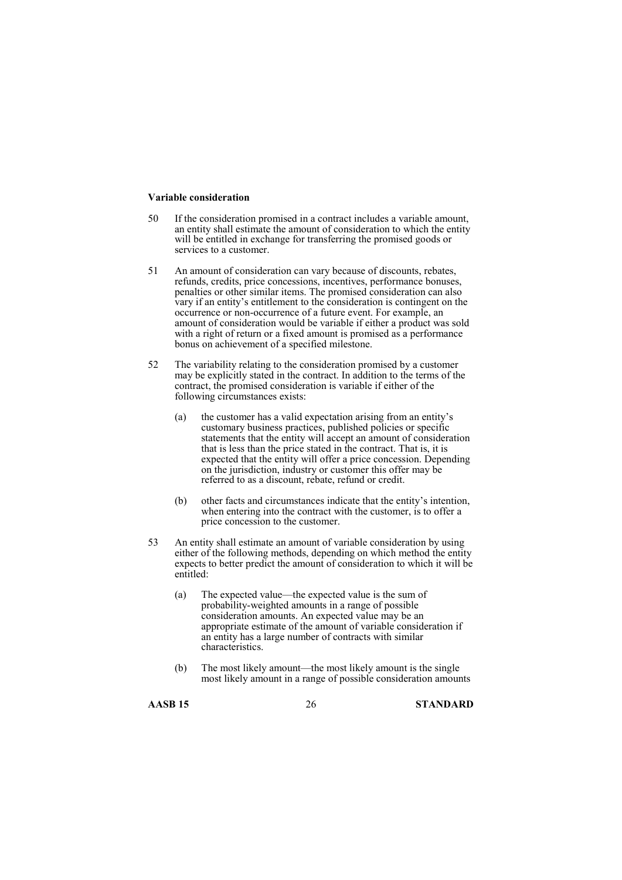**Variable consideration**

50 If the consideration promised in a contract includes a variable amount, an entity shall estimate the amount of consideration to which the entity will be entitled in exchange for transferring the promised goods or services to a customer.

51 An amount of consideration can vary because of discounts, rebates, refunds, credits, price concessions, incentives, performance bonuses, penalties or other similar items. The promised consideration can also vary if an entity's entitlement to the consideration is contingent on the occurrence or non-occurrence of a future event. For example, an amount of consideration would be variable if either a product was sold with a right of return or a fixed amount is promised as a performance bonus on achievement of a specified milestone.

52 The variability relating to the consideration promised by a customer may be explicitly stated in the contract. In addition to the terms of the contract, the promised consideration is variable if either of the following circumstances exists:

(a) the customer has a valid expectation arising from an entity's customary business practices, published policies or specific statements that the entity will accept an amount of consideration that is less than the price stated in the contract. That is, it is expected that the entity will offer a price concession. Depending on the jurisdiction, industry or customer this offer may be referred to as a discount, rebate, refund or credit.

(b) other facts and circumstances indicate that the entity's intention, when entering into the contract with the customer, is to offer a price concession to the customer.

53 An entity shall estimate an amount of variable consideration by using either of the following methods, depending on which method the entity expects to better predict the amount of consideration to which it will be entitled:

(a) The expected value—the expected value is the sum of probability-weighted amounts in a range of possible consideration amounts. An expected value may be an appropriate estimate of the amount of variable consideration if an entity has a large number of contracts with similar characteristics.

(b) The most likely amount—the most likely amount is the single most likely amount in a range of possible consideration amounts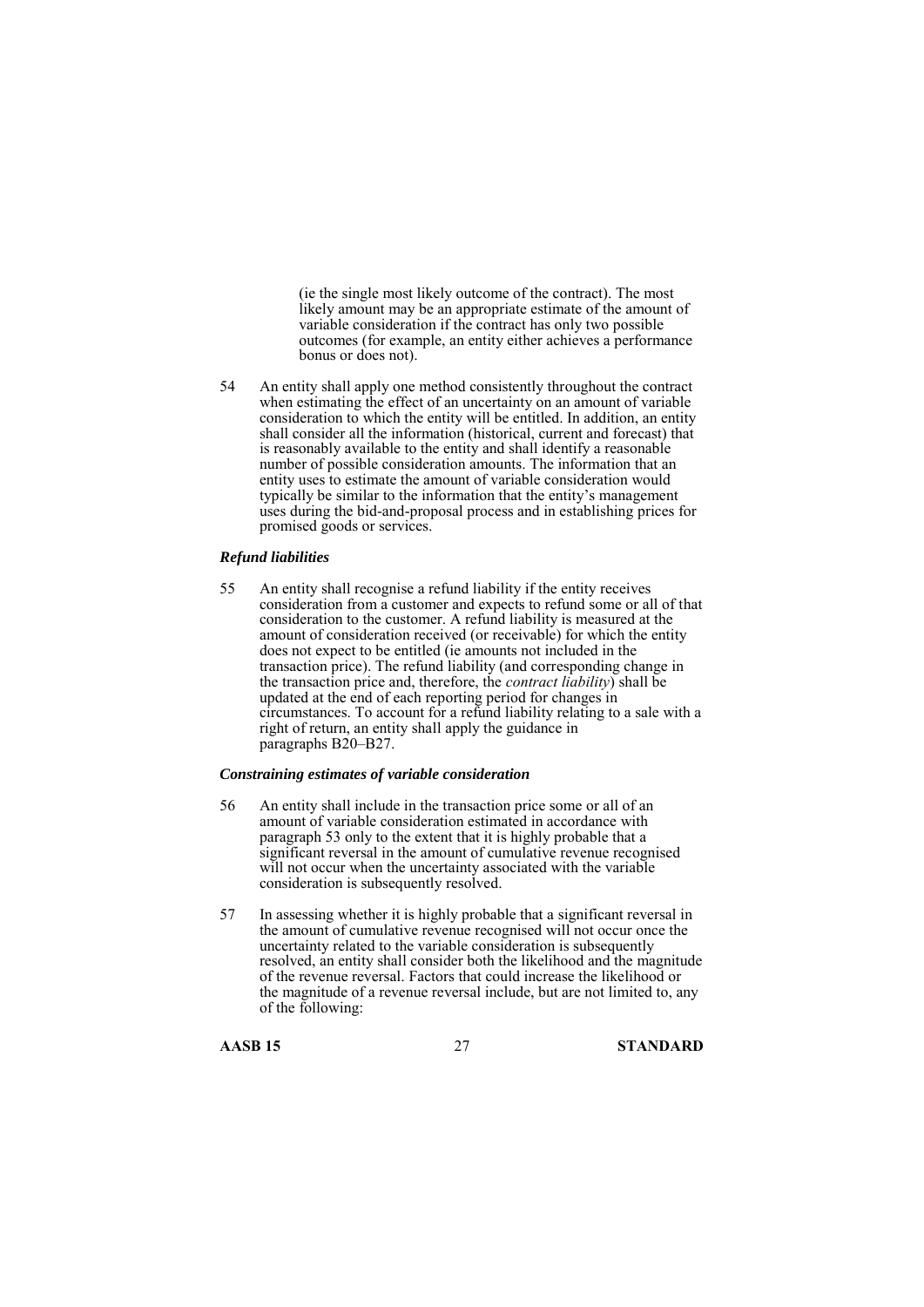(ie the single most likely outcome of the contract). The most likely amount may be an appropriate estimate of the amount of variable consideration if the contract has only two possible outcomes (for example, an entity either achieves a performance bonus or does not).

54 An entity shall apply one method consistently throughout the contract when estimating the effect of an uncertainty on an amount of variable consideration to which the entity will be entitled. In addition, an entity shall consider all the information (historical, current and forecast) that is reasonably available to the entity and shall identify a reasonable number of possible consideration amounts. The information that an entity uses to estimate the amount of variable consideration would typically be similar to the information that the entity's management uses during the bid-and-proposal process and in establishing prices for promised goods or services.

#### *Refund liabilities*

55 An entity shall recognise a refund liability if the entity receives consideration from a customer and expects to refund some or all of that consideration to the customer. A refund liability is measured at the amount of consideration received (or receivable) for which the entity does not expect to be entitled (ie amounts not included in the transaction price). The refund liability (and corresponding change in the transaction price and, therefore, the *contract liability*) shall be updated at the end of each reporting period for changes in circumstances. To account for a refund liability relating to a sale with a right of return, an entity shall apply the guidance in paragraphs B20–B27.

#### *Constraining estimates of variable consideration*

56 An entity shall include in the transaction price some or all of an amount of variable consideration estimated in accordance with paragraph 53 only to the extent that it is highly probable that a significant reversal in the amount of cumulative revenue recognised will not occur when the uncertainty associated with the variable consideration is subsequently resolved.

57 In assessing whether it is highly probable that a significant reversal in the amount of cumulative revenue recognised will not occur once the uncertainty related to the variable consideration is subsequently resolved, an entity shall consider both the likelihood and the magnitude of the revenue reversal. Factors that could increase the likelihood or the magnitude of a revenue reversal include, but are not limited to, any of the following: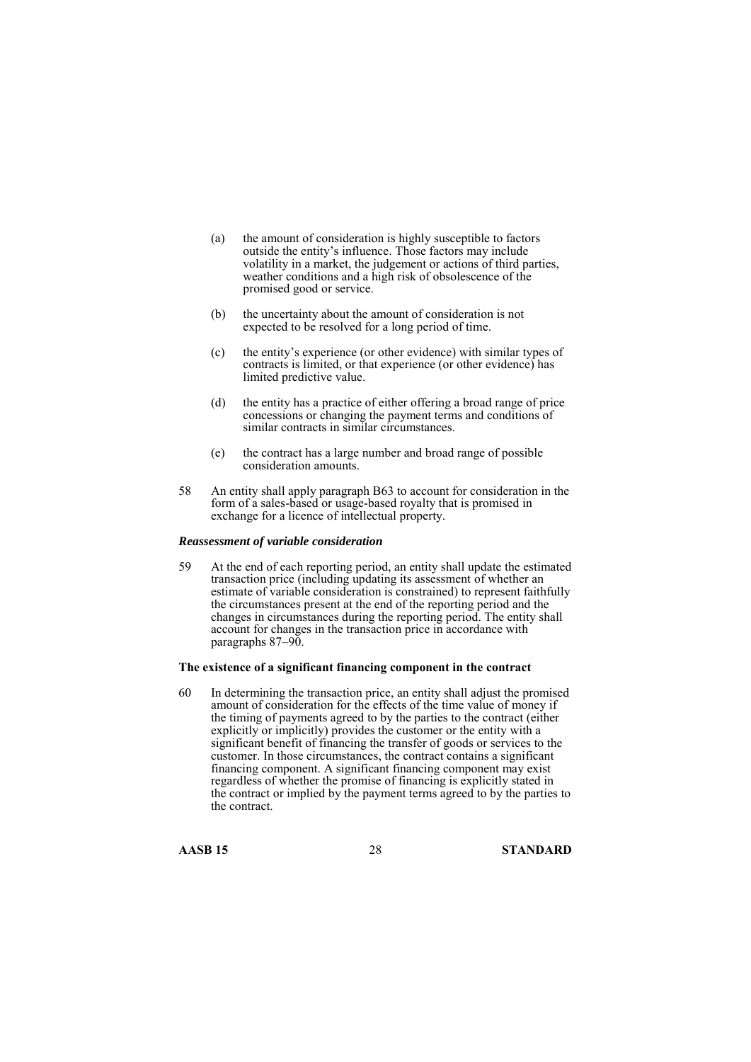(a) the amount of consideration is highly susceptible to factors outside the entity's influence. Those factors may include volatility in a market, the judgement or actions of third parties, weather conditions and a high risk of obsolescence of the promised good or service.

(b) the uncertainty about the amount of consideration is not expected to be resolved for a long period of time.

(c) the entity's experience (or other evidence) with similar types of contracts is limited, or that experience (or other evidence) has limited predictive value.

(d) the entity has a practice of either offering a broad range of price concessions or changing the payment terms and conditions of similar contracts in similar circumstances.

(e) the contract has a large number and broad range of possible consideration amounts.

58 An entity shall apply paragraph B63 to account for consideration in the form of a sales-based or usage-based royalty that is promised in exchange for a licence of intellectual property.

#### *Reassessment of variable consideration*

59 At the end of each reporting period, an entity shall update the estimated transaction price (including updating its assessment of whether an estimate of variable consideration is constrained) to represent faithfully the circumstances present at the end of the reporting period and the changes in circumstances during the reporting period. The entity shall account for changes in the transaction price in accordance with paragraphs 87–90.

### The existence of a significant financing component in the contract

60 In determining the transaction price, an entity shall adjust the promised amount of consideration for the effects of the time value of money if the timing of payments agreed to by the parties to the contract (either explicitly or implicitly) provides the customer or the entity with a significant benefit of financing the transfer of goods or services to the customer. In those circumstances, the contract contains a significant financing component. A significant financing component may exist regardless of whether the promise of financing is explicitly stated in the contract or implied by the payment terms agreed to by the parties to the contract.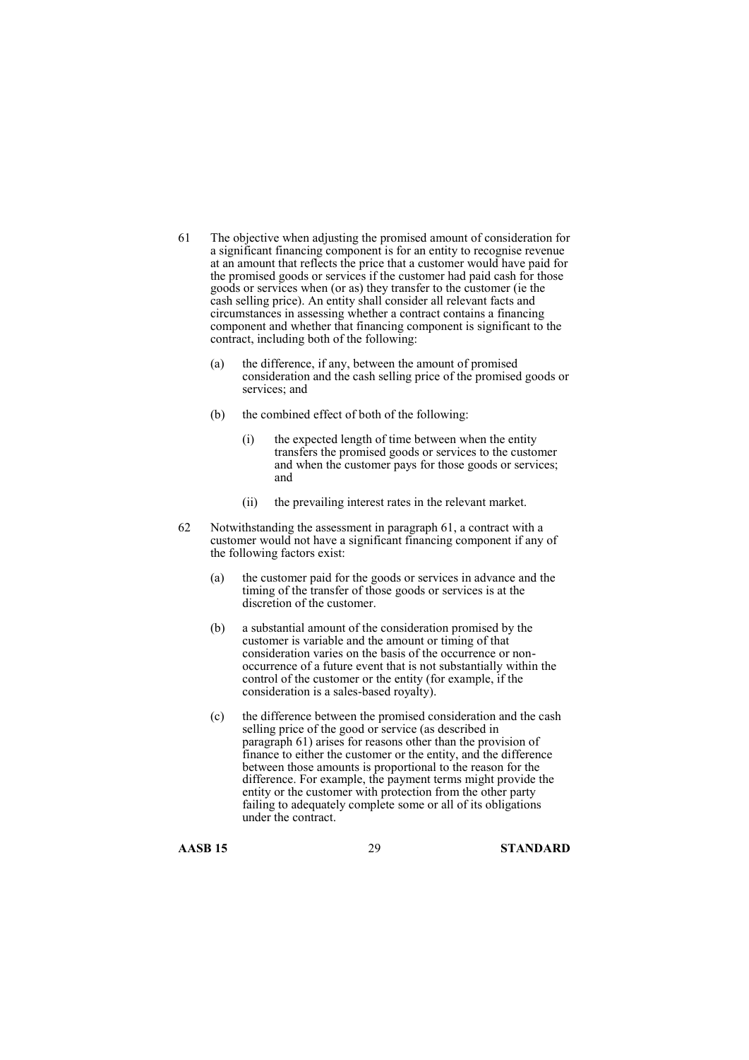61 The objective when adjusting the promised amount of consideration for a significant financing component is for an entity to recognise revenue at an amount that reflects the price that a customer would have paid for the promised goods or services if the customer had paid cash for those goods or services when (or as) they transfer to the customer (ie the cash selling price). An entity shall consider all relevant facts and circumstances in assessing whether a contract contains a financing component and whether that financing component is significant to the contract, including both of the following:

(a) the difference, if any, between the amount of promised consideration and the cash selling price of the promised goods or services; and

(b) the combined effect of both of the following:

(i) the expected length of time between when the entity transfers the promised goods or services to the customer and when the customer pays for those goods or services; and

(ii) the prevailing interest rates in the relevant market.

62 Notwithstanding the assessment in paragraph 61, a contract with a customer would not have a significant financing component if any of the following factors exist:

(a) the customer paid for the goods or services in advance and the timing of the transfer of those goods or services is at the discretion of the customer.

(b) a substantial amount of the consideration promised by the customer is variable and the amount or timing of that consideration varies on the basis of the occurrence or non-occurrence of a future event that is not substantially within the control of the customer or the entity (for example, if the consideration is a sales-based royalty).

(c) the difference between the promised consideration and the cash selling price of the good or service (as described in paragraph 61) arises for reasons other than the provision of finance to either the customer or the entity, and the difference between those amounts is proportional to the reason for the difference. For example, the payment terms might provide the entity or the customer with protection from the other party failing to adequately complete some or all of its obligations under the contract.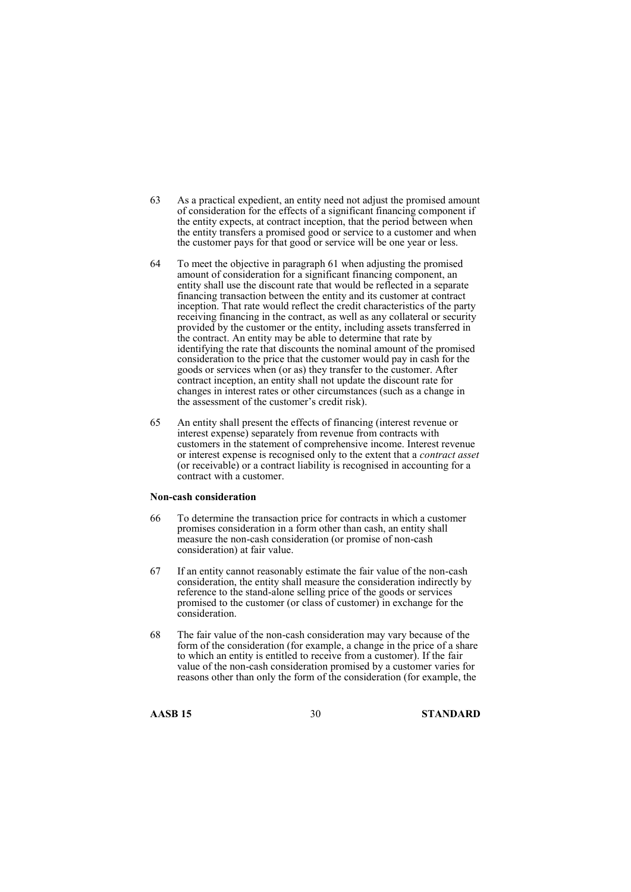63 As a practical expedient, an entity need not adjust the promised amount of consideration for the effects of a significant financing component if the entity expects, at contract inception, that the period between when the entity transfers a promised good or service to a customer and when the customer pays for that good or service will be one year or less.

64 To meet the objective in paragraph 61 when adjusting the promised amount of consideration for a significant financing component, an entity shall use the discount rate that would be reflected in a separate financing transaction between the entity and its customer at contract inception. That rate would reflect the credit characteristics of the party receiving financing in the contract, as well as any collateral or security provided by the customer or the entity, including assets transferred in the contract. An entity may be able to determine that rate by identifying the rate that discounts the nominal amount of the promised consideration to the price that the customer would pay in cash for the goods or services when (or as) they transfer to the customer. After contract inception, an entity shall not update the discount rate for changes in interest rates or other circumstances (such as a change in the assessment of the customer's credit risk).

65 An entity shall present the effects of financing (interest revenue or interest expense) separately from revenue from contracts with customers in the statement of comprehensive income. Interest revenue or interest expense is recognised only to the extent that a *contract asset* (or receivable) or a contract liability is recognised in accounting for a contract with a customer.

**Non-cash consideration**

66 To determine the transaction price for contracts in which a customer promises consideration in a form other than cash, an entity shall measure the non-cash consideration (or promise of non-cash consideration) at fair value.

67 If an entity cannot reasonably estimate the fair value of the non-cash consideration, the entity shall measure the consideration indirectly by reference to the stand-alone selling price of the goods or services promised to the customer (or class of customer) in exchange for the consideration.

68 The fair value of the non-cash consideration may vary because of the form of the consideration (for example, a change in the price of a share to which an entity is entitled to receive from a customer). If the fair value of the non-cash consideration promised by a customer varies for reasons other than only the form of the consideration (for example, the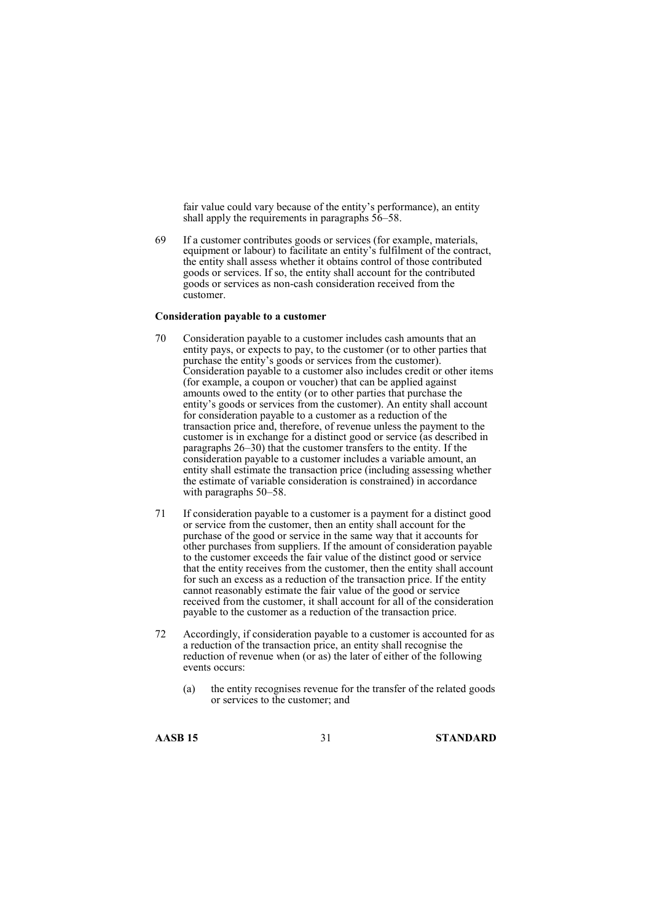fair value could vary because of the entity's performance), an entity shall apply the requirements in paragraphs 56–58.

69 If a customer contributes goods or services (for example, materials, equipment or labour) to facilitate an entity's fulfilment of the contract, the entity shall assess whether it obtains control of those contributed goods or services. If so, the entity shall account for the contributed goods or services as non-cash consideration received from the customer.

**Consideration payable to a customer**

70 Consideration payable to a customer includes cash amounts that an entity pays, or expects to pay, to the customer (or to other parties that purchase the entity's goods or services from the customer). Consideration payable to a customer also includes credit or other items (for example, a coupon or voucher) that can be applied against amounts owed to the entity (or to other parties that purchase the entity's goods or services from the customer). An entity shall account for consideration payable to a customer as a reduction of the transaction price and, therefore, of revenue unless the payment to the customer is in exchange for a distinct good or service (as described in paragraphs 26–30) that the customer transfers to the entity. If the consideration payable to a customer includes a variable amount, an entity shall estimate the transaction price (including assessing whether the estimate of variable consideration is constrained) in accordance with paragraphs 50–58.

71 If consideration payable to a customer is a payment for a distinct good or service from the customer, then an entity shall account for the purchase of the good or service in the same way that it accounts for other purchases from suppliers. If the amount of consideration payable to the customer exceeds the fair value of the distinct good or service that the entity receives from the customer, then the entity shall account for such an excess as a reduction of the transaction price. If the entity cannot reasonably estimate the fair value of the good or service received from the customer, it shall account for all of the consideration payable to the customer as a reduction of the transaction price.

72 Accordingly, if consideration payable to a customer is accounted for as a reduction of the transaction price, an entity shall recognise the reduction of revenue when (or as) the later of either of the following events occurs:

(a) the entity recognises revenue for the transfer of the related goods or services to the customer; and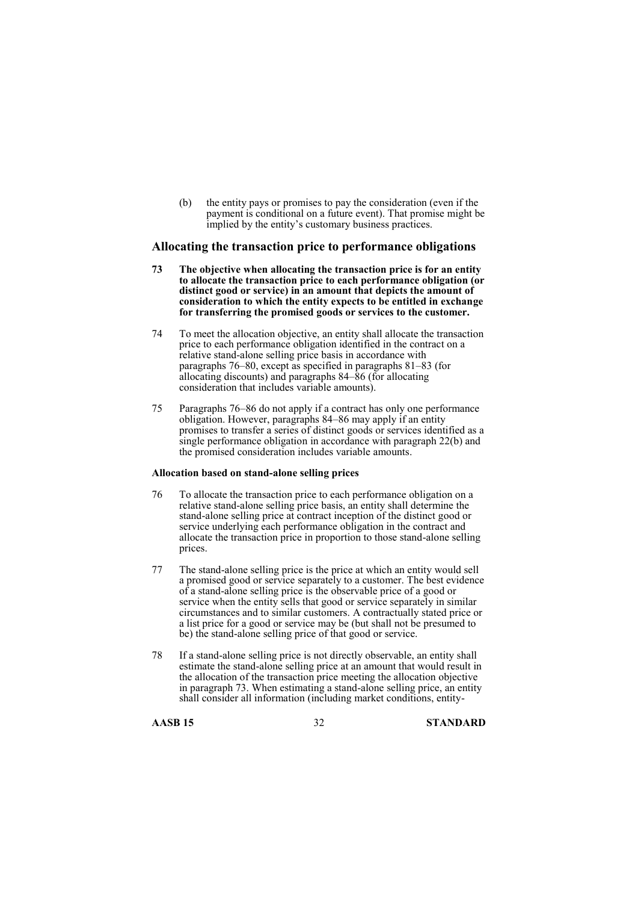(b) the entity pays or promises to pay the consideration (even if the payment is conditional on a future event). That promise might be implied by the entity's customary business practices.

## Allocating the transaction price to performance obligations

**73 The objective when allocating the transaction price is for an entity to allocate the transaction price to each performance obligation (or distinct good or service) in an amount that depicts the amount of consideration to which the entity expects to be entitled in exchange for transferring the promised goods or services to the customer.**

74 To meet the allocation objective, an entity shall allocate the transaction price to each performance obligation identified in the contract on a relative stand-alone selling price basis in accordance with paragraphs 76–80, except as specified in paragraphs 81–83 (for allocating discounts) and paragraphs 84–86 (for allocating consideration that includes variable amounts).

75 Paragraphs 76–86 do not apply if a contract has only one performance obligation. However, paragraphs 84–86 may apply if an entity promises to transfer a series of distinct goods or services identified as a single performance obligation in accordance with paragraph 22(b) and the promised consideration includes variable amounts.

### Allocation based on stand-alone selling prices

76 To allocate the transaction price to each performance obligation on a relative stand-alone selling price basis, an entity shall determine the stand-alone selling price at contract inception of the distinct good or service underlying each performance obligation in the contract and allocate the transaction price in proportion to those stand-alone selling prices.

77 The stand-alone selling price is the price at which an entity would sell a promised good or service separately to a customer. The best evidence of a stand-alone selling price is the observable price of a good or service when the entity sells that good or service separately in similar circumstances and to similar customers. A contractually stated price or a list price for a good or service may be (but shall not be presumed to be) the stand-alone selling price of that good or service.

78 If a stand-alone selling price is not directly observable, an entity shall estimate the stand-alone selling price at an amount that would result in the allocation of the transaction price meeting the allocation objective in paragraph 73. When estimating a stand-alone selling price, an entity shall consider all information (including market conditions, entity-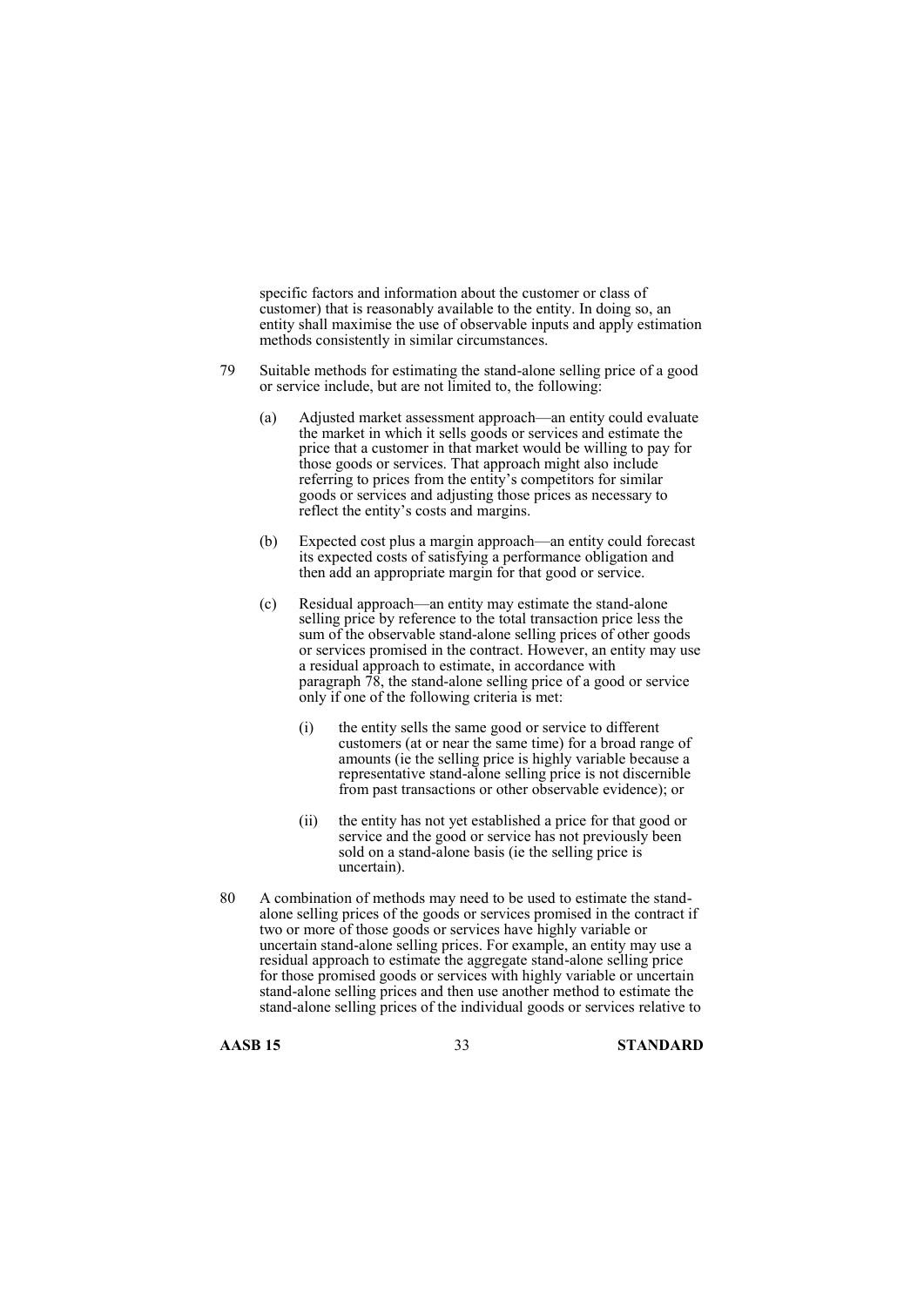specific factors and information about the customer or class of customer) that is reasonably available to the entity. In doing so, an entity shall maximise the use of observable inputs and apply estimation methods consistently in similar circumstances.

79 Suitable methods for estimating the stand-alone selling price of a good or service include, but are not limited to, the following:

(a) Adjusted market assessment approach—an entity could evaluate the market in which it sells goods or services and estimate the price that a customer in that market would be willing to pay for those goods or services. That approach might also include referring to prices from the entity's competitors for similar goods or services and adjusting those prices as necessary to reflect the entity's costs and margins.

(b) Expected cost plus a margin approach—an entity could forecast its expected costs of satisfying a performance obligation and then add an appropriate margin for that good or service.

(c) Residual approach—an entity may estimate the stand-alone selling price by reference to the total transaction price less the sum of the observable stand-alone selling prices of other goods or services promised in the contract. However, an entity may use a residual approach to estimate, in accordance with paragraph 78, the stand-alone selling price of a good or service only if one of the following criteria is met:

  (i) the entity sells the same good or service to different customers (at or near the same time) for a broad range of amounts (ie the selling price is highly variable because a representative stand-alone selling price is not discernible from past transactions or other observable evidence); or

  (ii) the entity has not yet established a price for that good or service and the good or service has not previously been sold on a stand-alone basis (ie the selling price is uncertain).

80 A combination of methods may need to be used to estimate the stand-alone selling prices of the goods or services promised in the contract if two or more of those goods or services have highly variable or uncertain stand-alone selling prices. For example, an entity may use a residual approach to estimate the aggregate stand-alone selling price for those promised goods or services with highly variable or uncertain stand-alone selling prices and then use another method to estimate the stand-alone selling prices of the individual goods or services relative to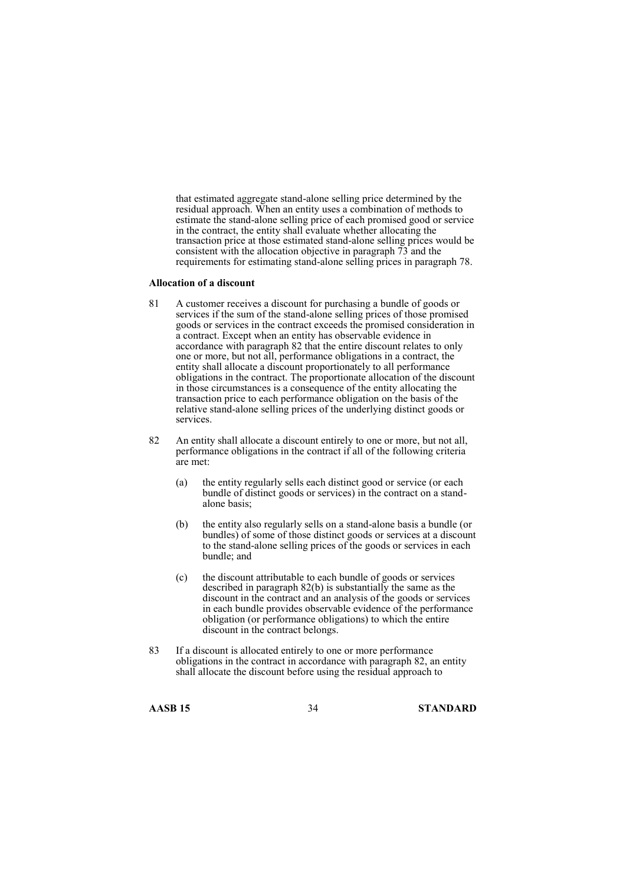that estimated aggregate stand-alone selling price determined by the residual approach. When an entity uses a combination of methods to estimate the stand-alone selling price of each promised good or service in the contract, the entity shall evaluate whether allocating the transaction price at those estimated stand-alone selling prices would be consistent with the allocation objective in paragraph 73 and the requirements for estimating stand-alone selling prices in paragraph 78.

**Allocation of a discount**

81 A customer receives a discount for purchasing a bundle of goods or services if the sum of the stand-alone selling prices of those promised goods or services in the contract exceeds the promised consideration in a contract. Except when an entity has observable evidence in accordance with paragraph 82 that the entire discount relates to only one or more, but not all, performance obligations in a contract, the entity shall allocate a discount proportionately to all performance obligations in the contract. The proportionate allocation of the discount in those circumstances is a consequence of the entity allocating the transaction price to each performance obligation on the basis of the relative stand-alone selling prices of the underlying distinct goods or services.

82 An entity shall allocate a discount entirely to one or more, but not all, performance obligations in the contract if all of the following criteria are met:

(a) the entity regularly sells each distinct good or service (or each bundle of distinct goods or services) in the contract on a stand-alone basis;

(b) the entity also regularly sells on a stand-alone basis a bundle (or bundles) of some of those distinct goods or services at a discount to the stand-alone selling prices of the goods or services in each bundle; and

(c) the discount attributable to each bundle of goods or services described in paragraph 82(b) is substantially the same as the discount in the contract and an analysis of the goods or services in each bundle provides observable evidence of the performance obligation (or performance obligations) to which the entire discount in the contract belongs.

83 If a discount is allocated entirely to one or more performance obligations in the contract in accordance with paragraph 82, an entity shall allocate the discount before using the residual approach to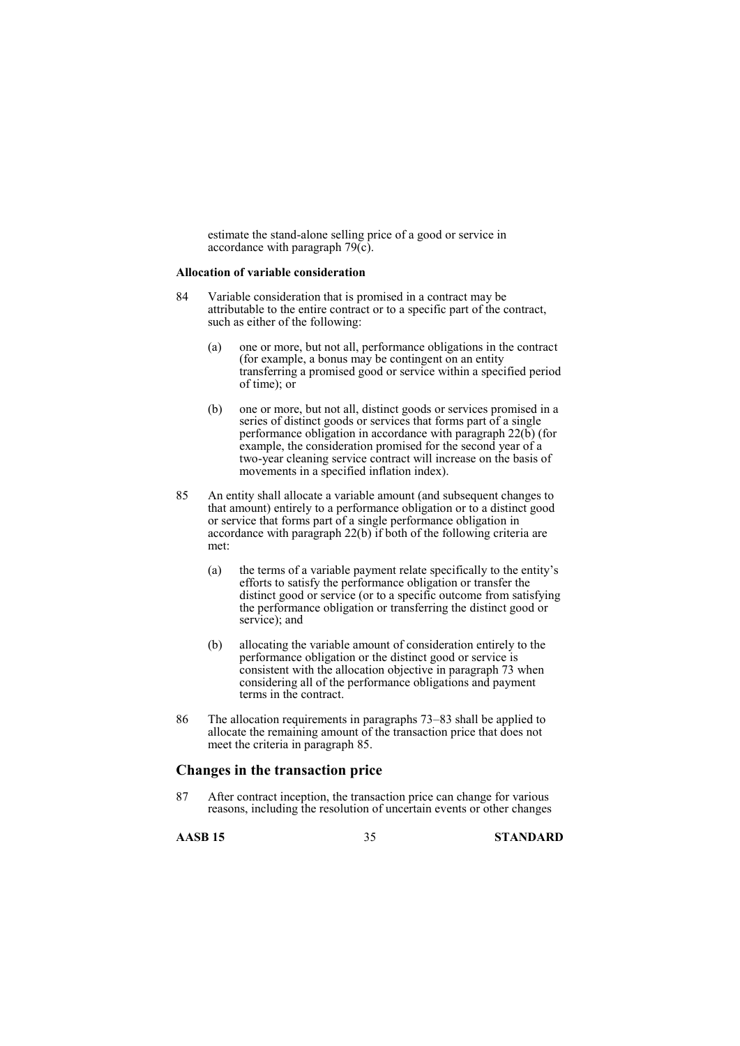estimate the stand-alone selling price of a good or service in accordance with paragraph 79(c).

**Allocation of variable consideration**

84 Variable consideration that is promised in a contract may be attributable to the entire contract or to a specific part of the contract, such as either of the following:

(a) one or more, but not all, performance obligations in the contract (for example, a bonus may be contingent on an entity transferring a promised good or service within a specified period of time); or

(b) one or more, but not all, distinct goods or services promised in a series of distinct goods or services that forms part of a single performance obligation in accordance with paragraph 22(b) (for example, the consideration promised for the second year of a two-year cleaning service contract will increase on the basis of movements in a specified inflation index).

85 An entity shall allocate a variable amount (and subsequent changes to that amount) entirely to a performance obligation or to a distinct good or service that forms part of a single performance obligation in accordance with paragraph 22(b) if both of the following criteria are met:

(a) the terms of a variable payment relate specifically to the entity's efforts to satisfy the performance obligation or transfer the distinct good or service (or to a specific outcome from satisfying the performance obligation or transferring the distinct good or service); and

(b) allocating the variable amount of consideration entirely to the performance obligation or the distinct good or service is consistent with the allocation objective in paragraph 73 when considering all of the performance obligations and payment terms in the contract.

86 The allocation requirements in paragraphs 73–83 shall be applied to allocate the remaining amount of the transaction price that does not meet the criteria in paragraph 85.

## Changes in the transaction price

87 After contract inception, the transaction price can change for various reasons, including the resolution of uncertain events or other changes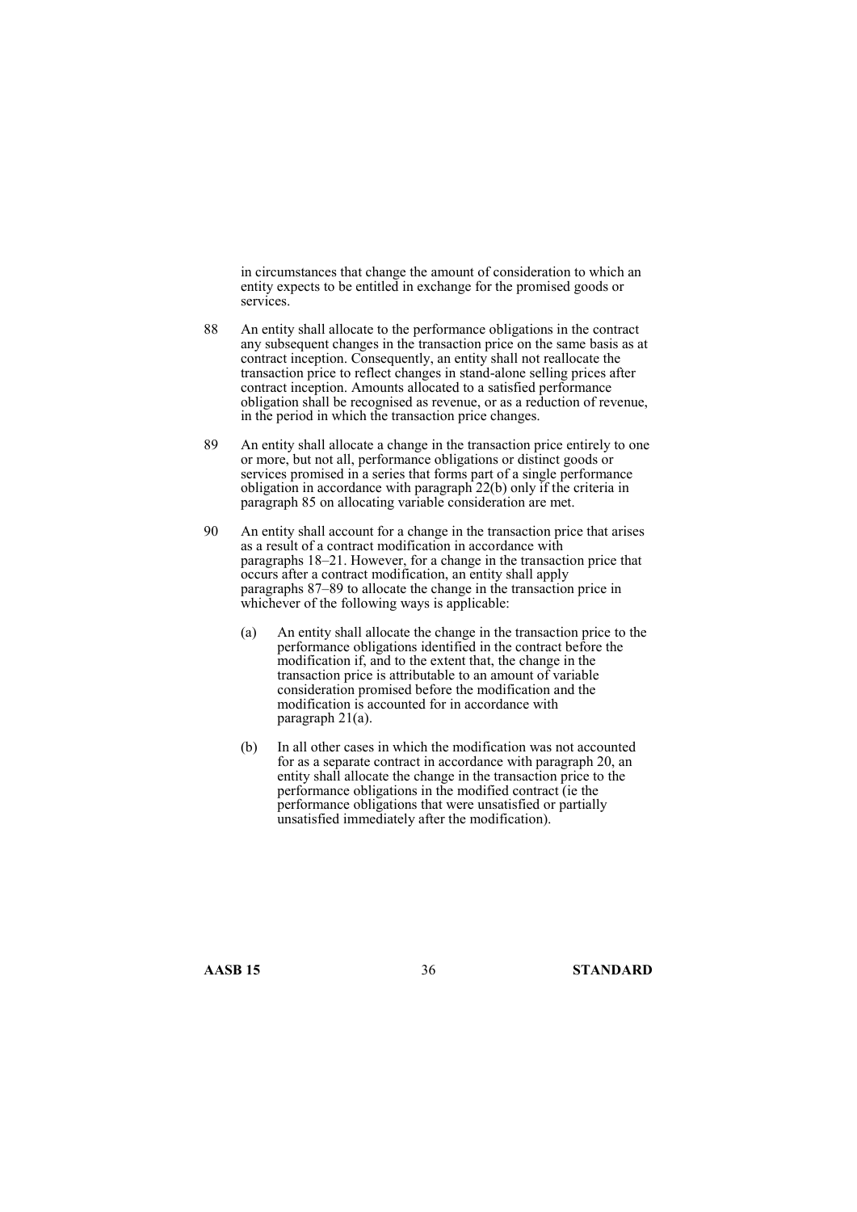in circumstances that change the amount of consideration to which an entity expects to be entitled in exchange for the promised goods or services.

88 An entity shall allocate to the performance obligations in the contract any subsequent changes in the transaction price on the same basis as at contract inception. Consequently, an entity shall not reallocate the transaction price to reflect changes in stand-alone selling prices after contract inception. Amounts allocated to a satisfied performance obligation shall be recognised as revenue, or as a reduction of revenue, in the period in which the transaction price changes.

89 An entity shall allocate a change in the transaction price entirely to one or more, but not all, performance obligations or distinct goods or services promised in a series that forms part of a single performance obligation in accordance with paragraph 22(b) only if the criteria in paragraph 85 on allocating variable consideration are met.

90 An entity shall account for a change in the transaction price that arises as a result of a contract modification in accordance with paragraphs 18–21. However, for a change in the transaction price that occurs after a contract modification, an entity shall apply paragraphs 87–89 to allocate the change in the transaction price in whichever of the following ways is applicable:

(a) An entity shall allocate the change in the transaction price to the performance obligations identified in the contract before the modification if, and to the extent that, the change in the transaction price is attributable to an amount of variable consideration promised before the modification and the modification is accounted for in accordance with paragraph 21(a).

(b) In all other cases in which the modification was not accounted for as a separate contract in accordance with paragraph 20, an entity shall allocate the change in the transaction price to the performance obligations in the modified contract (ie the performance obligations that were unsatisfied or partially unsatisfied immediately after the modification).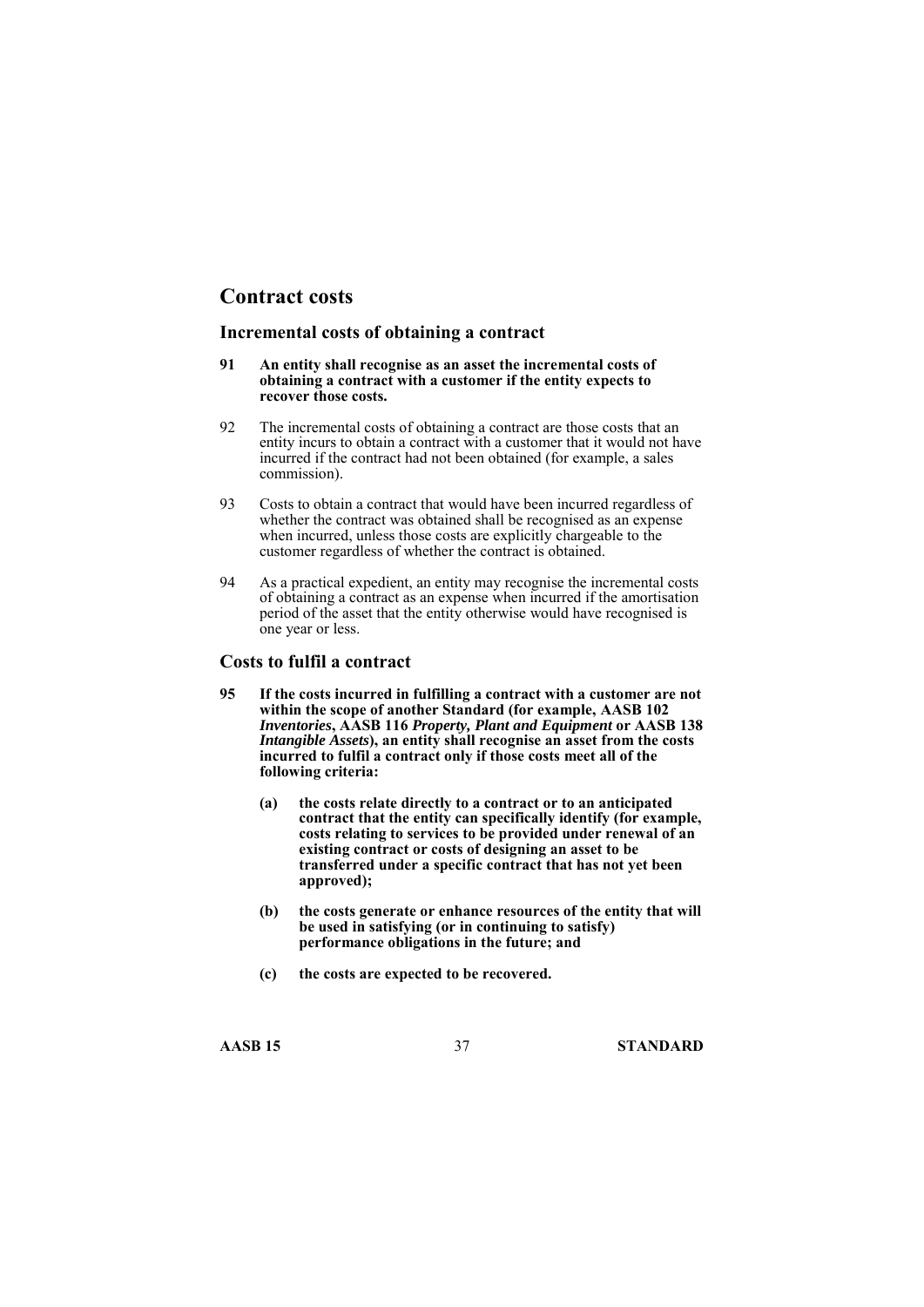## Contract costs

### Incremental costs of obtaining a contract

**91 An entity shall recognise as an asset the incremental costs of obtaining a contract with a customer if the entity expects to recover those costs.**

92 The incremental costs of obtaining a contract are those costs that an entity incurs to obtain a contract with a customer that it would not have incurred if the contract had not been obtained (for example, a sales commission).

93 Costs to obtain a contract that would have been incurred regardless of whether the contract was obtained shall be recognised as an expense when incurred, unless those costs are explicitly chargeable to the customer regardless of whether the contract is obtained.

94 As a practical expedient, an entity may recognise the incremental costs of obtaining a contract as an expense when incurred if the amortisation period of the asset that the entity otherwise would have recognised is one year or less.

### Costs to fulfil a contract

**95 If the costs incurred in fulfilling a contract with a customer are not within the scope of another Standard (for example, AASB 102 *Inventories*, AASB 116 *Property, Plant and Equipment* or AASB 138 *Intangible Assets*), an entity shall recognise an asset from the costs incurred to fulfil a contract only if those costs meet all of the following criteria:**

**(a) the costs relate directly to a contract or to an anticipated contract that the entity can specifically identify (for example, costs relating to services to be provided under renewal of an existing contract or costs of designing an asset to be transferred under a specific contract that has not yet been approved);**

**(b) the costs generate or enhance resources of the entity that will be used in satisfying (or in continuing to satisfy) performance obligations in the future; and**

**(c) the costs are expected to be recovered.**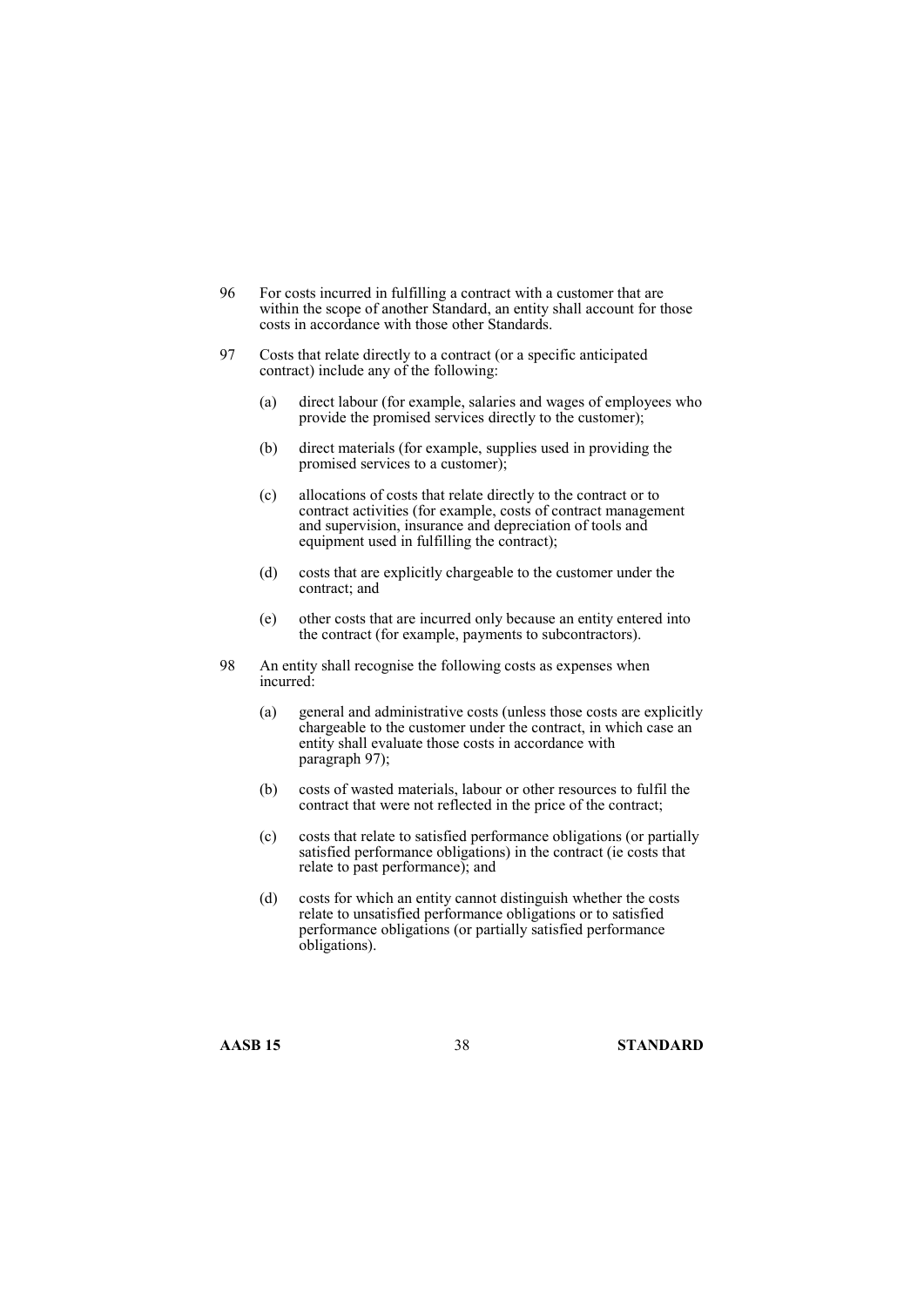96 For costs incurred in fulfilling a contract with a customer that are within the scope of another Standard, an entity shall account for those costs in accordance with those other Standards.

97 Costs that relate directly to a contract (or a specific anticipated contract) include any of the following:

(a) direct labour (for example, salaries and wages of employees who provide the promised services directly to the customer);

(b) direct materials (for example, supplies used in providing the promised services to a customer);

(c) allocations of costs that relate directly to the contract or to contract activities (for example, costs of contract management and supervision, insurance and depreciation of tools and equipment used in fulfilling the contract);

(d) costs that are explicitly chargeable to the customer under the contract; and

(e) other costs that are incurred only because an entity entered into the contract (for example, payments to subcontractors).

98 An entity shall recognise the following costs as expenses when incurred:

(a) general and administrative costs (unless those costs are explicitly chargeable to the customer under the contract, in which case an entity shall evaluate those costs in accordance with paragraph 97);

(b) costs of wasted materials, labour or other resources to fulfil the contract that were not reflected in the price of the contract;

(c) costs that relate to satisfied performance obligations (or partially satisfied performance obligations) in the contract (ie costs that relate to past performance); and

(d) costs for which an entity cannot distinguish whether the costs relate to unsatisfied performance obligations or to satisfied performance obligations (or partially satisfied performance obligations).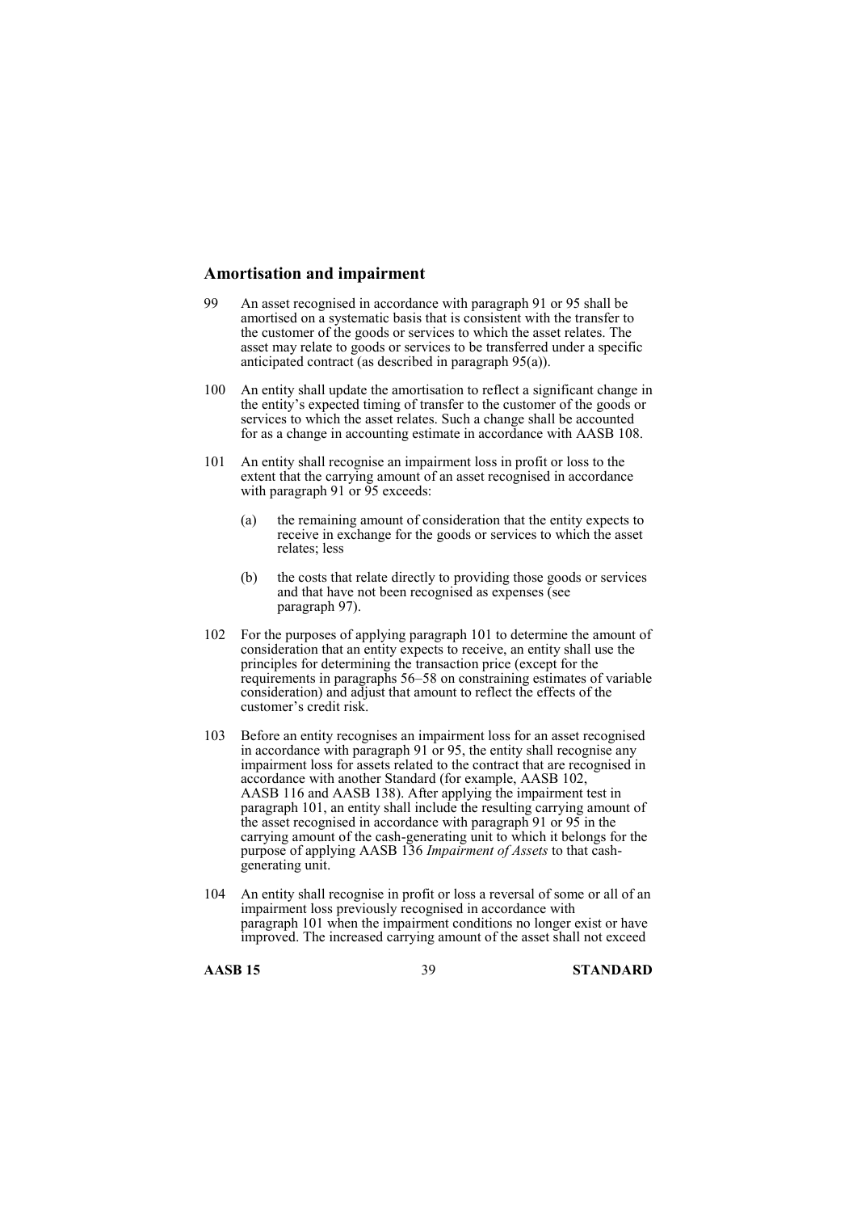## Amortisation and impairment

99 An asset recognised in accordance with paragraph 91 or 95 shall be amortised on a systematic basis that is consistent with the transfer to the customer of the goods or services to which the asset relates. The asset may relate to goods or services to be transferred under a specific anticipated contract (as described in paragraph 95(a)).

100 An entity shall update the amortisation to reflect a significant change in the entity's expected timing of transfer to the customer of the goods or services to which the asset relates. Such a change shall be accounted for as a change in accounting estimate in accordance with AASB 108.

101 An entity shall recognise an impairment loss in profit or loss to the extent that the carrying amount of an asset recognised in accordance with paragraph 91 or 95 exceeds:

(a) the remaining amount of consideration that the entity expects to receive in exchange for the goods or services to which the asset relates; less

(b) the costs that relate directly to providing those goods or services and that have not been recognised as expenses (see paragraph 97).

102 For the purposes of applying paragraph 101 to determine the amount of consideration that an entity expects to receive, an entity shall use the principles for determining the transaction price (except for the requirements in paragraphs 56–58 on constraining estimates of variable consideration) and adjust that amount to reflect the effects of the customer's credit risk.

103 Before an entity recognises an impairment loss for an asset recognised in accordance with paragraph 91 or 95, the entity shall recognise any impairment loss for assets related to the contract that are recognised in accordance with another Standard (for example, AASB 102, AASB 116 and AASB 138). After applying the impairment test in paragraph 101, an entity shall include the resulting carrying amount of the asset recognised in accordance with paragraph 91 or 95 in the carrying amount of the cash-generating unit to which it belongs for the purpose of applying AASB 136 *Impairment of Assets* to that cash-generating unit.

104 An entity shall recognise in profit or loss a reversal of some or all of an impairment loss previously recognised in accordance with paragraph 101 when the impairment conditions no longer exist or have improved. The increased carrying amount of the asset shall not exceed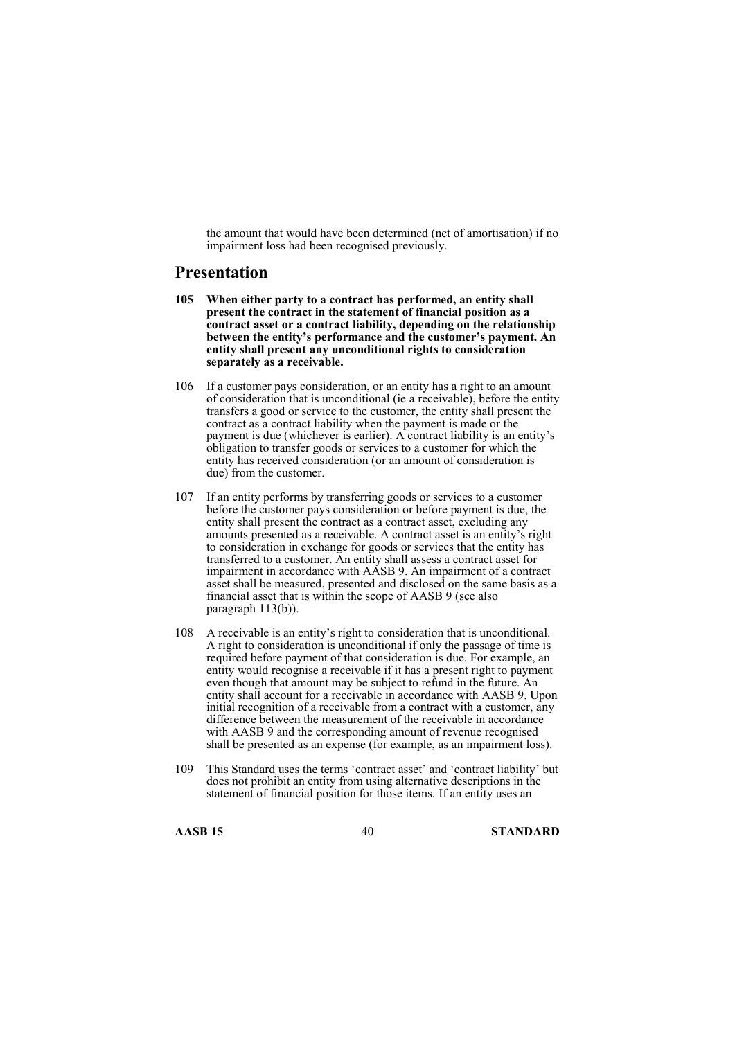the amount that would have been determined (net of amortisation) if no impairment loss had been recognised previously.

## Presentation

**105 When either party to a contract has performed, an entity shall present the contract in the statement of financial position as a contract asset or a contract liability, depending on the relationship between the entity's performance and the customer's payment. An entity shall present any unconditional rights to consideration separately as a receivable.**

106 If a customer pays consideration, or an entity has a right to an amount of consideration that is unconditional (ie a receivable), before the entity transfers a good or service to the customer, the entity shall present the contract as a contract liability when the payment is made or the payment is due (whichever is earlier). A contract liability is an entity's obligation to transfer goods or services to a customer for which the entity has received consideration (or an amount of consideration is due) from the customer.

107 If an entity performs by transferring goods or services to a customer before the customer pays consideration or before payment is due, the entity shall present the contract as a contract asset, excluding any amounts presented as a receivable. A contract asset is an entity's right to consideration in exchange for goods or services that the entity has transferred to a customer. An entity shall assess a contract asset for impairment in accordance with AASB 9. An impairment of a contract asset shall be measured, presented and disclosed on the same basis as a financial asset that is within the scope of AASB 9 (see also paragraph 113(b)).

108 A receivable is an entity's right to consideration that is unconditional. A right to consideration is unconditional if only the passage of time is required before payment of that consideration is due. For example, an entity would recognise a receivable if it has a present right to payment even though that amount may be subject to refund in the future. An entity shall account for a receivable in accordance with AASB 9. Upon initial recognition of a receivable from a contract with a customer, any difference between the measurement of the receivable in accordance with AASB 9 and the corresponding amount of revenue recognised shall be presented as an expense (for example, as an impairment loss).

109 This Standard uses the terms 'contract asset' and 'contract liability' but does not prohibit an entity from using alternative descriptions in the statement of financial position for those items. If an entity uses an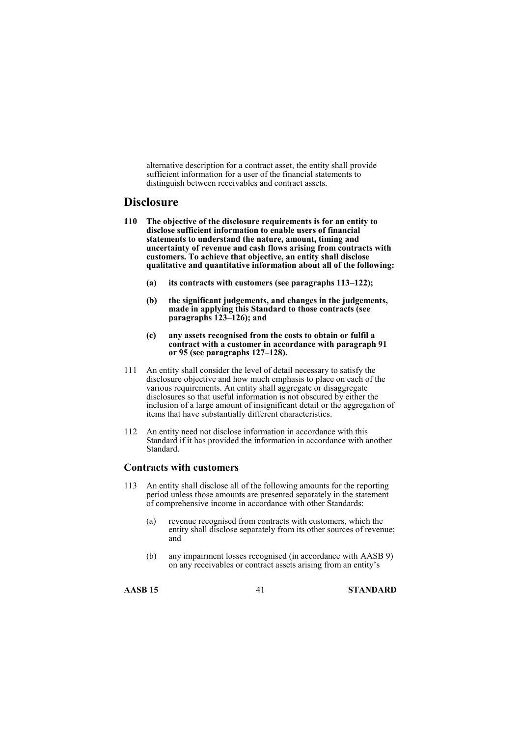alternative description for a contract asset, the entity shall provide sufficient information for a user of the financial statements to distinguish between receivables and contract assets.

## Disclosure

**110 The objective of the disclosure requirements is for an entity to disclose sufficient information to enable users of financial statements to understand the nature, amount, timing and uncertainty of revenue and cash flows arising from contracts with customers. To achieve that objective, an entity shall disclose qualitative and quantitative information about all of the following:**

**(a) its contracts with customers (see paragraphs 113–122);**

**(b) the significant judgements, and changes in the judgements, made in applying this Standard to those contracts (see paragraphs 123–126); and**

**(c) any assets recognised from the costs to obtain or fulfil a contract with a customer in accordance with paragraph 91 or 95 (see paragraphs 127–128).**

111 An entity shall consider the level of detail necessary to satisfy the disclosure objective and how much emphasis to place on each of the various requirements. An entity shall aggregate or disaggregate disclosures so that useful information is not obscured by either the inclusion of a large amount of insignificant detail or the aggregation of items that have substantially different characteristics.

112 An entity need not disclose information in accordance with this Standard if it has provided the information in accordance with another Standard.

### Contracts with customers

113 An entity shall disclose all of the following amounts for the reporting period unless those amounts are presented separately in the statement of comprehensive income in accordance with other Standards:

(a) revenue recognised from contracts with customers, which the entity shall disclose separately from its other sources of revenue; and

(b) any impairment losses recognised (in accordance with AASB 9) on any receivables or contract assets arising from an entity's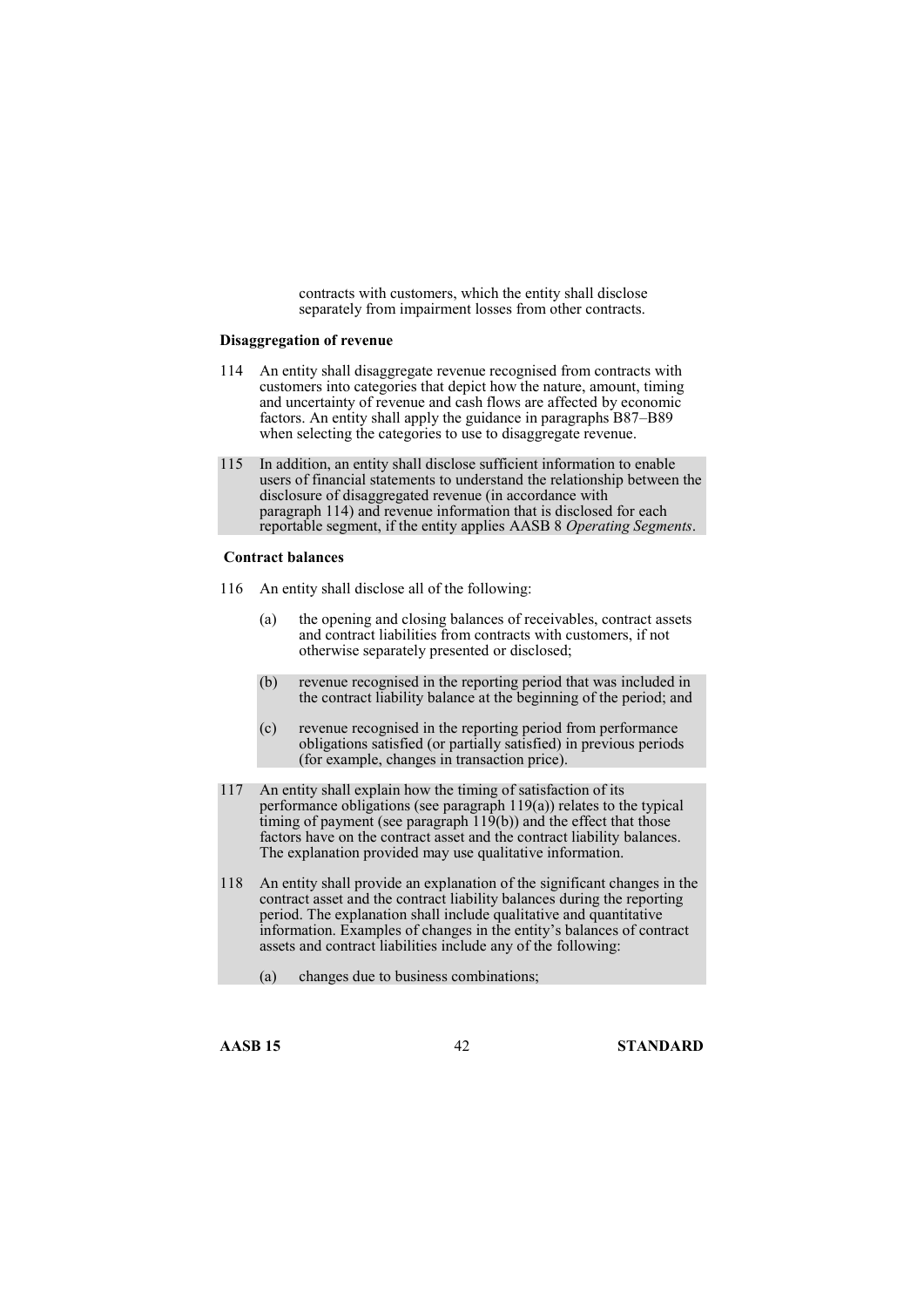contracts with customers, which the entity shall disclose separately from impairment losses from other contracts.

### Disaggregation of revenue

114 An entity shall disaggregate revenue recognised from contracts with customers into categories that depict how the nature, amount, timing and uncertainty of revenue and cash flows are affected by economic factors. An entity shall apply the guidance in paragraphs B87–B89 when selecting the categories to use to disaggregate revenue.

115 In addition, an entity shall disclose sufficient information to enable users of financial statements to understand the relationship between the disclosure of disaggregated revenue (in accordance with paragraph 114) and revenue information that is disclosed for each reportable segment, if the entity applies AASB 8 *Operating Segments*.

### Contract balances

116 An entity shall disclose all of the following:

(a) the opening and closing balances of receivables, contract assets and contract liabilities from contracts with customers, if not otherwise separately presented or disclosed;

(b) revenue recognised in the reporting period that was included in the contract liability balance at the beginning of the period; and

(c) revenue recognised in the reporting period from performance obligations satisfied (or partially satisfied) in previous periods (for example, changes in transaction price).

117 An entity shall explain how the timing of satisfaction of its performance obligations (see paragraph 119(a)) relates to the typical timing of payment (see paragraph 119(b)) and the effect that those factors have on the contract asset and the contract liability balances. The explanation provided may use qualitative information.

118 An entity shall provide an explanation of the significant changes in the contract asset and the contract liability balances during the reporting period. The explanation shall include qualitative and quantitative information. Examples of changes in the entity's balances of contract assets and contract liabilities include any of the following:

(a) changes due to business combinations;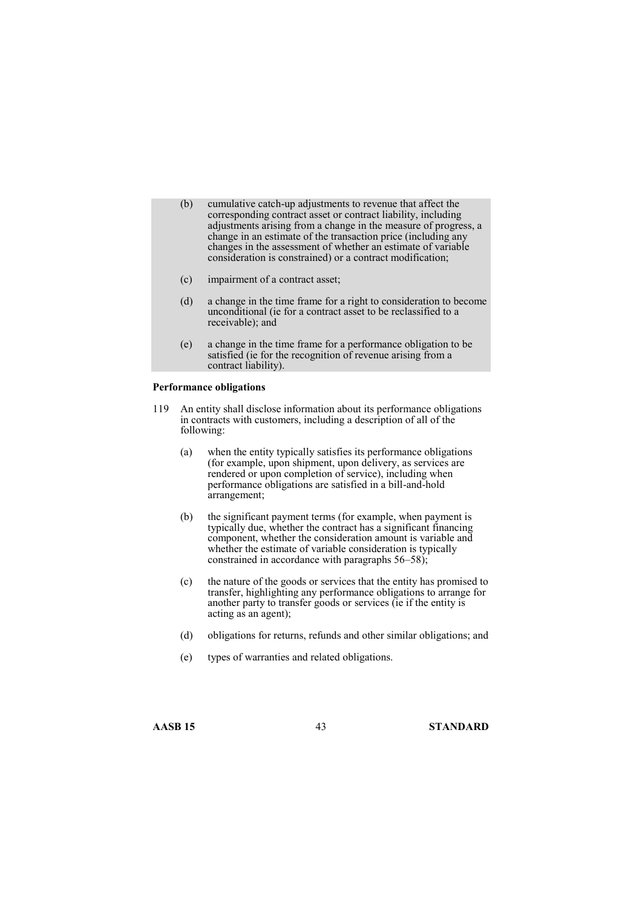(b) cumulative catch-up adjustments to revenue that affect the corresponding contract asset or contract liability, including adjustments arising from a change in the measure of progress, a change in an estimate of the transaction price (including any changes in the assessment of whether an estimate of variable consideration is constrained) or a contract modification;

(c) impairment of a contract asset;

(d) a change in the time frame for a right to consideration to become unconditional (ie for a contract asset to be reclassified to a receivable); and

(e) a change in the time frame for a performance obligation to be satisfied (ie for the recognition of revenue arising from a contract liability).

**Performance obligations**

119 An entity shall disclose information about its performance obligations in contracts with customers, including a description of all of the following:

(a) when the entity typically satisfies its performance obligations (for example, upon shipment, upon delivery, as services are rendered or upon completion of service), including when performance obligations are satisfied in a bill-and-hold arrangement;

(b) the significant payment terms (for example, when payment is typically due, whether the contract has a significant financing component, whether the consideration amount is variable and whether the estimate of variable consideration is typically constrained in accordance with paragraphs 56–58);

(c) the nature of the goods or services that the entity has promised to transfer, highlighting any performance obligations to arrange for another party to transfer goods or services (ie if the entity is acting as an agent);

(d) obligations for returns, refunds and other similar obligations; and

(e) types of warranties and related obligations.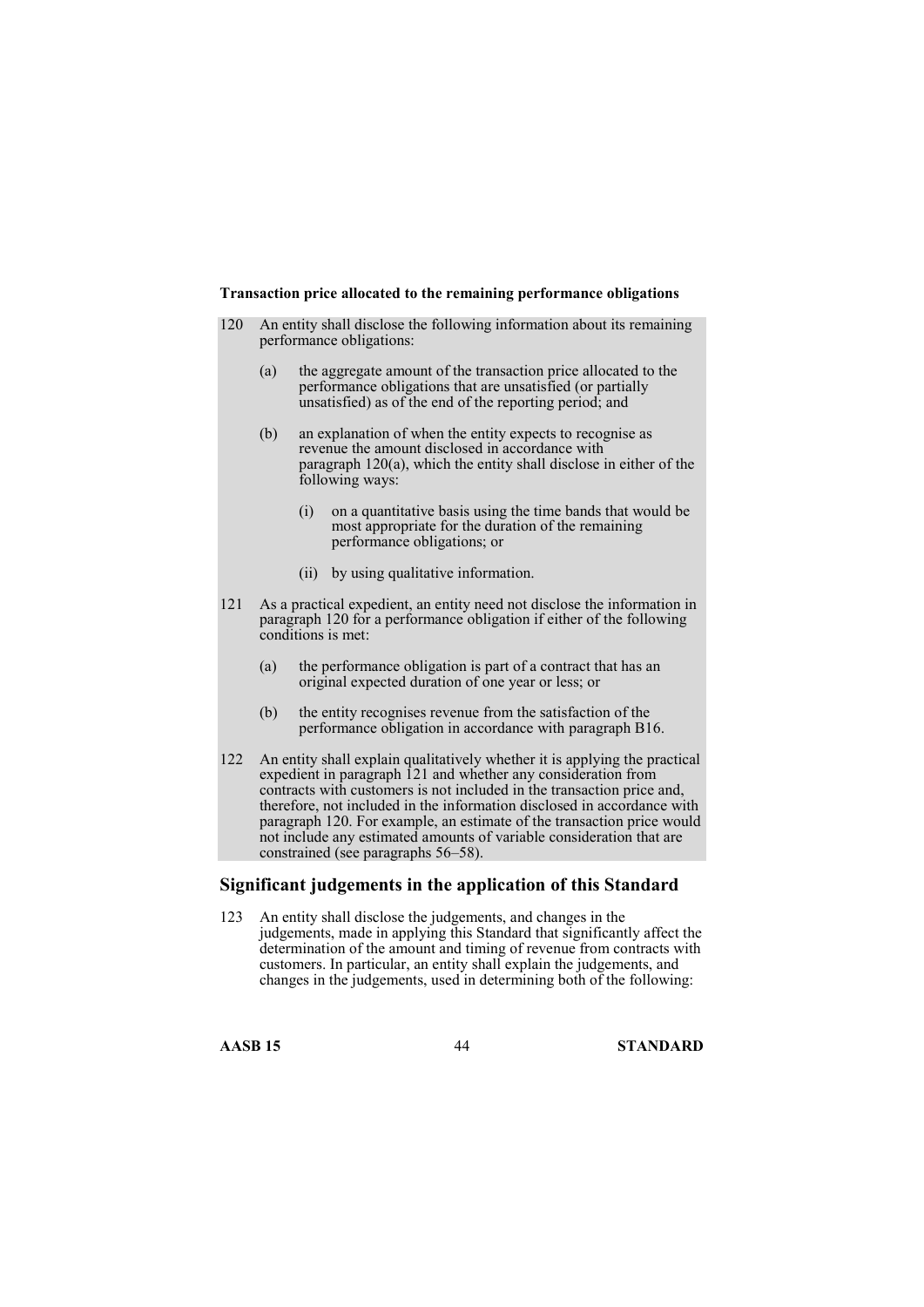**Transaction price allocated to the remaining performance obligations**

120 An entity shall disclose the following information about its remaining performance obligations:

(a) the aggregate amount of the transaction price allocated to the performance obligations that are unsatisfied (or partially unsatisfied) as of the end of the reporting period; and

(b) an explanation of when the entity expects to recognise as revenue the amount disclosed in accordance with paragraph 120(a), which the entity shall disclose in either of the following ways:

(i) on a quantitative basis using the time bands that would be most appropriate for the duration of the remaining performance obligations; or

(ii) by using qualitative information.

121 As a practical expedient, an entity need not disclose the information in paragraph 120 for a performance obligation if either of the following conditions is met:

(a) the performance obligation is part of a contract that has an original expected duration of one year or less; or

(b) the entity recognises revenue from the satisfaction of the performance obligation in accordance with paragraph B16.

122 An entity shall explain qualitatively whether it is applying the practical expedient in paragraph 121 and whether any consideration from contracts with customers is not included in the transaction price and, therefore, not included in the information disclosed in accordance with paragraph 120. For example, an estimate of the transaction price would not include any estimated amounts of variable consideration that are constrained (see paragraphs 56–58).

## Significant judgements in the application of this Standard

123 An entity shall disclose the judgements, and changes in the judgements, made in applying this Standard that significantly affect the determination of the amount and timing of revenue from contracts with customers. In particular, an entity shall explain the judgements, and changes in the judgements, used in determining both of the following: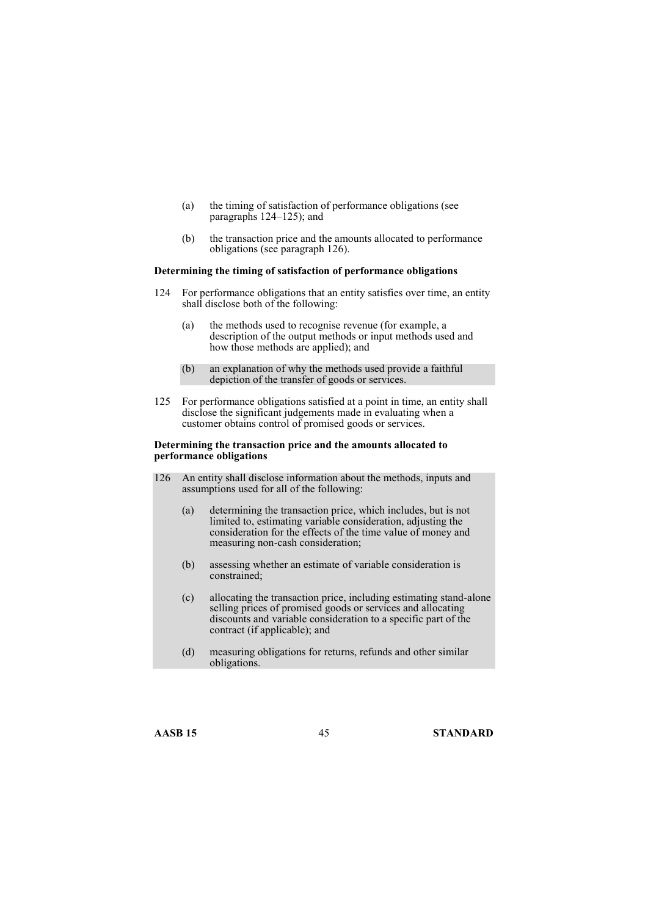(a) the timing of satisfaction of performance obligations (see paragraphs 124–125); and

(b) the transaction price and the amounts allocated to performance obligations (see paragraph 126).

**Determining the timing of satisfaction of performance obligations**

124 For performance obligations that an entity satisfies over time, an entity shall disclose both of the following:

(a) the methods used to recognise revenue (for example, a description of the output methods or input methods used and how those methods are applied); and

(b) an explanation of why the methods used provide a faithful depiction of the transfer of goods or services.

125 For performance obligations satisfied at a point in time, an entity shall disclose the significant judgements made in evaluating when a customer obtains control of promised goods or services.

**Determining the transaction price and the amounts allocated to performance obligations**

126 An entity shall disclose information about the methods, inputs and assumptions used for all of the following:

(a) determining the transaction price, which includes, but is not limited to, estimating variable consideration, adjusting the consideration for the effects of the time value of money and measuring non-cash consideration;

(b) assessing whether an estimate of variable consideration is constrained;

(c) allocating the transaction price, including estimating stand-alone selling prices of promised goods or services and allocating discounts and variable consideration to a specific part of the contract (if applicable); and

(d) measuring obligations for returns, refunds and other similar obligations.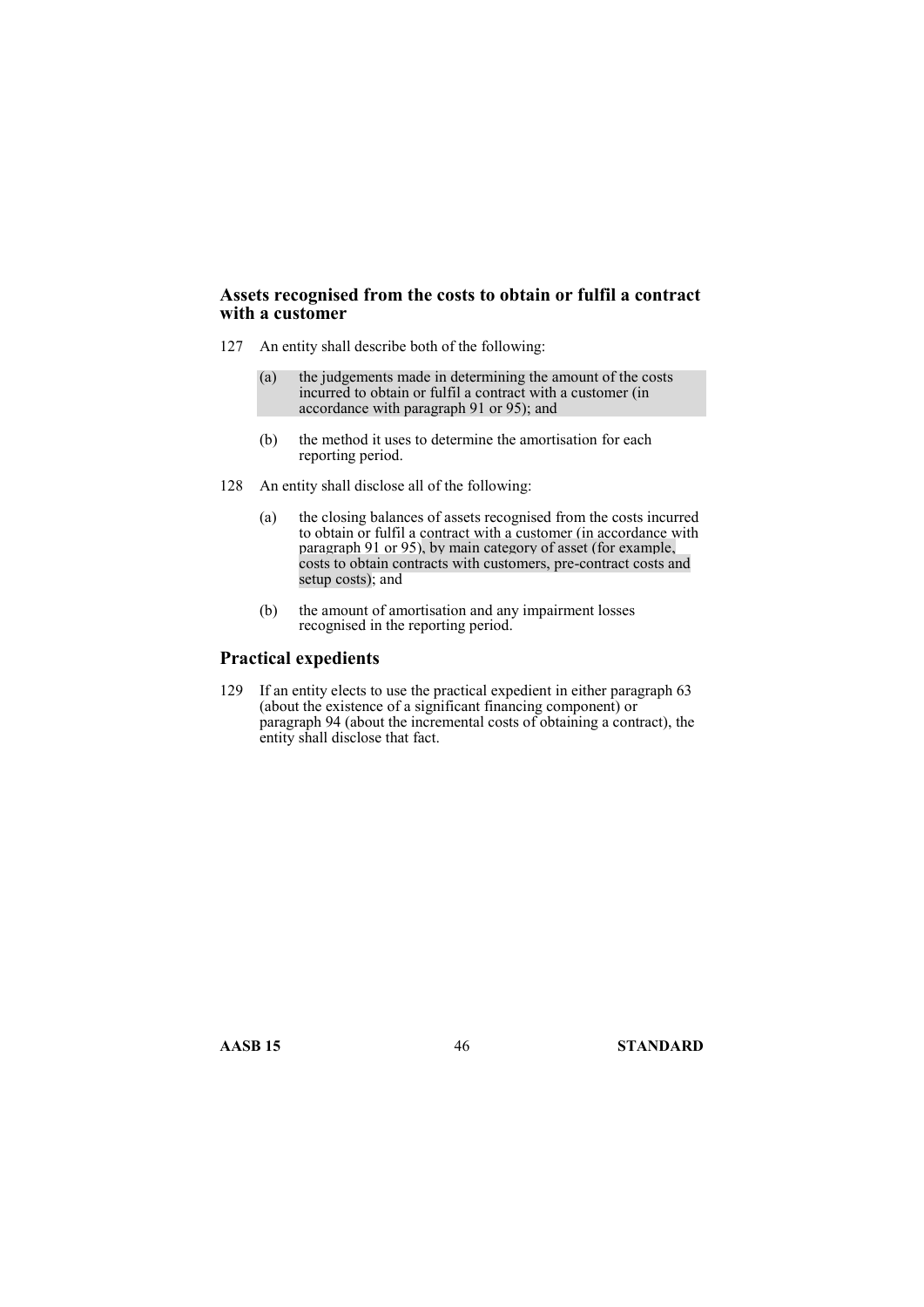### Assets recognised from the costs to obtain or fulfil a contract with a customer

127 An entity shall describe both of the following:

(a) the judgements made in determining the amount of the costs incurred to obtain or fulfil a contract with a customer (in accordance with paragraph 91 or 95); and

(b) the method it uses to determine the amortisation for each reporting period.

128 An entity shall disclose all of the following:

(a) the closing balances of assets recognised from the costs incurred to obtain or fulfil a contract with a customer (in accordance with paragraph 91 or 95), by main category of asset (for example, costs to obtain contracts with customers, pre-contract costs and setup costs); and

(b) the amount of amortisation and any impairment losses recognised in the reporting period.

## Practical expedients

129 If an entity elects to use the practical expedient in either paragraph 63 (about the existence of a significant financing component) or paragraph 94 (about the incremental costs of obtaining a contract), the entity shall disclose that fact.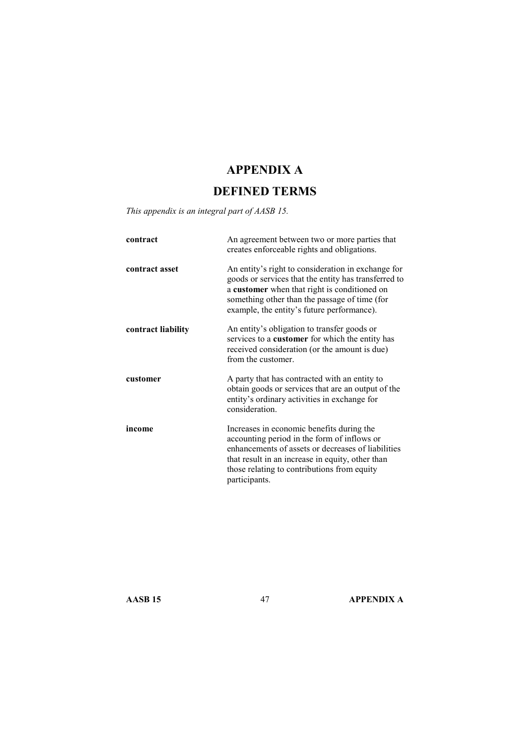# APPENDIX A

# DEFINED TERMS

*This appendix is an integral part of AASB 15.*

| | |
|---|---|
| **contract** | An agreement between two or more parties that creates enforceable rights and obligations. |
| **contract asset** | An entity's right to consideration in exchange for goods or services that the entity has transferred to a **customer** when that right is conditioned on something other than the passage of time (for example, the entity's future performance). |
| **contract liability** | An entity's obligation to transfer goods or services to a **customer** for which the entity has received consideration (or the amount is due) from the customer. |
| **customer** | A party that has contracted with an entity to obtain goods or services that are an output of the entity's ordinary activities in exchange for consideration. |
| **income** | Increases in economic benefits during the accounting period in the form of inflows or enhancements of assets or decreases of liabilities that result in an increase in equity, other than those relating to contributions from equity participants. |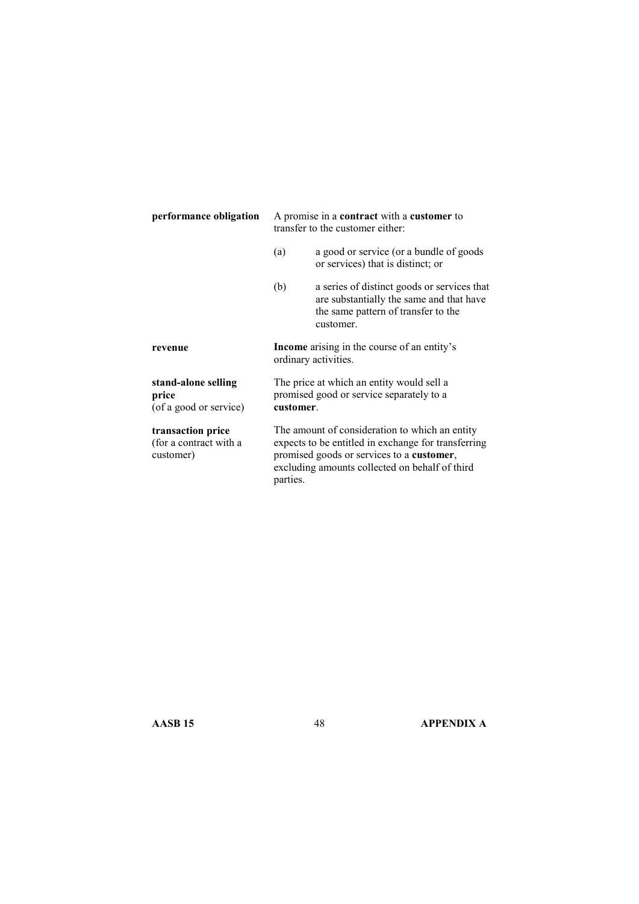| | |
|---|---|
| **performance obligation** | A promise in a **contract** with a **customer** to transfer to the customer either:<br>(a) a good or service (or a bundle of goods or services) that is distinct; or<br>(b) a series of distinct goods or services that are substantially the same and that have the same pattern of transfer to the customer. |
| **revenue** | **Income** arising in the course of an entity's ordinary activities. |
| **stand-alone selling price** (of a good or service) | The price at which an entity would sell a promised good or service separately to a **customer**. |
| **transaction price** (for a contract with a customer) | The amount of consideration to which an entity expects to be entitled in exchange for transferring promised goods or services to a **customer**, excluding amounts collected on behalf of third parties. |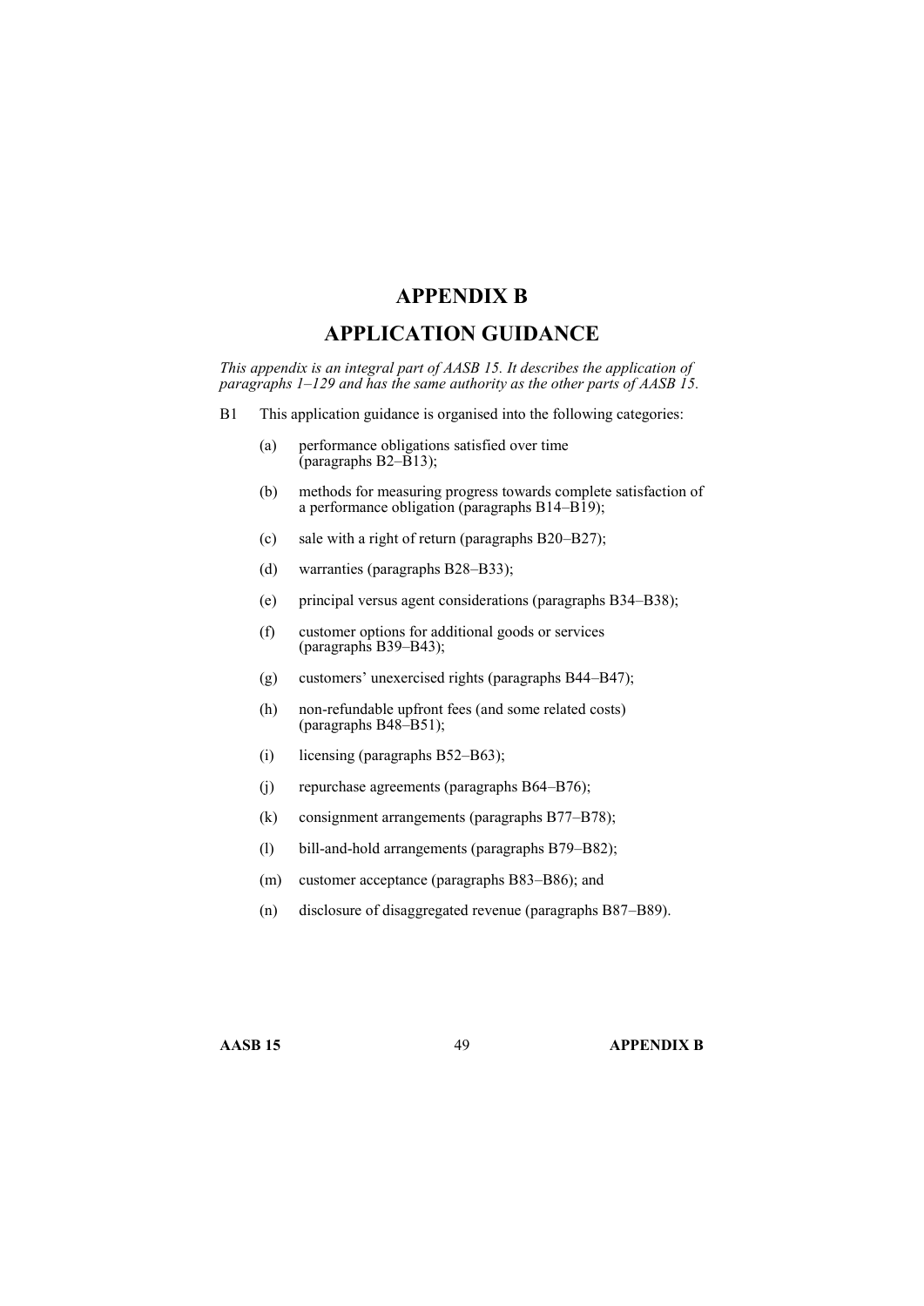# APPENDIX B

# APPLICATION GUIDANCE

*This appendix is an integral part of AASB 15. It describes the application of paragraphs 1–129 and has the same authority as the other parts of AASB 15.*

B1 This application guidance is organised into the following categories:

(a) performance obligations satisfied over time (paragraphs B2–B13);

(b) methods for measuring progress towards complete satisfaction of a performance obligation (paragraphs B14–B19);

(c) sale with a right of return (paragraphs B20–B27);

(d) warranties (paragraphs B28–B33);

(e) principal versus agent considerations (paragraphs B34–B38);

(f) customer options for additional goods or services (paragraphs B39–B43);

(g) customers' unexercised rights (paragraphs B44–B47);

(h) non-refundable upfront fees (and some related costs) (paragraphs B48–B51);

(i) licensing (paragraphs B52–B63);

(j) repurchase agreements (paragraphs B64–B76);

(k) consignment arrangements (paragraphs B77–B78);

(l) bill-and-hold arrangements (paragraphs B79–B82);

(m) customer acceptance (paragraphs B83–B86); and

(n) disclosure of disaggregated revenue (paragraphs B87–B89).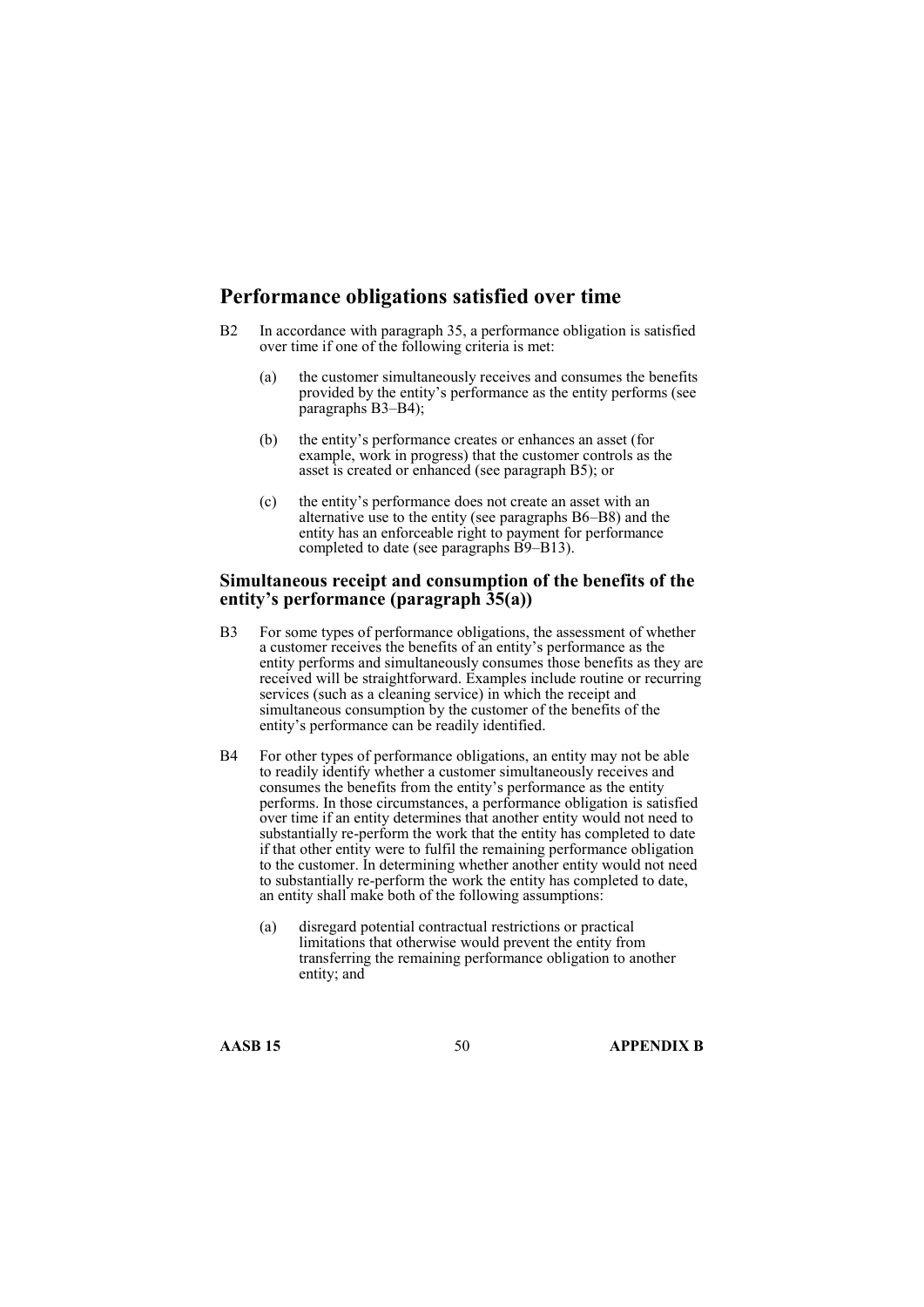## Performance obligations satisfied over time

B2 In accordance with paragraph 35, a performance obligation is satisfied over time if one of the following criteria is met:

(a) the customer simultaneously receives and consumes the benefits provided by the entity's performance as the entity performs (see paragraphs B3–B4);

(b) the entity's performance creates or enhances an asset (for example, work in progress) that the customer controls as the asset is created or enhanced (see paragraph B5); or

(c) the entity's performance does not create an asset with an alternative use to the entity (see paragraphs B6–B8) and the entity has an enforceable right to payment for performance completed to date (see paragraphs B9–B13).

### Simultaneous receipt and consumption of the benefits of the entity's performance (paragraph 35(a))

B3 For some types of performance obligations, the assessment of whether a customer receives the benefits of an entity's performance as the entity performs and simultaneously consumes those benefits as they are received will be straightforward. Examples include routine or recurring services (such as a cleaning service) in which the receipt and simultaneous consumption by the customer of the benefits of the entity's performance can be readily identified.

B4 For other types of performance obligations, an entity may not be able to readily identify whether a customer simultaneously receives and consumes the benefits from the entity's performance as the entity performs. In those circumstances, a performance obligation is satisfied over time if an entity determines that another entity would not need to substantially re-perform the work that the entity has completed to date if that other entity were to fulfil the remaining performance obligation to the customer. In determining whether another entity would not need to substantially re-perform the work the entity has completed to date, an entity shall make both of the following assumptions:

(a) disregard potential contractual restrictions or practical limitations that otherwise would prevent the entity from transferring the remaining performance obligation to another entity; and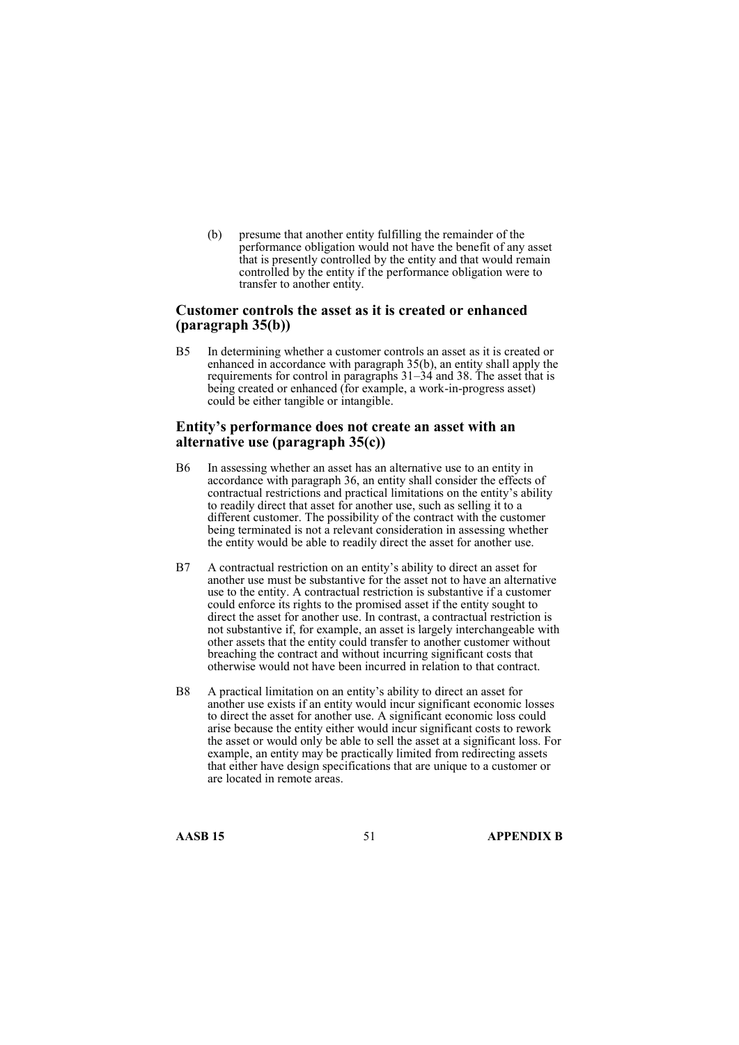(b) presume that another entity fulfilling the remainder of the performance obligation would not have the benefit of any asset that is presently controlled by the entity and that would remain controlled by the entity if the performance obligation were to transfer to another entity.

## Customer controls the asset as it is created or enhanced (paragraph 35(b))

B5 In determining whether a customer controls an asset as it is created or enhanced in accordance with paragraph 35(b), an entity shall apply the requirements for control in paragraphs 31–34 and 38. The asset that is being created or enhanced (for example, a work-in-progress asset) could be either tangible or intangible.

## Entity's performance does not create an asset with an alternative use (paragraph 35(c))

B6 In assessing whether an asset has an alternative use to an entity in accordance with paragraph 36, an entity shall consider the effects of contractual restrictions and practical limitations on the entity's ability to readily direct that asset for another use, such as selling it to a different customer. The possibility of the contract with the customer being terminated is not a relevant consideration in assessing whether the entity would be able to readily direct the asset for another use.

B7 A contractual restriction on an entity's ability to direct an asset for another use must be substantive for the asset not to have an alternative use to the entity. A contractual restriction is substantive if a customer could enforce its rights to the promised asset if the entity sought to direct the asset for another use. In contrast, a contractual restriction is not substantive if, for example, an asset is largely interchangeable with other assets that the entity could transfer to another customer without breaching the contract and without incurring significant costs that otherwise would not have been incurred in relation to that contract.

B8 A practical limitation on an entity's ability to direct an asset for another use exists if an entity would incur significant economic losses to direct the asset for another use. A significant economic loss could arise because the entity either would incur significant costs to rework the asset or would only be able to sell the asset at a significant loss. For example, an entity may be practically limited from redirecting assets that either have design specifications that are unique to a customer or are located in remote areas.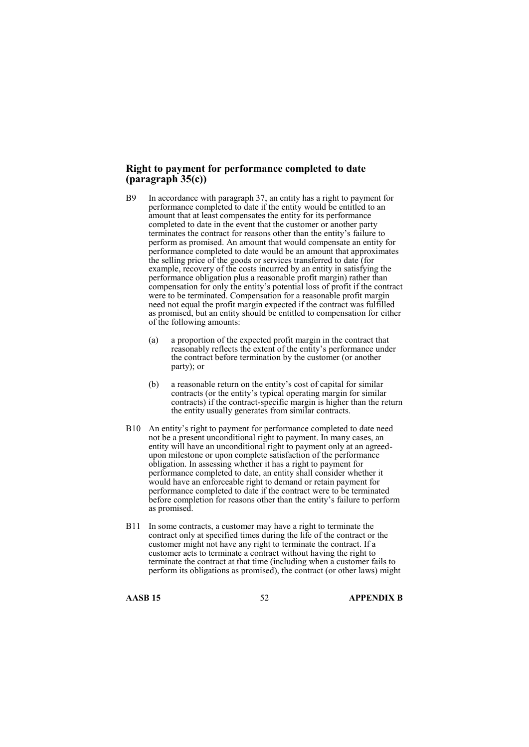## Right to payment for performance completed to date (paragraph 35(c))

B9 In accordance with paragraph 37, an entity has a right to payment for performance completed to date if the entity would be entitled to an amount that at least compensates the entity for its performance completed to date in the event that the customer or another party terminates the contract for reasons other than the entity's failure to perform as promised. An amount that would compensate an entity for performance completed to date would be an amount that approximates the selling price of the goods or services transferred to date (for example, recovery of the costs incurred by an entity in satisfying the performance obligation plus a reasonable profit margin) rather than compensation for only the entity's potential loss of profit if the contract were to be terminated. Compensation for a reasonable profit margin need not equal the profit margin expected if the contract was fulfilled as promised, but an entity should be entitled to compensation for either of the following amounts:

(a) a proportion of the expected profit margin in the contract that reasonably reflects the extent of the entity's performance under the contract before termination by the customer (or another party); or

(b) a reasonable return on the entity's cost of capital for similar contracts (or the entity's typical operating margin for similar contracts) if the contract-specific margin is higher than the return the entity usually generates from similar contracts.

B10 An entity's right to payment for performance completed to date need not be a present unconditional right to payment. In many cases, an entity will have an unconditional right to payment only at an agreed-upon milestone or upon complete satisfaction of the performance obligation. In assessing whether it has a right to payment for performance completed to date, an entity shall consider whether it would have an enforceable right to demand or retain payment for performance completed to date if the contract were to be terminated before completion for reasons other than the entity's failure to perform as promised.

B11 In some contracts, a customer may have a right to terminate the contract only at specified times during the life of the contract or the customer might not have any right to terminate the contract. If a customer acts to terminate a contract without having the right to terminate the contract at that time (including when a customer fails to perform its obligations as promised), the contract (or other laws) might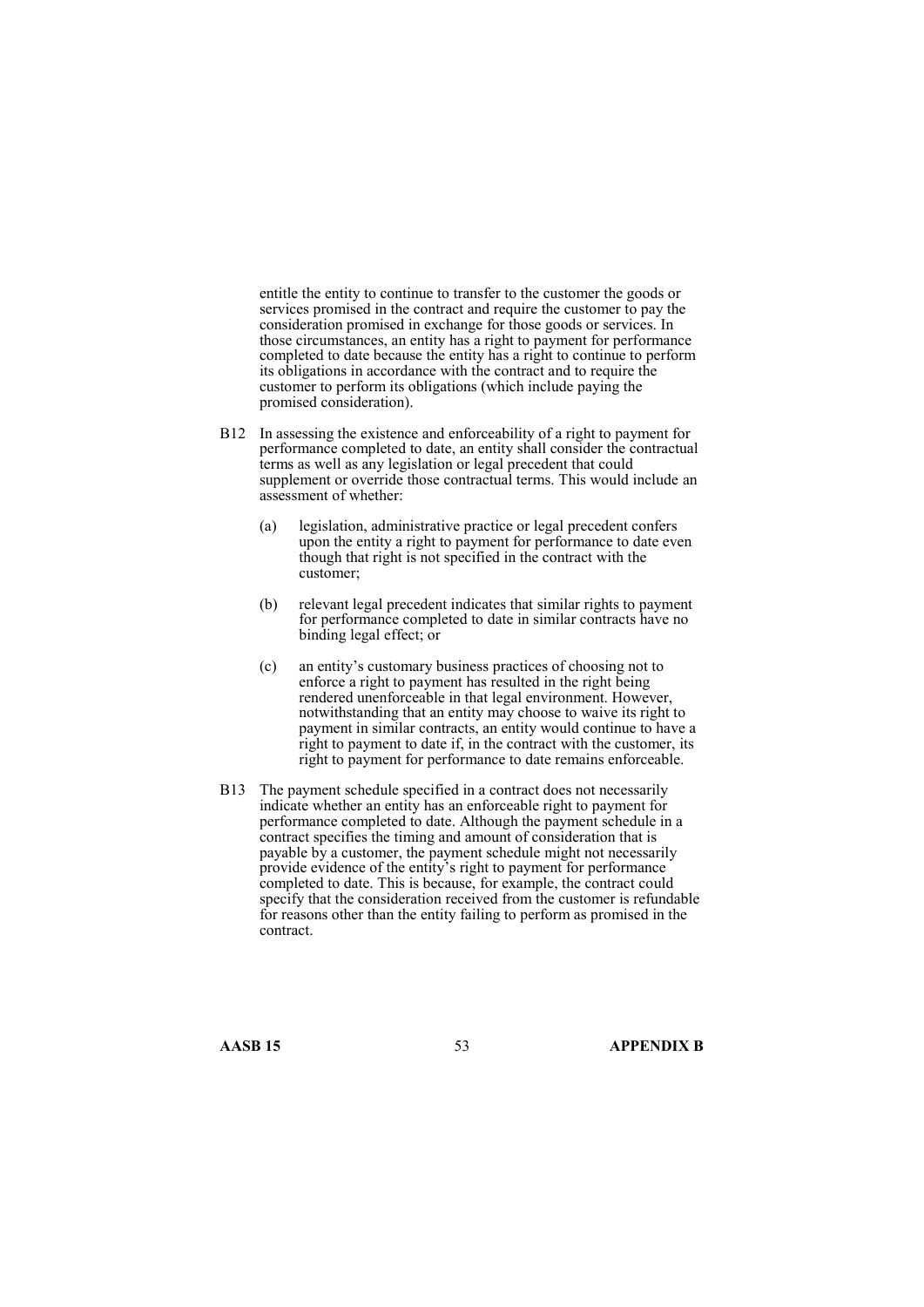entitle the entity to continue to transfer to the customer the goods or services promised in the contract and require the customer to pay the consideration promised in exchange for those goods or services. In those circumstances, an entity has a right to payment for performance completed to date because the entity has a right to continue to perform its obligations in accordance with the contract and to require the customer to perform its obligations (which include paying the promised consideration).

B12 In assessing the existence and enforceability of a right to payment for performance completed to date, an entity shall consider the contractual terms as well as any legislation or legal precedent that could supplement or override those contractual terms. This would include an assessment of whether:

(a) legislation, administrative practice or legal precedent confers upon the entity a right to payment for performance to date even though that right is not specified in the contract with the customer;

(b) relevant legal precedent indicates that similar rights to payment for performance completed to date in similar contracts have no binding legal effect; or

(c) an entity's customary business practices of choosing not to enforce a right to payment has resulted in the right being rendered unenforceable in that legal environment. However, notwithstanding that an entity may choose to waive its right to payment in similar contracts, an entity would continue to have a right to payment to date if, in the contract with the customer, its right to payment for performance to date remains enforceable.

B13 The payment schedule specified in a contract does not necessarily indicate whether an entity has an enforceable right to payment for performance completed to date. Although the payment schedule in a contract specifies the timing and amount of consideration that is payable by a customer, the payment schedule might not necessarily provide evidence of the entity's right to payment for performance completed to date. This is because, for example, the contract could specify that the consideration received from the customer is refundable for reasons other than the entity failing to perform as promised in the contract.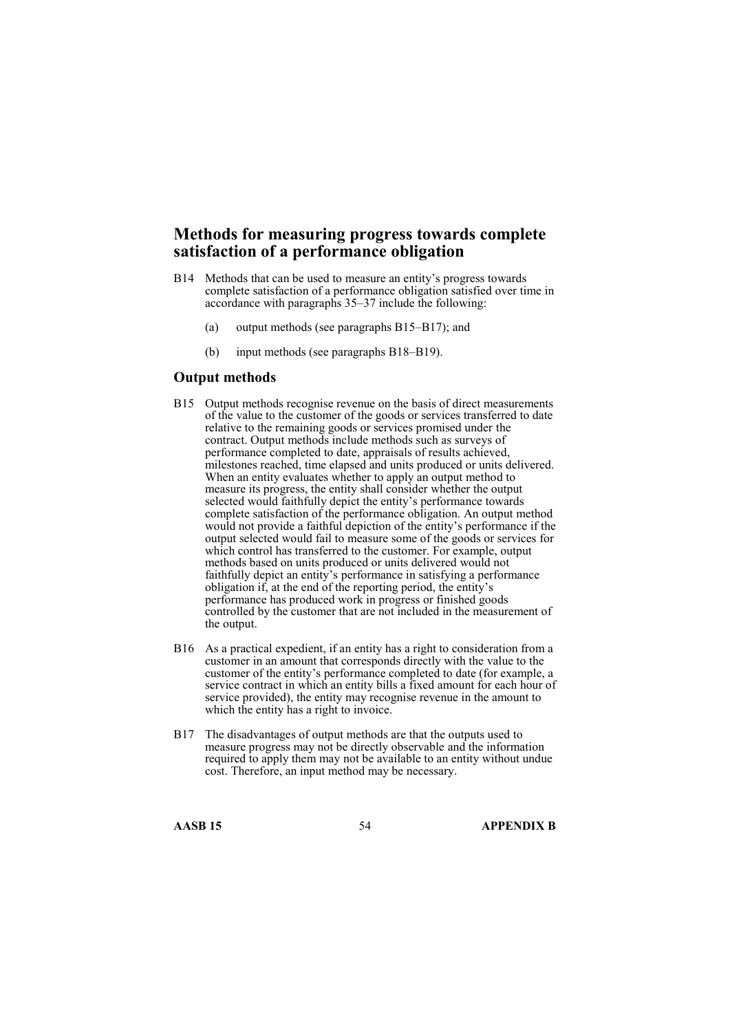## Methods for measuring progress towards complete satisfaction of a performance obligation

B14 Methods that can be used to measure an entity's progress towards complete satisfaction of a performance obligation satisfied over time in accordance with paragraphs 35–37 include the following:

(a) output methods (see paragraphs B15–B17); and

(b) input methods (see paragraphs B18–B19).

### Output methods

B15 Output methods recognise revenue on the basis of direct measurements of the value to the customer of the goods or services transferred to date relative to the remaining goods or services promised under the contract. Output methods include methods such as surveys of performance completed to date, appraisals of results achieved, milestones reached, time elapsed and units produced or units delivered. When an entity evaluates whether to apply an output method to measure its progress, the entity shall consider whether the output selected would faithfully depict the entity's performance towards complete satisfaction of the performance obligation. An output method would not provide a faithful depiction of the entity's performance if the output selected would fail to measure some of the goods or services for which control has transferred to the customer. For example, output methods based on units produced or units delivered would not faithfully depict an entity's performance in satisfying a performance obligation if, at the end of the reporting period, the entity's performance has produced work in progress or finished goods controlled by the customer that are not included in the measurement of the output.

B16 As a practical expedient, if an entity has a right to consideration from a customer in an amount that corresponds directly with the value to the customer of the entity's performance completed to date (for example, a service contract in which an entity bills a fixed amount for each hour of service provided), the entity may recognise revenue in the amount to which the entity has a right to invoice.

B17 The disadvantages of output methods are that the outputs used to measure progress may not be directly observable and the information required to apply them may not be available to an entity without undue cost. Therefore, an input method may be necessary.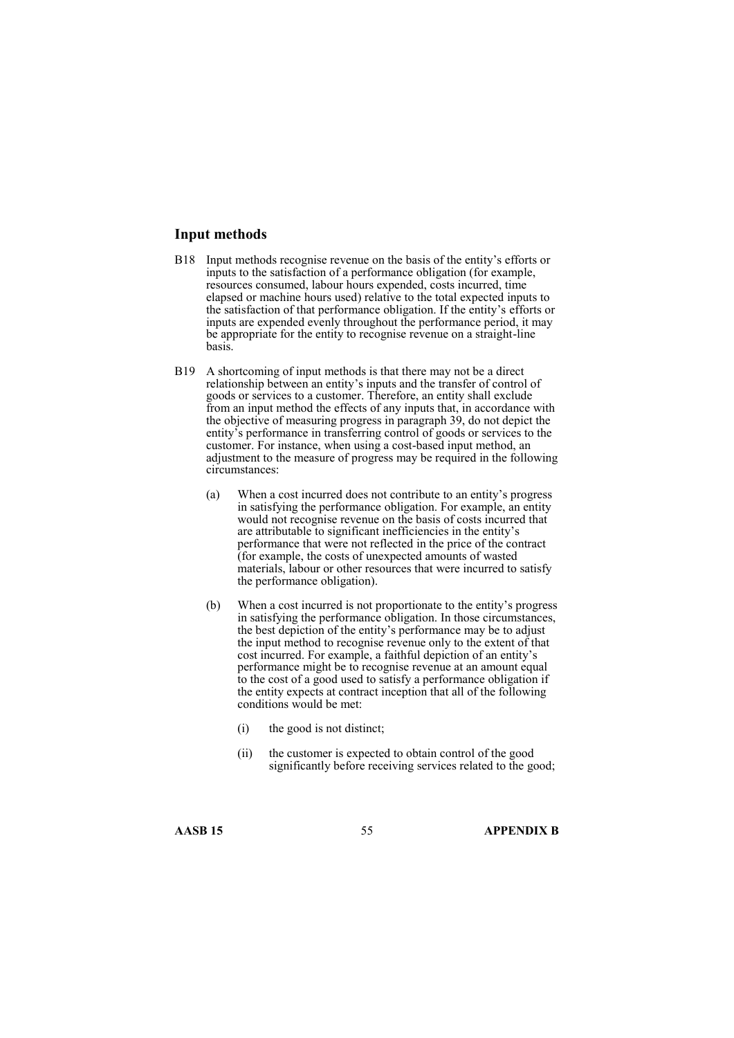## Input methods

B18 Input methods recognise revenue on the basis of the entity's efforts or inputs to the satisfaction of a performance obligation (for example, resources consumed, labour hours expended, costs incurred, time elapsed or machine hours used) relative to the total expected inputs to the satisfaction of that performance obligation. If the entity's efforts or inputs are expended evenly throughout the performance period, it may be appropriate for the entity to recognise revenue on a straight-line basis.

B19 A shortcoming of input methods is that there may not be a direct relationship between an entity's inputs and the transfer of control of goods or services to a customer. Therefore, an entity shall exclude from an input method the effects of any inputs that, in accordance with the objective of measuring progress in paragraph 39, do not depict the entity's performance in transferring control of goods or services to the customer. For instance, when using a cost-based input method, an adjustment to the measure of progress may be required in the following circumstances:

(a) When a cost incurred does not contribute to an entity's progress in satisfying the performance obligation. For example, an entity would not recognise revenue on the basis of costs incurred that are attributable to significant inefficiencies in the entity's performance that were not reflected in the price of the contract (for example, the costs of unexpected amounts of wasted materials, labour or other resources that were incurred to satisfy the performance obligation).

(b) When a cost incurred is not proportionate to the entity's progress in satisfying the performance obligation. In those circumstances, the best depiction of the entity's performance may be to adjust the input method to recognise revenue only to the extent of that cost incurred. For example, a faithful depiction of an entity's performance might be to recognise revenue at an amount equal to the cost of a good used to satisfy a performance obligation if the entity expects at contract inception that all of the following conditions would be met:

(i) the good is not distinct;

(ii) the customer is expected to obtain control of the good significantly before receiving services related to the good;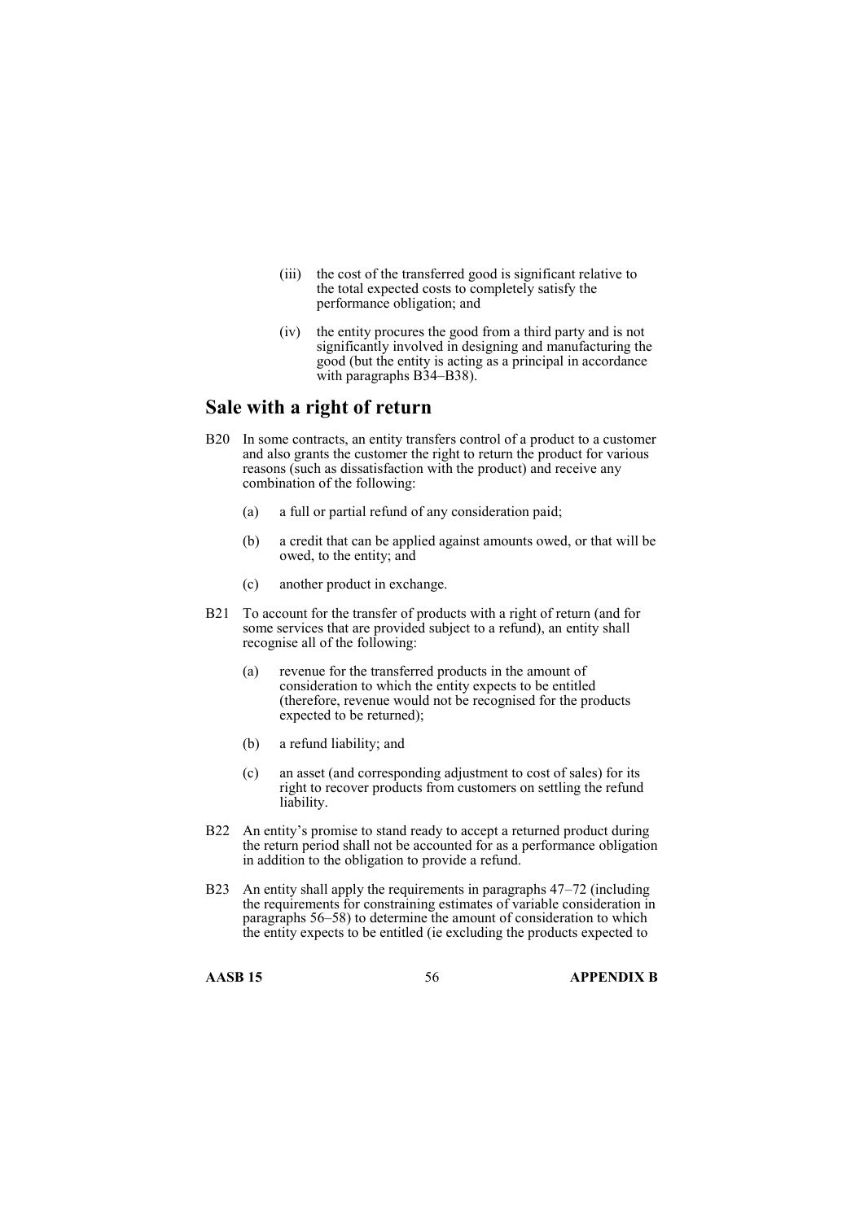(iii) the cost of the transferred good is significant relative to the total expected costs to completely satisfy the performance obligation; and

(iv) the entity procures the good from a third party and is not significantly involved in designing and manufacturing the good (but the entity is acting as a principal in accordance with paragraphs B34–B38).

## Sale with a right of return

B20 In some contracts, an entity transfers control of a product to a customer and also grants the customer the right to return the product for various reasons (such as dissatisfaction with the product) and receive any combination of the following:

(a) a full or partial refund of any consideration paid;

(b) a credit that can be applied against amounts owed, or that will be owed, to the entity; and

(c) another product in exchange.

B21 To account for the transfer of products with a right of return (and for some services that are provided subject to a refund), an entity shall recognise all of the following:

(a) revenue for the transferred products in the amount of consideration to which the entity expects to be entitled (therefore, revenue would not be recognised for the products expected to be returned);

(b) a refund liability; and

(c) an asset (and corresponding adjustment to cost of sales) for its right to recover products from customers on settling the refund liability.

B22 An entity's promise to stand ready to accept a returned product during the return period shall not be accounted for as a performance obligation in addition to the obligation to provide a refund.

B23 An entity shall apply the requirements in paragraphs 47–72 (including the requirements for constraining estimates of variable consideration in paragraphs 56–58) to determine the amount of consideration to which the entity expects to be entitled (ie excluding the products expected to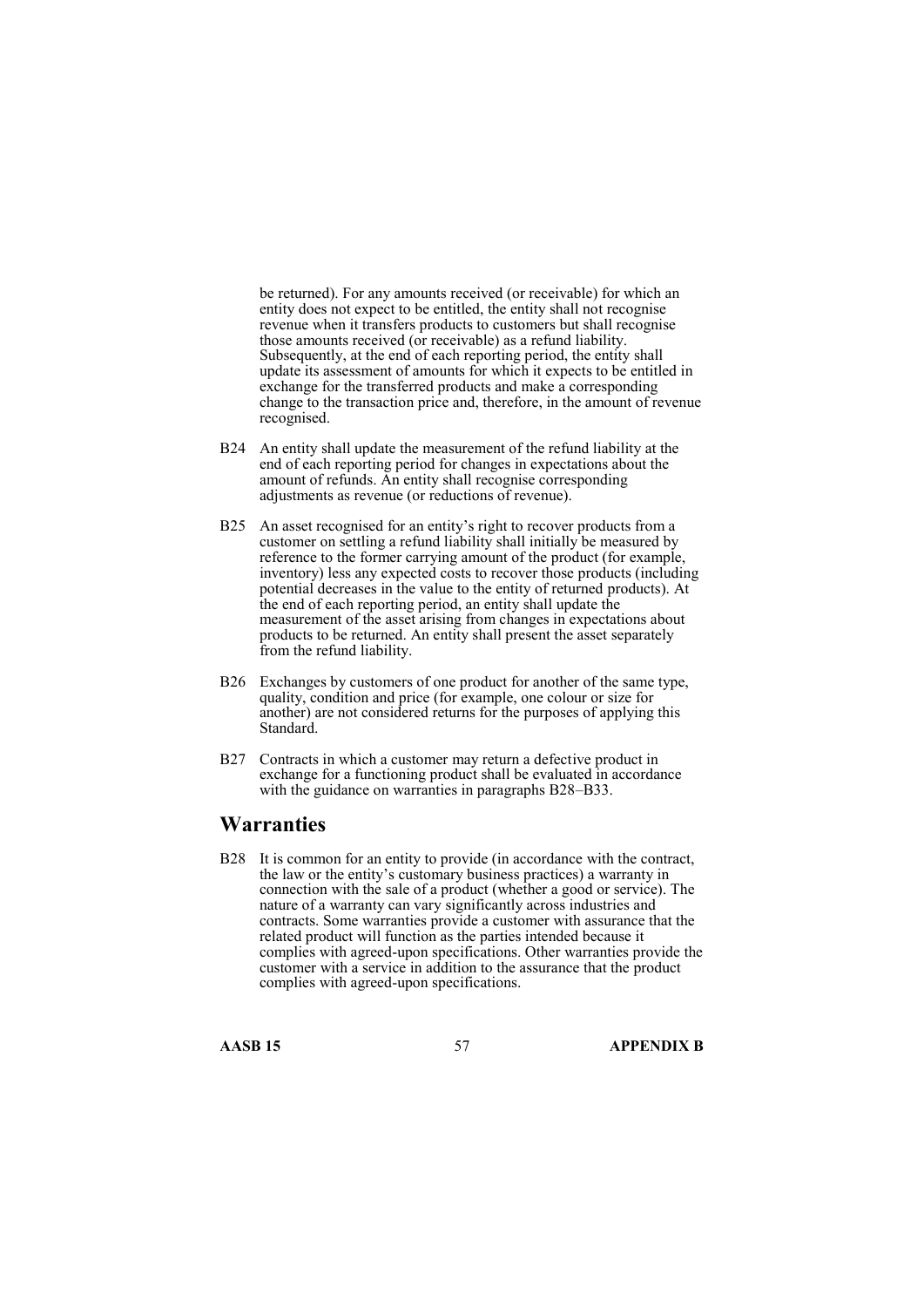be returned). For any amounts received (or receivable) for which an entity does not expect to be entitled, the entity shall not recognise revenue when it transfers products to customers but shall recognise those amounts received (or receivable) as a refund liability. Subsequently, at the end of each reporting period, the entity shall update its assessment of amounts for which it expects to be entitled in exchange for the transferred products and make a corresponding change to the transaction price and, therefore, in the amount of revenue recognised.

B24 An entity shall update the measurement of the refund liability at the end of each reporting period for changes in expectations about the amount of refunds. An entity shall recognise corresponding adjustments as revenue (or reductions of revenue).

B25 An asset recognised for an entity's right to recover products from a customer on settling a refund liability shall initially be measured by reference to the former carrying amount of the product (for example, inventory) less any expected costs to recover those products (including potential decreases in the value to the entity of returned products). At the end of each reporting period, an entity shall update the measurement of the asset arising from changes in expectations about products to be returned. An entity shall present the asset separately from the refund liability.

B26 Exchanges by customers of one product for another of the same type, quality, condition and price (for example, one colour or size for another) are not considered returns for the purposes of applying this Standard.

B27 Contracts in which a customer may return a defective product in exchange for a functioning product shall be evaluated in accordance with the guidance on warranties in paragraphs B28–B33.

## Warranties

B28 It is common for an entity to provide (in accordance with the contract, the law or the entity's customary business practices) a warranty in connection with the sale of a product (whether a good or service). The nature of a warranty can vary significantly across industries and contracts. Some warranties provide a customer with assurance that the related product will function as the parties intended because it complies with agreed-upon specifications. Other warranties provide the customer with a service in addition to the assurance that the product complies with agreed-upon specifications.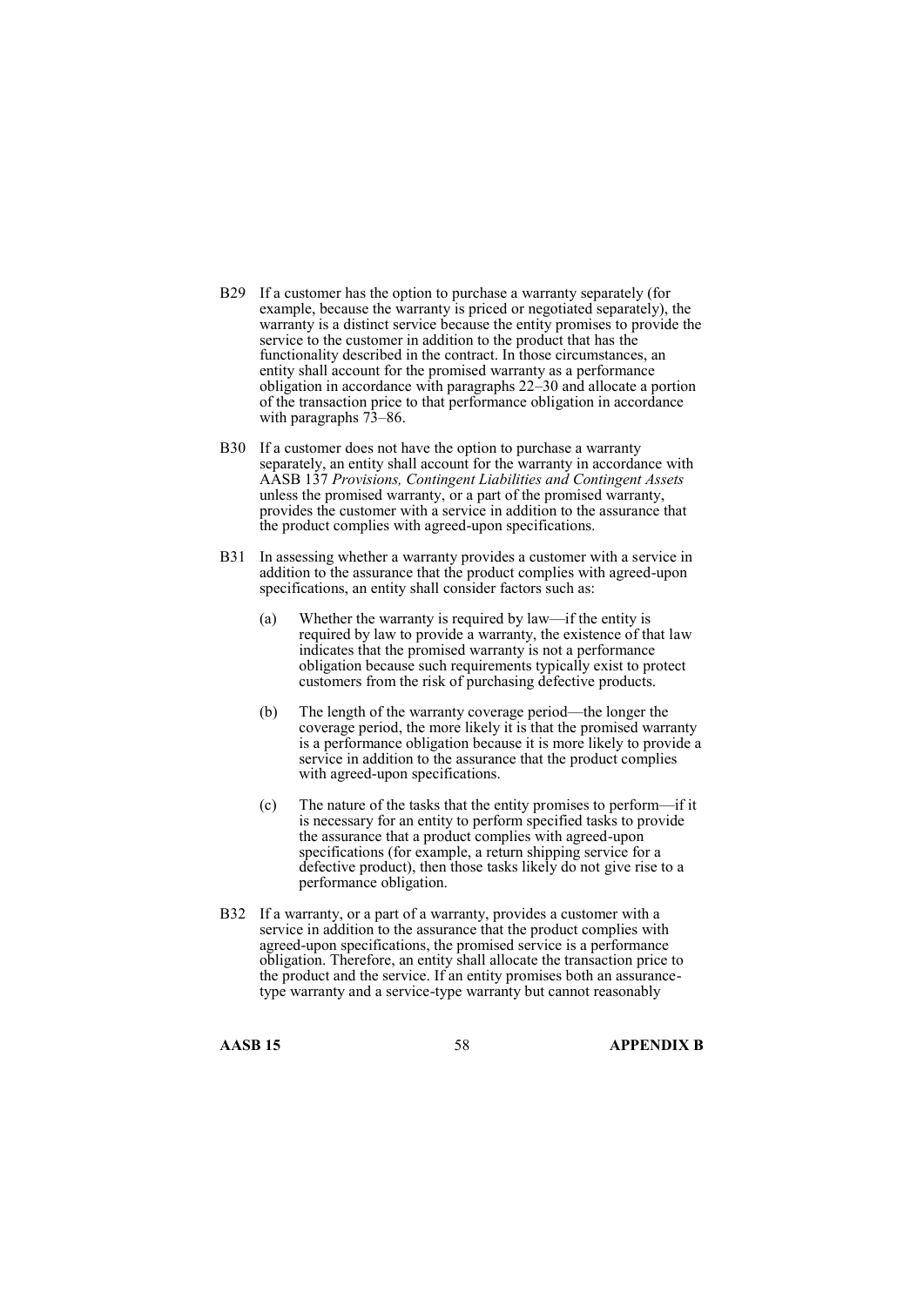B29 If a customer has the option to purchase a warranty separately (for example, because the warranty is priced or negotiated separately), the warranty is a distinct service because the entity promises to provide the service to the customer in addition to the product that has the functionality described in the contract. In those circumstances, an entity shall account for the promised warranty as a performance obligation in accordance with paragraphs 22–30 and allocate a portion of the transaction price to that performance obligation in accordance with paragraphs 73–86.

B30 If a customer does not have the option to purchase a warranty separately, an entity shall account for the warranty in accordance with AASB 137 *Provisions, Contingent Liabilities and Contingent Assets* unless the promised warranty, or a part of the promised warranty, provides the customer with a service in addition to the assurance that the product complies with agreed-upon specifications.

B31 In assessing whether a warranty provides a customer with a service in addition to the assurance that the product complies with agreed-upon specifications, an entity shall consider factors such as:

(a) Whether the warranty is required by law—if the entity is required by law to provide a warranty, the existence of that law indicates that the promised warranty is not a performance obligation because such requirements typically exist to protect customers from the risk of purchasing defective products.

(b) The length of the warranty coverage period—the longer the coverage period, the more likely it is that the promised warranty is a performance obligation because it is more likely to provide a service in addition to the assurance that the product complies with agreed-upon specifications.

(c) The nature of the tasks that the entity promises to perform—if it is necessary for an entity to perform specified tasks to provide the assurance that a product complies with agreed-upon specifications (for example, a return shipping service for a defective product), then those tasks likely do not give rise to a performance obligation.

B32 If a warranty, or a part of a warranty, provides a customer with a service in addition to the assurance that the product complies with agreed-upon specifications, the promised service is a performance obligation. Therefore, an entity shall allocate the transaction price to the product and the service. If an entity promises both an assurance-type warranty and a service-type warranty but cannot reasonably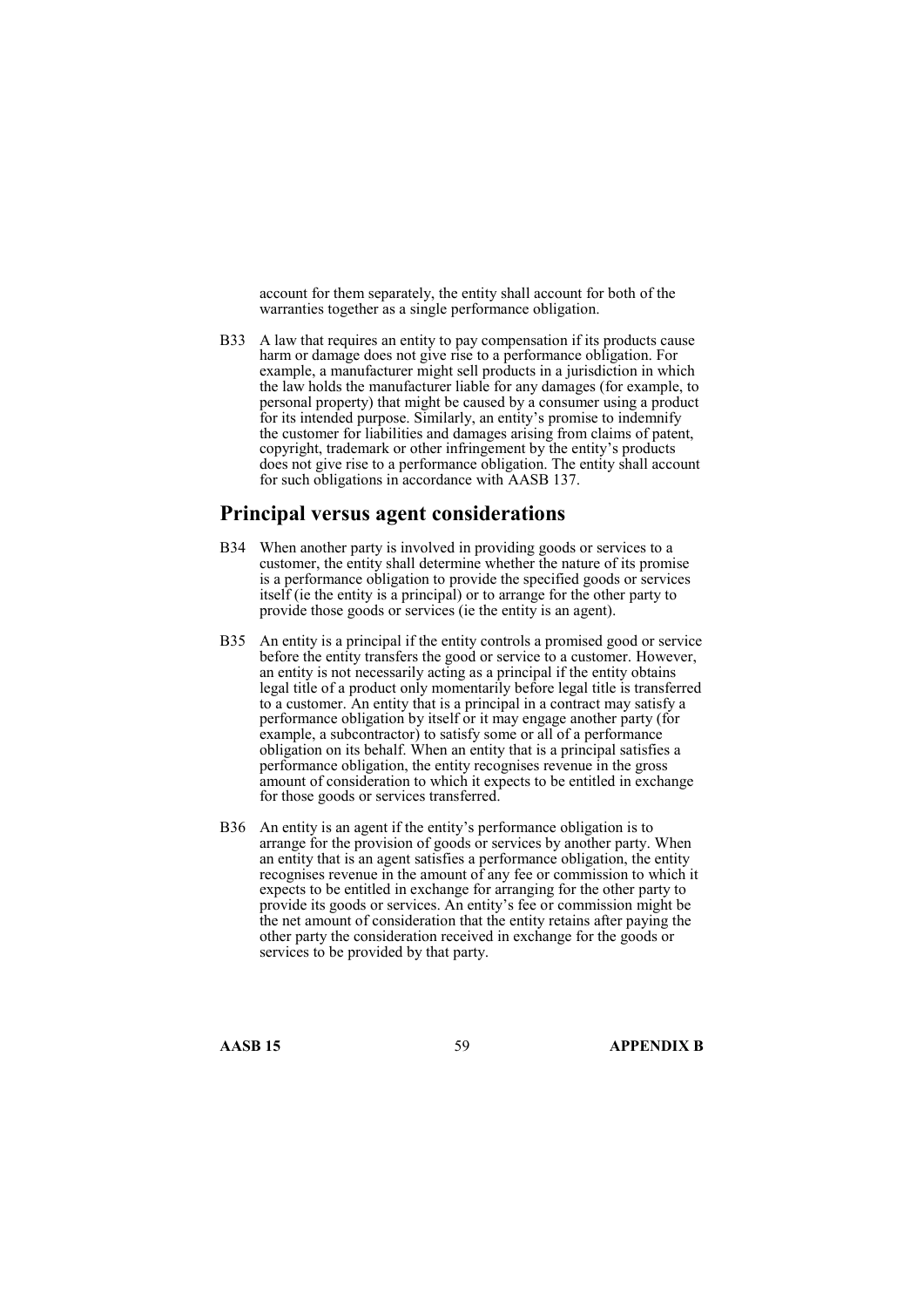account for them separately, the entity shall account for both of the warranties together as a single performance obligation.

B33 A law that requires an entity to pay compensation if its products cause harm or damage does not give rise to a performance obligation. For example, a manufacturer might sell products in a jurisdiction in which the law holds the manufacturer liable for any damages (for example, to personal property) that might be caused by a consumer using a product for its intended purpose. Similarly, an entity's promise to indemnify the customer for liabilities and damages arising from claims of patent, copyright, trademark or other infringement by the entity's products does not give rise to a performance obligation. The entity shall account for such obligations in accordance with AASB 137.

## Principal versus agent considerations

B34 When another party is involved in providing goods or services to a customer, the entity shall determine whether the nature of its promise is a performance obligation to provide the specified goods or services itself (ie the entity is a principal) or to arrange for the other party to provide those goods or services (ie the entity is an agent).

B35 An entity is a principal if the entity controls a promised good or service before the entity transfers the good or service to a customer. However, an entity is not necessarily acting as a principal if the entity obtains legal title of a product only momentarily before legal title is transferred to a customer. An entity that is a principal in a contract may satisfy a performance obligation by itself or it may engage another party (for example, a subcontractor) to satisfy some or all of a performance obligation on its behalf. When an entity that is a principal satisfies a performance obligation, the entity recognises revenue in the gross amount of consideration to which it expects to be entitled in exchange for those goods or services transferred.

B36 An entity is an agent if the entity's performance obligation is to arrange for the provision of goods or services by another party. When an entity that is an agent satisfies a performance obligation, the entity recognises revenue in the amount of any fee or commission to which it expects to be entitled in exchange for arranging for the other party to provide its goods or services. An entity's fee or commission might be the net amount of consideration that the entity retains after paying the other party the consideration received in exchange for the goods or services to be provided by that party.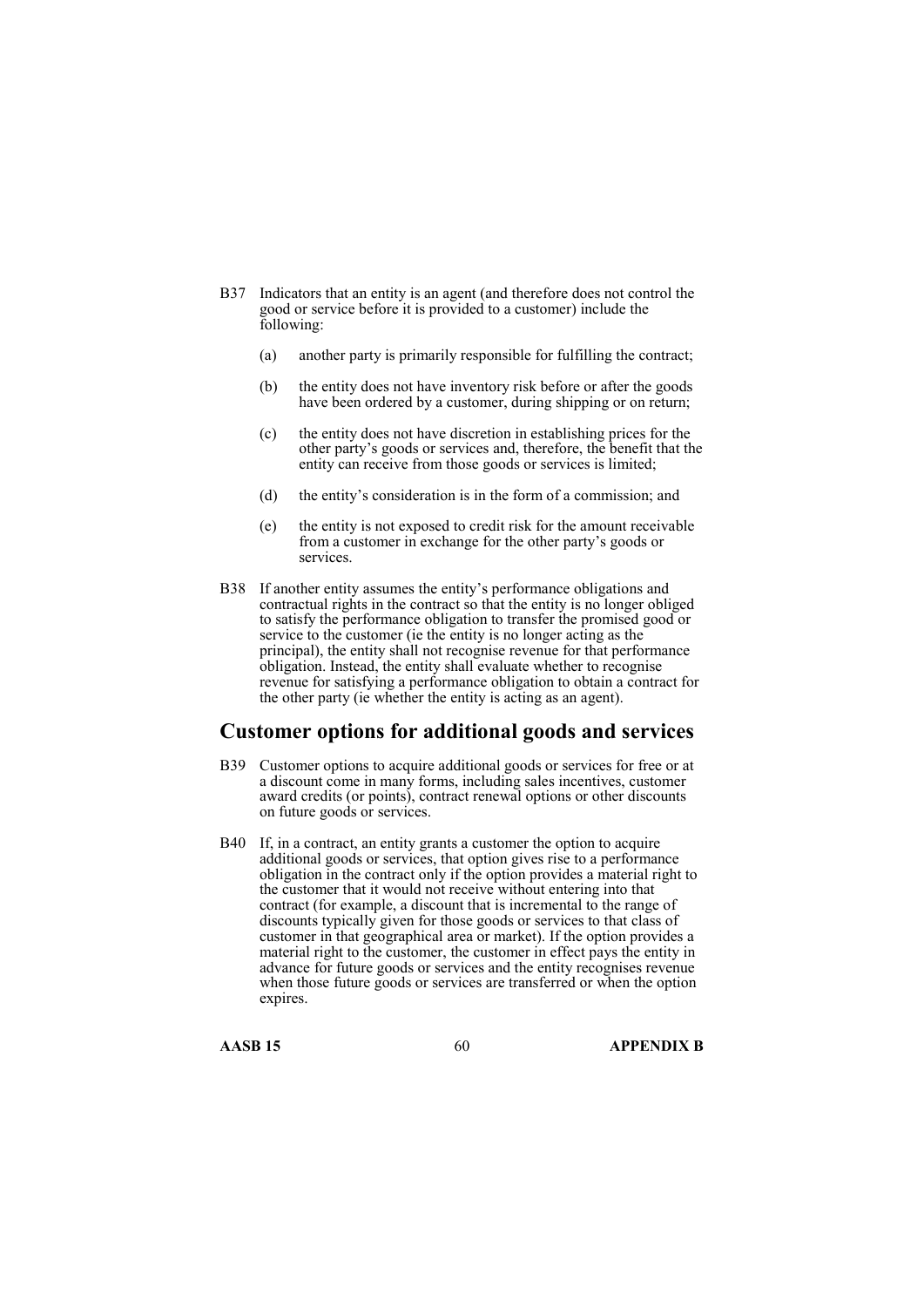B37 Indicators that an entity is an agent (and therefore does not control the good or service before it is provided to a customer) include the following:

(a) another party is primarily responsible for fulfilling the contract;

(b) the entity does not have inventory risk before or after the goods have been ordered by a customer, during shipping or on return;

(c) the entity does not have discretion in establishing prices for the other party's goods or services and, therefore, the benefit that the entity can receive from those goods or services is limited;

(d) the entity's consideration is in the form of a commission; and

(e) the entity is not exposed to credit risk for the amount receivable from a customer in exchange for the other party's goods or services.

B38 If another entity assumes the entity's performance obligations and contractual rights in the contract so that the entity is no longer obliged to satisfy the performance obligation to transfer the promised good or service to the customer (ie the entity is no longer acting as the principal), the entity shall not recognise revenue for that performance obligation. Instead, the entity shall evaluate whether to recognise revenue for satisfying a performance obligation to obtain a contract for the other party (ie whether the entity is acting as an agent).

## Customer options for additional goods and services

B39 Customer options to acquire additional goods or services for free or at a discount come in many forms, including sales incentives, customer award credits (or points), contract renewal options or other discounts on future goods or services.

B40 If, in a contract, an entity grants a customer the option to acquire additional goods or services, that option gives rise to a performance obligation in the contract only if the option provides a material right to the customer that it would not receive without entering into that contract (for example, a discount that is incremental to the range of discounts typically given for those goods or services to that class of customer in that geographical area or market). If the option provides a material right to the customer, the customer in effect pays the entity in advance for future goods or services and the entity recognises revenue when those future goods or services are transferred or when the option expires.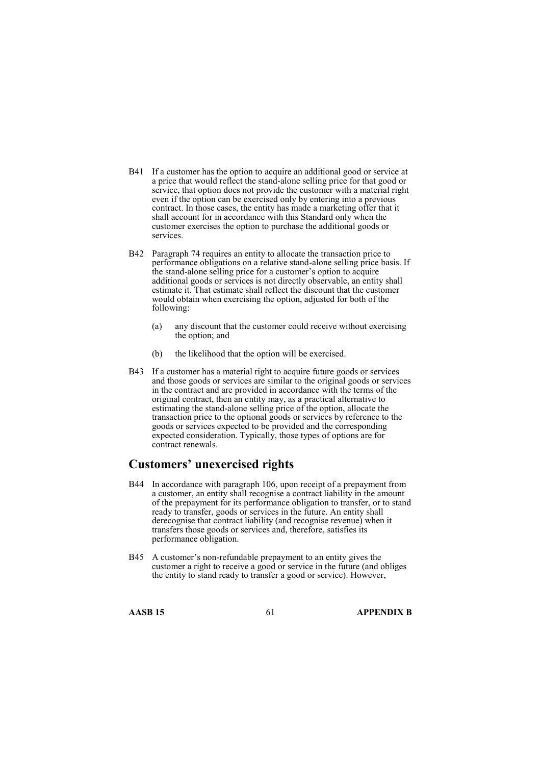B41 If a customer has the option to acquire an additional good or service at a price that would reflect the stand-alone selling price for that good or service, that option does not provide the customer with a material right even if the option can be exercised only by entering into a previous contract. In those cases, the entity has made a marketing offer that it shall account for in accordance with this Standard only when the customer exercises the option to purchase the additional goods or services.

B42 Paragraph 74 requires an entity to allocate the transaction price to performance obligations on a relative stand-alone selling price basis. If the stand-alone selling price for a customer's option to acquire additional goods or services is not directly observable, an entity shall estimate it. That estimate shall reflect the discount that the customer would obtain when exercising the option, adjusted for both of the following:

(a) any discount that the customer could receive without exercising the option; and

(b) the likelihood that the option will be exercised.

B43 If a customer has a material right to acquire future goods or services and those goods or services are similar to the original goods or services in the contract and are provided in accordance with the terms of the original contract, then an entity may, as a practical alternative to estimating the stand-alone selling price of the option, allocate the transaction price to the optional goods or services by reference to the goods or services expected to be provided and the corresponding expected consideration. Typically, those types of options are for contract renewals.

## Customers' unexercised rights

B44 In accordance with paragraph 106, upon receipt of a prepayment from a customer, an entity shall recognise a contract liability in the amount of the prepayment for its performance obligation to transfer, or to stand ready to transfer, goods or services in the future. An entity shall derecognise that contract liability (and recognise revenue) when it transfers those goods or services and, therefore, satisfies its performance obligation.

B45 A customer's non-refundable prepayment to an entity gives the customer a right to receive a good or service in the future (and obliges the entity to stand ready to transfer a good or service). However,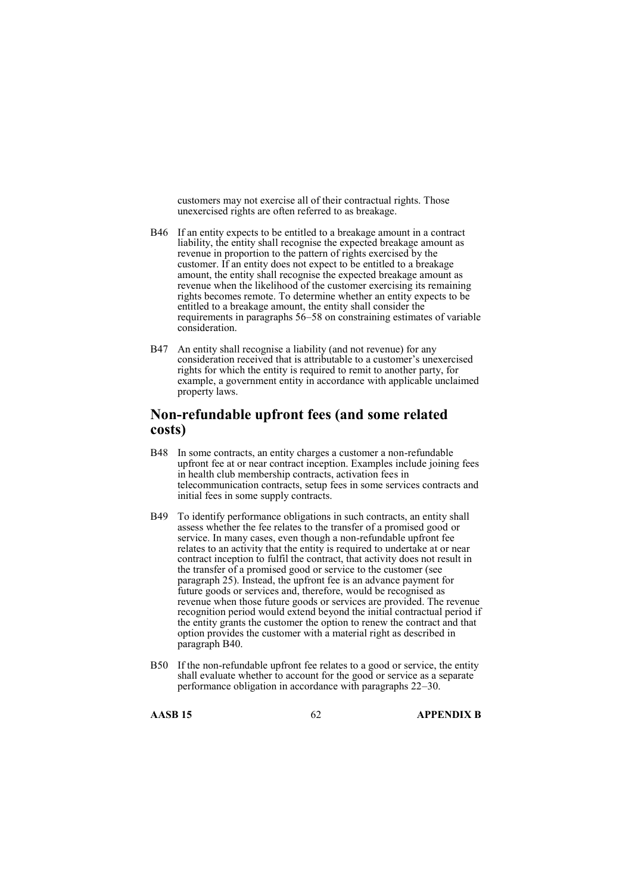customers may not exercise all of their contractual rights. Those unexercised rights are often referred to as breakage.

B46 If an entity expects to be entitled to a breakage amount in a contract liability, the entity shall recognise the expected breakage amount as revenue in proportion to the pattern of rights exercised by the customer. If an entity does not expect to be entitled to a breakage amount, the entity shall recognise the expected breakage amount as revenue when the likelihood of the customer exercising its remaining rights becomes remote. To determine whether an entity expects to be entitled to a breakage amount, the entity shall consider the requirements in paragraphs 56–58 on constraining estimates of variable consideration.

B47 An entity shall recognise a liability (and not revenue) for any consideration received that is attributable to a customer's unexercised rights for which the entity is required to remit to another party, for example, a government entity in accordance with applicable unclaimed property laws.

## Non-refundable upfront fees (and some related costs)

B48 In some contracts, an entity charges a customer a non-refundable upfront fee at or near contract inception. Examples include joining fees in health club membership contracts, activation fees in telecommunication contracts, setup fees in some services contracts and initial fees in some supply contracts.

B49 To identify performance obligations in such contracts, an entity shall assess whether the fee relates to the transfer of a promised good or service. In many cases, even though a non-refundable upfront fee relates to an activity that the entity is required to undertake at or near contract inception to fulfil the contract, that activity does not result in the transfer of a promised good or service to the customer (see paragraph 25). Instead, the upfront fee is an advance payment for future goods or services and, therefore, would be recognised as revenue when those future goods or services are provided. The revenue recognition period would extend beyond the initial contractual period if the entity grants the customer the option to renew the contract and that option provides the customer with a material right as described in paragraph B40.

B50 If the non-refundable upfront fee relates to a good or service, the entity shall evaluate whether to account for the good or service as a separate performance obligation in accordance with paragraphs 22–30.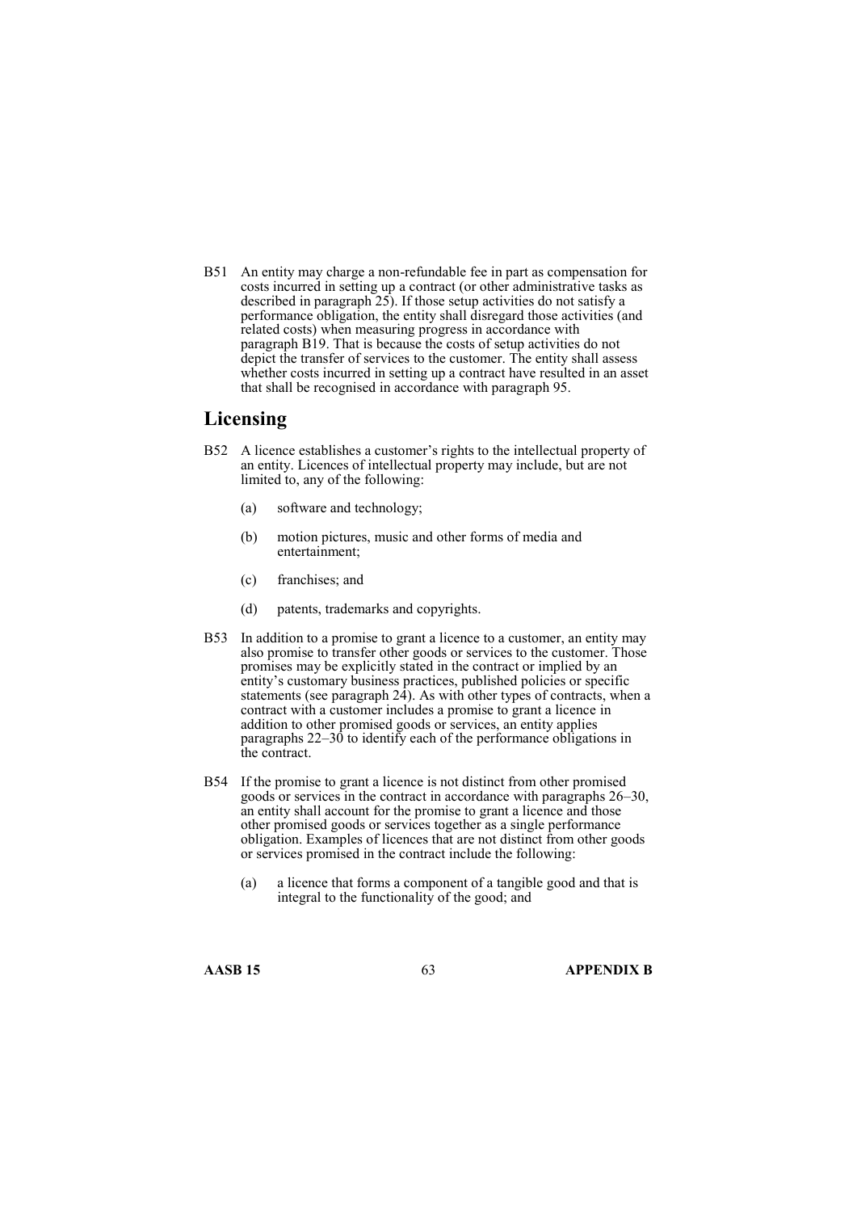B51 An entity may charge a non-refundable fee in part as compensation for costs incurred in setting up a contract (or other administrative tasks as described in paragraph 25). If those setup activities do not satisfy a performance obligation, the entity shall disregard those activities (and related costs) when measuring progress in accordance with paragraph B19. That is because the costs of setup activities do not depict the transfer of services to the customer. The entity shall assess whether costs incurred in setting up a contract have resulted in an asset that shall be recognised in accordance with paragraph 95.

## Licensing

B52 A licence establishes a customer's rights to the intellectual property of an entity. Licences of intellectual property may include, but are not limited to, any of the following:

(a) software and technology;

(b) motion pictures, music and other forms of media and entertainment;

(c) franchises; and

(d) patents, trademarks and copyrights.

B53 In addition to a promise to grant a licence to a customer, an entity may also promise to transfer other goods or services to the customer. Those promises may be explicitly stated in the contract or implied by an entity's customary business practices, published policies or specific statements (see paragraph 24). As with other types of contracts, when a contract with a customer includes a promise to grant a licence in addition to other promised goods or services, an entity applies paragraphs 22–30 to identify each of the performance obligations in the contract.

B54 If the promise to grant a licence is not distinct from other promised goods or services in the contract in accordance with paragraphs 26–30, an entity shall account for the promise to grant a licence and those other promised goods or services together as a single performance obligation. Examples of licences that are not distinct from other goods or services promised in the contract include the following:

(a) a licence that forms a component of a tangible good and that is integral to the functionality of the good; and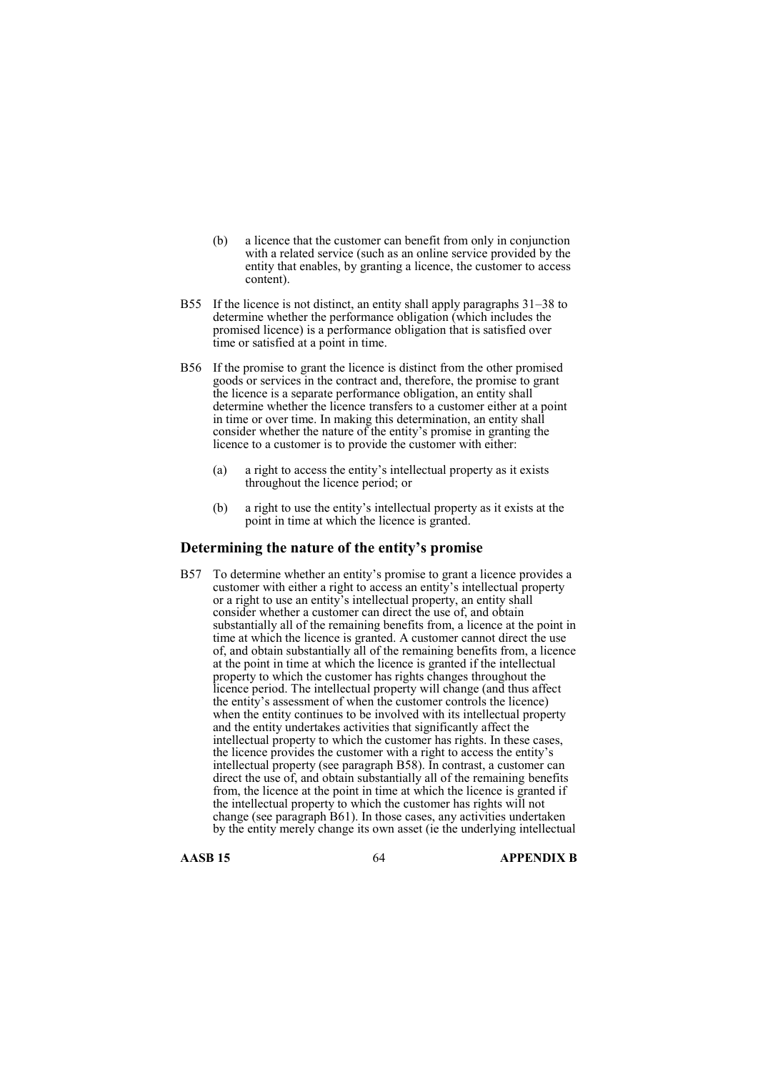(b) a licence that the customer can benefit from only in conjunction with a related service (such as an online service provided by the entity that enables, by granting a licence, the customer to access content).

B55 If the licence is not distinct, an entity shall apply paragraphs 31–38 to determine whether the performance obligation (which includes the promised licence) is a performance obligation that is satisfied over time or satisfied at a point in time.

B56 If the promise to grant the licence is distinct from the other promised goods or services in the contract and, therefore, the promise to grant the licence is a separate performance obligation, an entity shall determine whether the licence transfers to a customer either at a point in time or over time. In making this determination, an entity shall consider whether the nature of the entity's promise in granting the licence to a customer is to provide the customer with either:

(a) a right to access the entity's intellectual property as it exists throughout the licence period; or

(b) a right to use the entity's intellectual property as it exists at the point in time at which the licence is granted.

## Determining the nature of the entity's promise

B57 To determine whether an entity's promise to grant a licence provides a customer with either a right to access an entity's intellectual property or a right to use an entity's intellectual property, an entity shall consider whether a customer can direct the use of, and obtain substantially all of the remaining benefits from, a licence at the point in time at which the licence is granted. A customer cannot direct the use of, and obtain substantially all of the remaining benefits from, a licence at the point in time at which the licence is granted if the intellectual property to which the customer has rights changes throughout the licence period. The intellectual property will change (and thus affect the entity's assessment of when the customer controls the licence) when the entity continues to be involved with its intellectual property and the entity undertakes activities that significantly affect the intellectual property to which the customer has rights. In these cases, the licence provides the customer with a right to access the entity's intellectual property (see paragraph B58). In contrast, a customer can direct the use of, and obtain substantially all of the remaining benefits from, the licence at the point in time at which the licence is granted if the intellectual property to which the customer has rights will not change (see paragraph B61). In those cases, any activities undertaken by the entity merely change its own asset (ie the underlying intellectual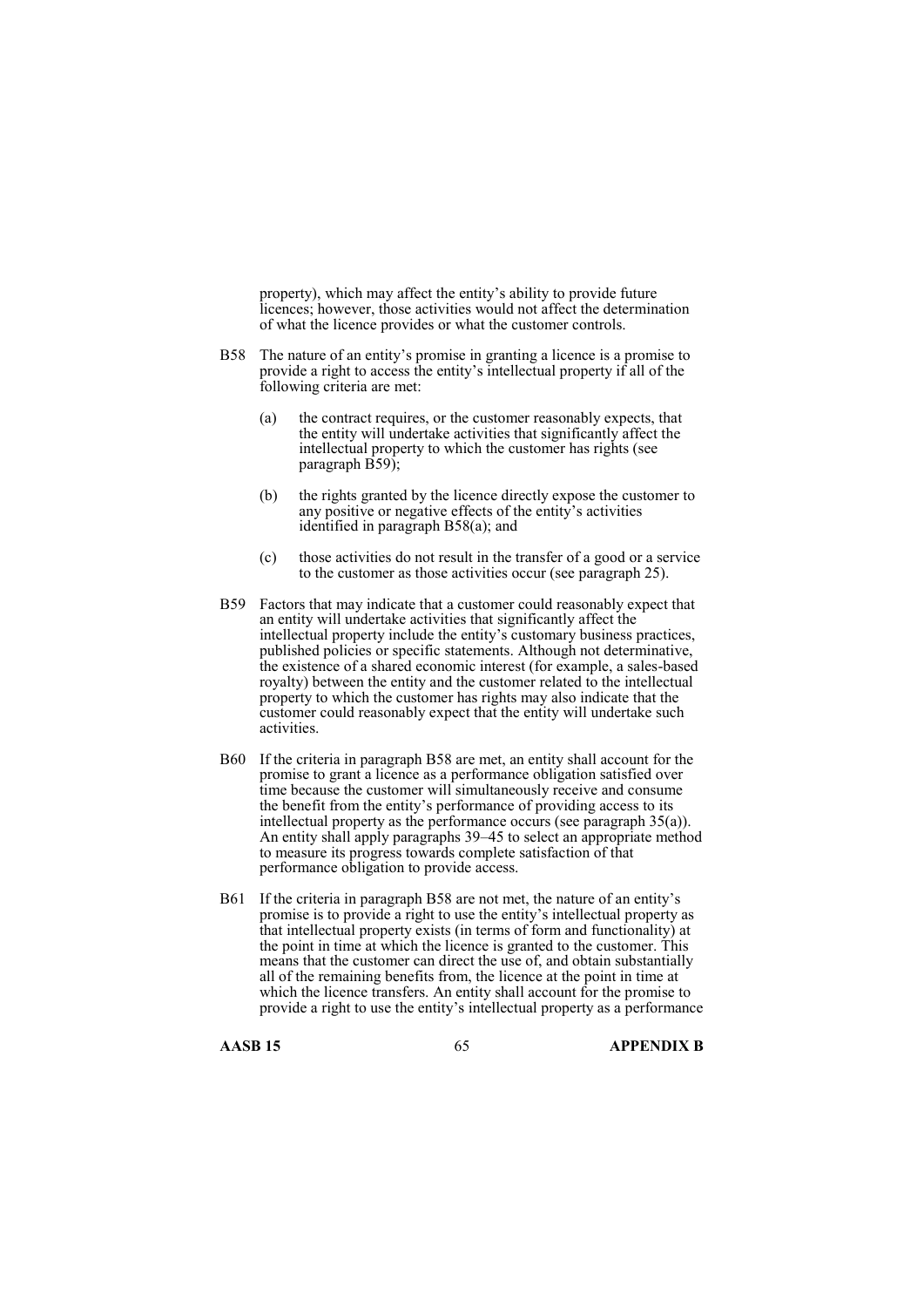property), which may affect the entity's ability to provide future licences; however, those activities would not affect the determination of what the licence provides or what the customer controls.

B58 The nature of an entity's promise in granting a licence is a promise to provide a right to access the entity's intellectual property if all of the following criteria are met:

(a) the contract requires, or the customer reasonably expects, that the entity will undertake activities that significantly affect the intellectual property to which the customer has rights (see paragraph B59);

(b) the rights granted by the licence directly expose the customer to any positive or negative effects of the entity's activities identified in paragraph B58(a); and

(c) those activities do not result in the transfer of a good or a service to the customer as those activities occur (see paragraph 25).

B59 Factors that may indicate that a customer could reasonably expect that an entity will undertake activities that significantly affect the intellectual property include the entity's customary business practices, published policies or specific statements. Although not determinative, the existence of a shared economic interest (for example, a sales-based royalty) between the entity and the customer related to the intellectual property to which the customer has rights may also indicate that the customer could reasonably expect that the entity will undertake such activities.

B60 If the criteria in paragraph B58 are met, an entity shall account for the promise to grant a licence as a performance obligation satisfied over time because the customer will simultaneously receive and consume the benefit from the entity's performance of providing access to its intellectual property as the performance occurs (see paragraph 35(a)). An entity shall apply paragraphs 39–45 to select an appropriate method to measure its progress towards complete satisfaction of that performance obligation to provide access.

B61 If the criteria in paragraph B58 are not met, the nature of an entity's promise is to provide a right to use the entity's intellectual property as that intellectual property exists (in terms of form and functionality) at the point in time at which the licence is granted to the customer. This means that the customer can direct the use of, and obtain substantially all of the remaining benefits from, the licence at the point in time at which the licence transfers. An entity shall account for the promise to provide a right to use the entity's intellectual property as a performance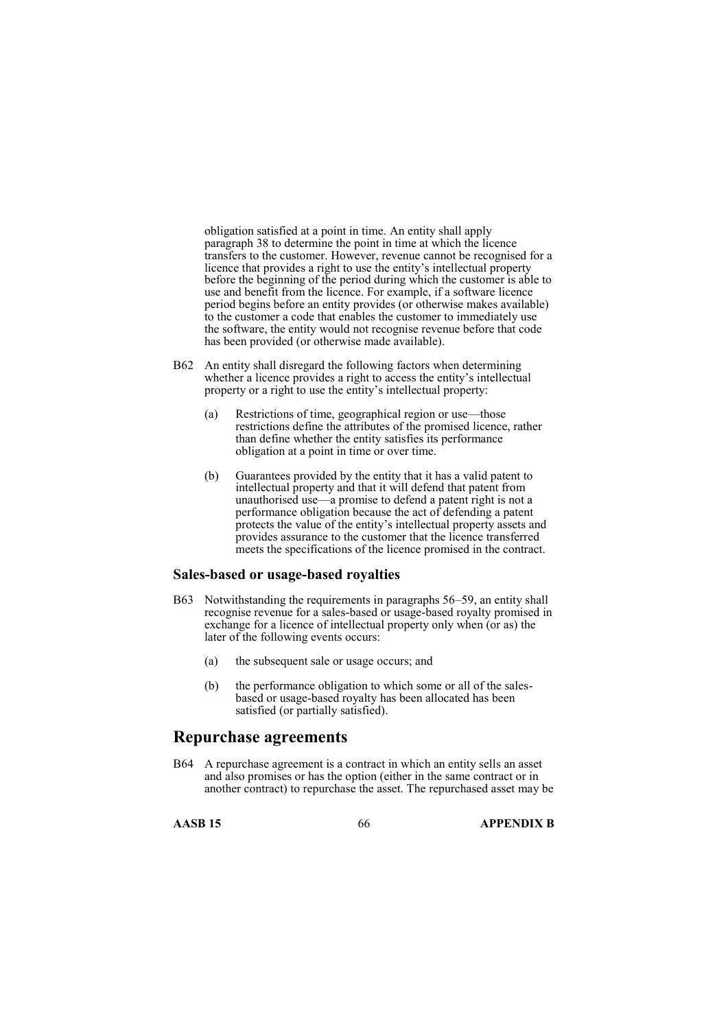obligation satisfied at a point in time. An entity shall apply paragraph 38 to determine the point in time at which the licence transfers to the customer. However, revenue cannot be recognised for a licence that provides a right to use the entity's intellectual property before the beginning of the period during which the customer is able to use and benefit from the licence. For example, if a software licence period begins before an entity provides (or otherwise makes available) to the customer a code that enables the customer to immediately use the software, the entity would not recognise revenue before that code has been provided (or otherwise made available).

B62 An entity shall disregard the following factors when determining whether a licence provides a right to access the entity's intellectual property or a right to use the entity's intellectual property:

(a) Restrictions of time, geographical region or use—those restrictions define the attributes of the promised licence, rather than define whether the entity satisfies its performance obligation at a point in time or over time.

(b) Guarantees provided by the entity that it has a valid patent to intellectual property and that it will defend that patent from unauthorised use—a promise to defend a patent right is not a performance obligation because the act of defending a patent protects the value of the entity's intellectual property assets and provides assurance to the customer that the licence transferred meets the specifications of the licence promised in the contract.

### Sales-based or usage-based royalties

B63 Notwithstanding the requirements in paragraphs 56–59, an entity shall recognise revenue for a sales-based or usage-based royalty promised in exchange for a licence of intellectual property only when (or as) the later of the following events occurs:

(a) the subsequent sale or usage occurs; and

(b) the performance obligation to which some or all of the sales-based or usage-based royalty has been allocated has been satisfied (or partially satisfied).

## Repurchase agreements

B64 A repurchase agreement is a contract in which an entity sells an asset and also promises or has the option (either in the same contract or in another contract) to repurchase the asset. The repurchased asset may be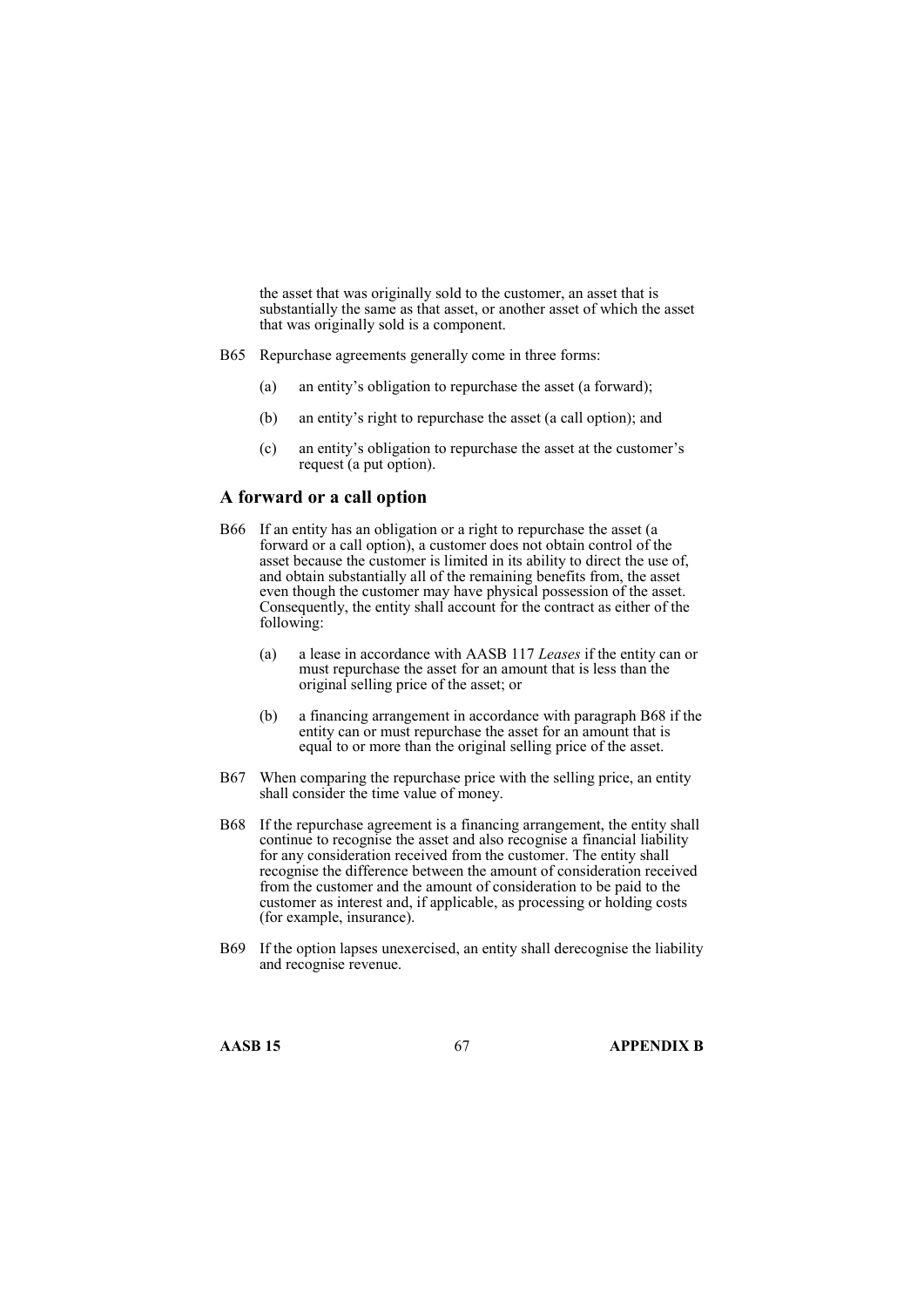the asset that was originally sold to the customer, an asset that is substantially the same as that asset, or another asset of which the asset that was originally sold is a component.

B65 Repurchase agreements generally come in three forms:

(a) an entity's obligation to repurchase the asset (a forward);

(b) an entity's right to repurchase the asset (a call option); and

(c) an entity's obligation to repurchase the asset at the customer's request (a put option).

## A forward or a call option

B66 If an entity has an obligation or a right to repurchase the asset (a forward or a call option), a customer does not obtain control of the asset because the customer is limited in its ability to direct the use of, and obtain substantially all of the remaining benefits from, the asset even though the customer may have physical possession of the asset. Consequently, the entity shall account for the contract as either of the following:

(a) a lease in accordance with AASB 117 *Leases* if the entity can or must repurchase the asset for an amount that is less than the original selling price of the asset; or

(b) a financing arrangement in accordance with paragraph B68 if the entity can or must repurchase the asset for an amount that is equal to or more than the original selling price of the asset.

B67 When comparing the repurchase price with the selling price, an entity shall consider the time value of money.

B68 If the repurchase agreement is a financing arrangement, the entity shall continue to recognise the asset and also recognise a financial liability for any consideration received from the customer. The entity shall recognise the difference between the amount of consideration received from the customer and the amount of consideration to be paid to the customer as interest and, if applicable, as processing or holding costs (for example, insurance).

B69 If the option lapses unexercised, an entity shall derecognise the liability and recognise revenue.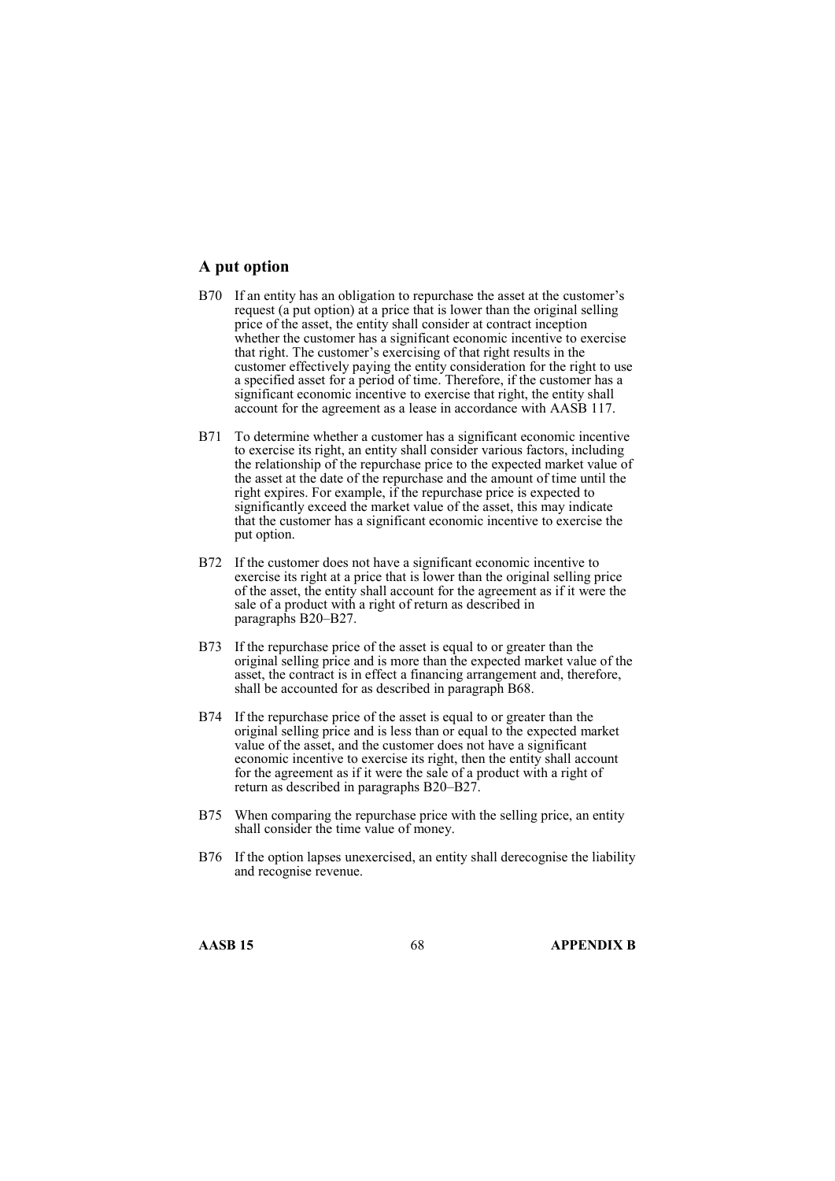### A put option

B70 If an entity has an obligation to repurchase the asset at the customer's request (a put option) at a price that is lower than the original selling price of the asset, the entity shall consider at contract inception whether the customer has a significant economic incentive to exercise that right. The customer's exercising of that right results in the customer effectively paying the entity consideration for the right to use a specified asset for a period of time. Therefore, if the customer has a significant economic incentive to exercise that right, the entity shall account for the agreement as a lease in accordance with AASB 117.

B71 To determine whether a customer has a significant economic incentive to exercise its right, an entity shall consider various factors, including the relationship of the repurchase price to the expected market value of the asset at the date of the repurchase and the amount of time until the right expires. For example, if the repurchase price is expected to significantly exceed the market value of the asset, this may indicate that the customer has a significant economic incentive to exercise the put option.

B72 If the customer does not have a significant economic incentive to exercise its right at a price that is lower than the original selling price of the asset, the entity shall account for the agreement as if it were the sale of a product with a right of return as described in paragraphs B20–B27.

B73 If the repurchase price of the asset is equal to or greater than the original selling price and is more than the expected market value of the asset, the contract is in effect a financing arrangement and, therefore, shall be accounted for as described in paragraph B68.

B74 If the repurchase price of the asset is equal to or greater than the original selling price and is less than or equal to the expected market value of the asset, and the customer does not have a significant economic incentive to exercise its right, then the entity shall account for the agreement as if it were the sale of a product with a right of return as described in paragraphs B20–B27.

B75 When comparing the repurchase price with the selling price, an entity shall consider the time value of money.

B76 If the option lapses unexercised, an entity shall derecognise the liability and recognise revenue.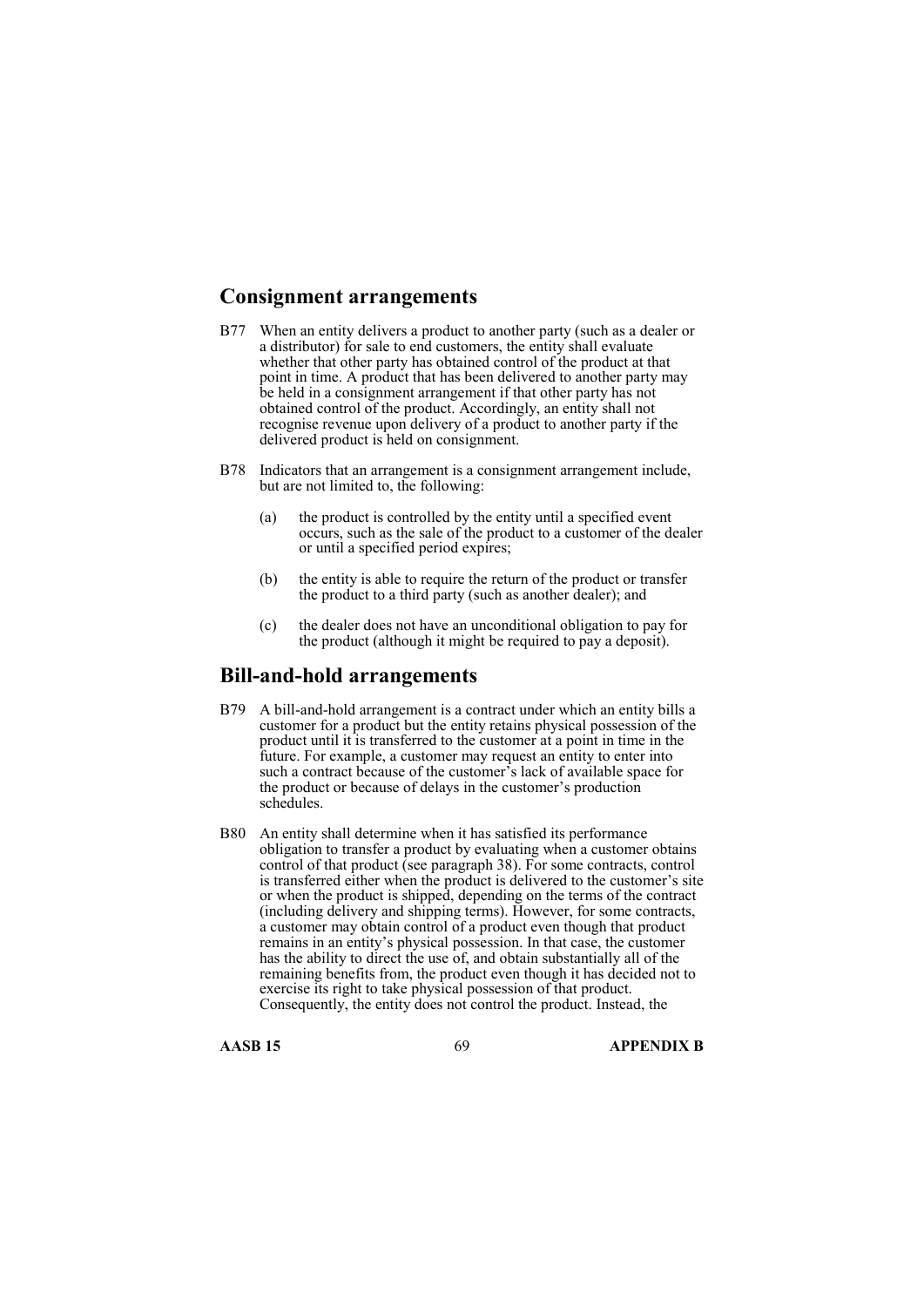## Consignment arrangements

B77 When an entity delivers a product to another party (such as a dealer or a distributor) for sale to end customers, the entity shall evaluate whether that other party has obtained control of the product at that point in time. A product that has been delivered to another party may be held in a consignment arrangement if that other party has not obtained control of the product. Accordingly, an entity shall not recognise revenue upon delivery of a product to another party if the delivered product is held on consignment.

B78 Indicators that an arrangement is a consignment arrangement include, but are not limited to, the following:

(a) the product is controlled by the entity until a specified event occurs, such as the sale of the product to a customer of the dealer or until a specified period expires;

(b) the entity is able to require the return of the product or transfer the product to a third party (such as another dealer); and

(c) the dealer does not have an unconditional obligation to pay for the product (although it might be required to pay a deposit).

## Bill-and-hold arrangements

B79 A bill-and-hold arrangement is a contract under which an entity bills a customer for a product but the entity retains physical possession of the product until it is transferred to the customer at a point in time in the future. For example, a customer may request an entity to enter into such a contract because of the customer's lack of available space for the product or because of delays in the customer's production schedules.

B80 An entity shall determine when it has satisfied its performance obligation to transfer a product by evaluating when a customer obtains control of that product (see paragraph 38). For some contracts, control is transferred either when the product is delivered to the customer's site or when the product is shipped, depending on the terms of the contract (including delivery and shipping terms). However, for some contracts, a customer may obtain control of a product even though that product remains in an entity's physical possession. In that case, the customer has the ability to direct the use of, and obtain substantially all of the remaining benefits from, the product even though it has decided not to exercise its right to take physical possession of that product. Consequently, the entity does not control the product. Instead, the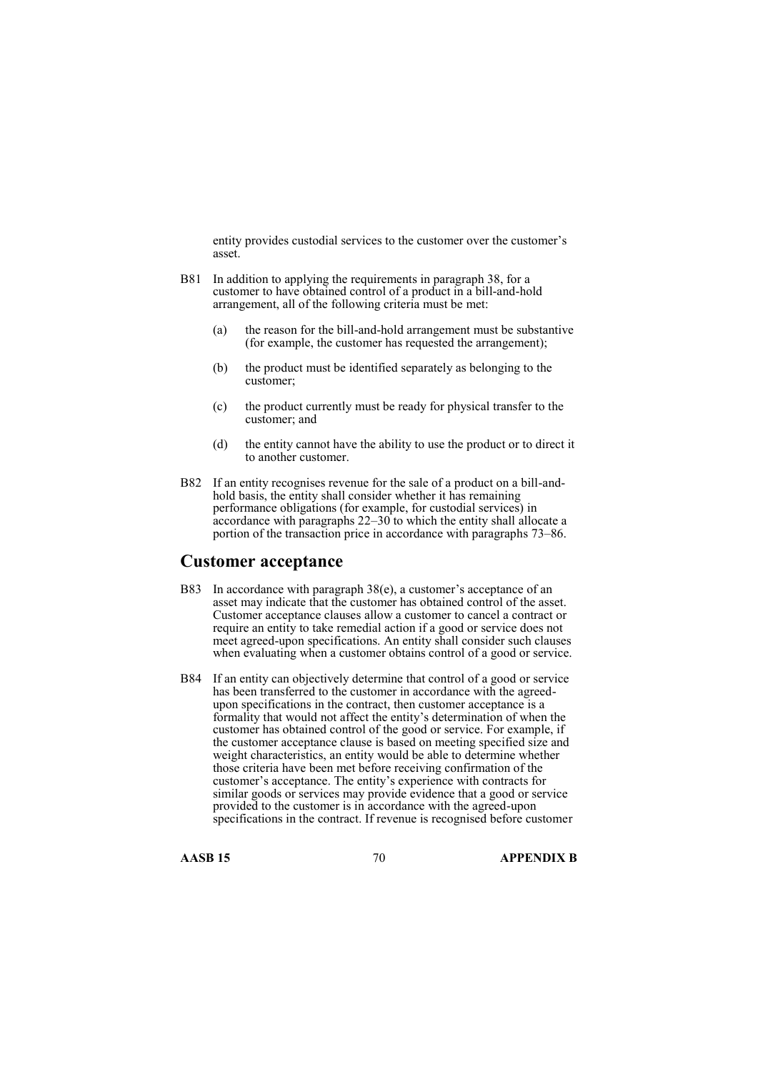entity provides custodial services to the customer over the customer's asset.

B81 In addition to applying the requirements in paragraph 38, for a customer to have obtained control of a product in a bill-and-hold arrangement, all of the following criteria must be met:

(a) the reason for the bill-and-hold arrangement must be substantive (for example, the customer has requested the arrangement);

(b) the product must be identified separately as belonging to the customer;

(c) the product currently must be ready for physical transfer to the customer; and

(d) the entity cannot have the ability to use the product or to direct it to another customer.

B82 If an entity recognises revenue for the sale of a product on a bill-and-hold basis, the entity shall consider whether it has remaining performance obligations (for example, for custodial services) in accordance with paragraphs 22–30 to which the entity shall allocate a portion of the transaction price in accordance with paragraphs 73–86.

## Customer acceptance

B83 In accordance with paragraph 38(e), a customer's acceptance of an asset may indicate that the customer has obtained control of the asset. Customer acceptance clauses allow a customer to cancel a contract or require an entity to take remedial action if a good or service does not meet agreed-upon specifications. An entity shall consider such clauses when evaluating when a customer obtains control of a good or service.

B84 If an entity can objectively determine that control of a good or service has been transferred to the customer in accordance with the agreed-upon specifications in the contract, then customer acceptance is a formality that would not affect the entity's determination of when the customer has obtained control of the good or service. For example, if the customer acceptance clause is based on meeting specified size and weight characteristics, an entity would be able to determine whether those criteria have been met before receiving confirmation of the customer's acceptance. The entity's experience with contracts for similar goods or services may provide evidence that a good or service provided to the customer is in accordance with the agreed-upon specifications in the contract. If revenue is recognised before customer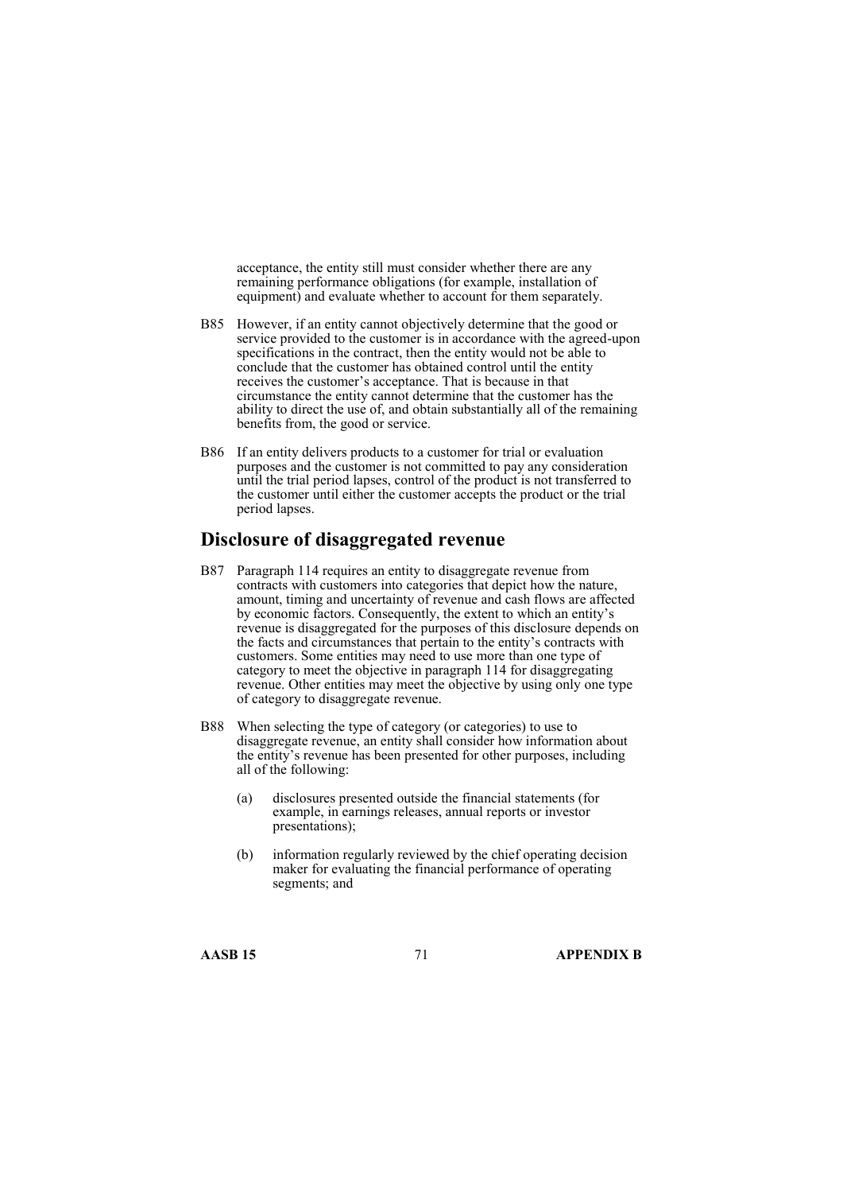acceptance, the entity still must consider whether there are any remaining performance obligations (for example, installation of equipment) and evaluate whether to account for them separately.

B85 However, if an entity cannot objectively determine that the good or service provided to the customer is in accordance with the agreed-upon specifications in the contract, then the entity would not be able to conclude that the customer has obtained control until the entity receives the customer's acceptance. That is because in that circumstance the entity cannot determine that the customer has the ability to direct the use of, and obtain substantially all of the remaining benefits from, the good or service.

B86 If an entity delivers products to a customer for trial or evaluation purposes and the customer is not committed to pay any consideration until the trial period lapses, control of the product is not transferred to the customer until either the customer accepts the product or the trial period lapses.

## Disclosure of disaggregated revenue

B87 Paragraph 114 requires an entity to disaggregate revenue from contracts with customers into categories that depict how the nature, amount, timing and uncertainty of revenue and cash flows are affected by economic factors. Consequently, the extent to which an entity's revenue is disaggregated for the purposes of this disclosure depends on the facts and circumstances that pertain to the entity's contracts with customers. Some entities may need to use more than one type of category to meet the objective in paragraph 114 for disaggregating revenue. Other entities may meet the objective by using only one type of category to disaggregate revenue.

B88 When selecting the type of category (or categories) to use to disaggregate revenue, an entity shall consider how information about the entity's revenue has been presented for other purposes, including all of the following:

(a) disclosures presented outside the financial statements (for example, in earnings releases, annual reports or investor presentations);

(b) information regularly reviewed by the chief operating decision maker for evaluating the financial performance of operating segments; and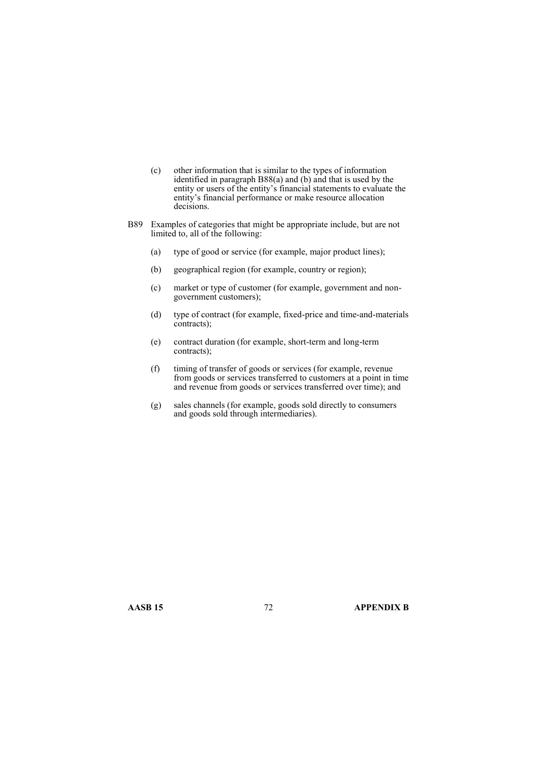(c) other information that is similar to the types of information identified in paragraph B88(a) and (b) and that is used by the entity or users of the entity's financial statements to evaluate the entity's financial performance or make resource allocation decisions.

B89 Examples of categories that might be appropriate include, but are not limited to, all of the following:

(a) type of good or service (for example, major product lines);

(b) geographical region (for example, country or region);

(c) market or type of customer (for example, government and non-government customers);

(d) type of contract (for example, fixed-price and time-and-materials contracts);

(e) contract duration (for example, short-term and long-term contracts);

(f) timing of transfer of goods or services (for example, revenue from goods or services transferred to customers at a point in time and revenue from goods or services transferred over time); and

(g) sales channels (for example, goods sold directly to consumers and goods sold through intermediaries).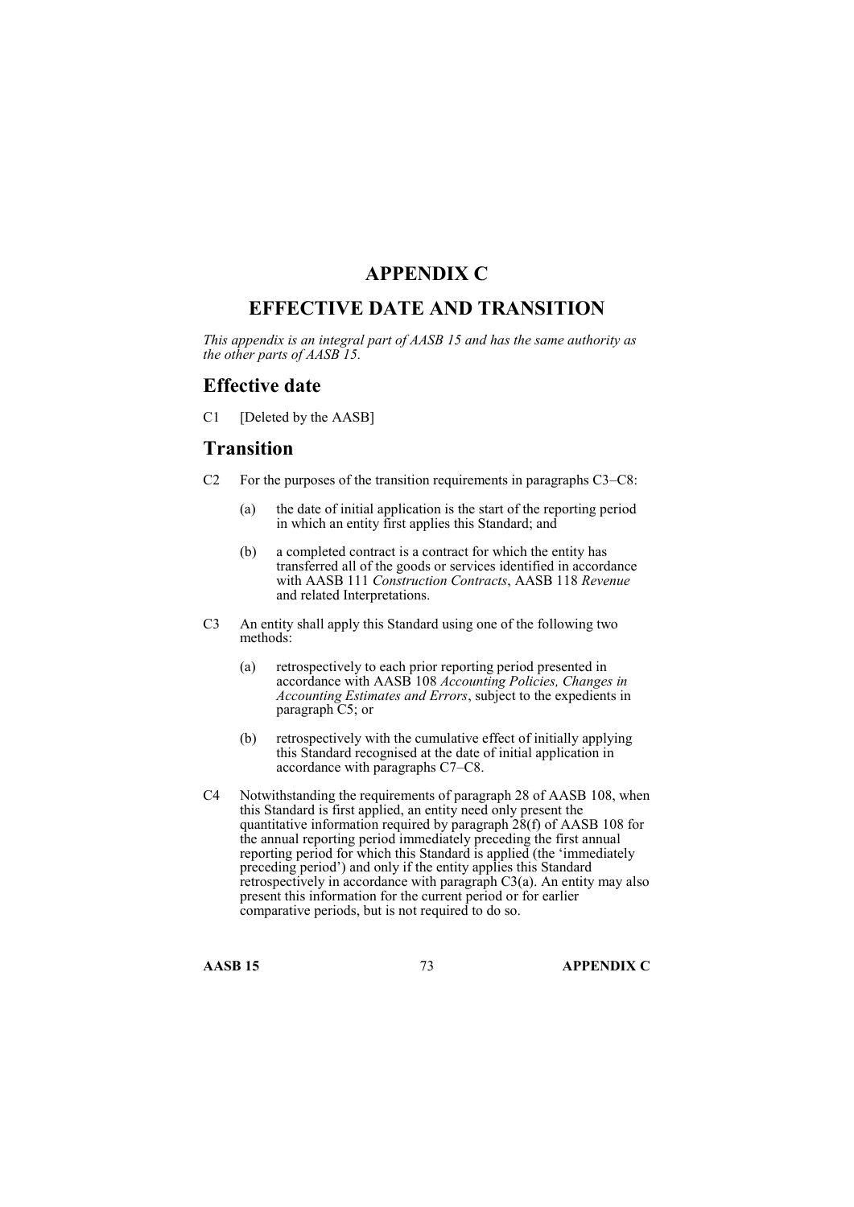# APPENDIX C

# EFFECTIVE DATE AND TRANSITION

*This appendix is an integral part of AASB 15 and has the same authority as the other parts of AASB 15.*

## Effective date

C1 [Deleted by the AASB]

## Transition

C2 For the purposes of the transition requirements in paragraphs C3–C8:

(a) the date of initial application is the start of the reporting period in which an entity first applies this Standard; and

(b) a completed contract is a contract for which the entity has transferred all of the goods or services identified in accordance with AASB 111 *Construction Contracts*, AASB 118 *Revenue* and related Interpretations.

C3 An entity shall apply this Standard using one of the following two methods:

(a) retrospectively to each prior reporting period presented in accordance with AASB 108 *Accounting Policies, Changes in Accounting Estimates and Errors*, subject to the expedients in paragraph C5; or

(b) retrospectively with the cumulative effect of initially applying this Standard recognised at the date of initial application in accordance with paragraphs C7–C8.

C4 Notwithstanding the requirements of paragraph 28 of AASB 108, when this Standard is first applied, an entity need only present the quantitative information required by paragraph 28(f) of AASB 108 for the annual reporting period immediately preceding the first annual reporting period for which this Standard is applied (the 'immediately preceding period') and only if the entity applies this Standard retrospectively in accordance with paragraph C3(a). An entity may also present this information for the current period or for earlier comparative periods, but is not required to do so.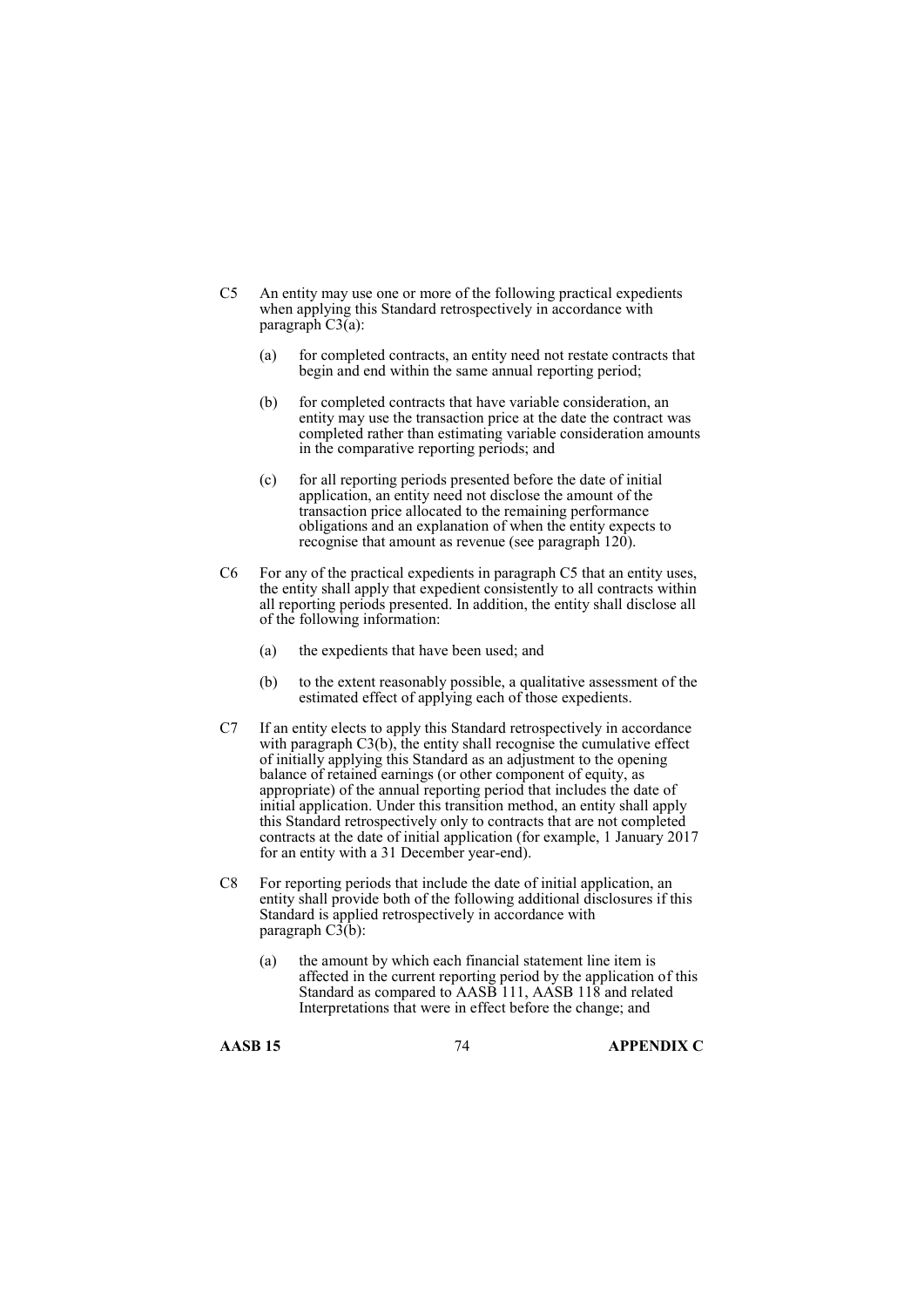C5 An entity may use one or more of the following practical expedients when applying this Standard retrospectively in accordance with paragraph C3(a):

(a) for completed contracts, an entity need not restate contracts that begin and end within the same annual reporting period;

(b) for completed contracts that have variable consideration, an entity may use the transaction price at the date the contract was completed rather than estimating variable consideration amounts in the comparative reporting periods; and

(c) for all reporting periods presented before the date of initial application, an entity need not disclose the amount of the transaction price allocated to the remaining performance obligations and an explanation of when the entity expects to recognise that amount as revenue (see paragraph 120).

C6 For any of the practical expedients in paragraph C5 that an entity uses, the entity shall apply that expedient consistently to all contracts within all reporting periods presented. In addition, the entity shall disclose all of the following information:

(a) the expedients that have been used; and

(b) to the extent reasonably possible, a qualitative assessment of the estimated effect of applying each of those expedients.

C7 If an entity elects to apply this Standard retrospectively in accordance with paragraph C3(b), the entity shall recognise the cumulative effect of initially applying this Standard as an adjustment to the opening balance of retained earnings (or other component of equity, as appropriate) of the annual reporting period that includes the date of initial application. Under this transition method, an entity shall apply this Standard retrospectively only to contracts that are not completed contracts at the date of initial application (for example, 1 January 2017 for an entity with a 31 December year-end).

C8 For reporting periods that include the date of initial application, an entity shall provide both of the following additional disclosures if this Standard is applied retrospectively in accordance with paragraph C3(b):

(a) the amount by which each financial statement line item is affected in the current reporting period by the application of this Standard as compared to AASB 111, AASB 118 and related Interpretations that were in effect before the change; and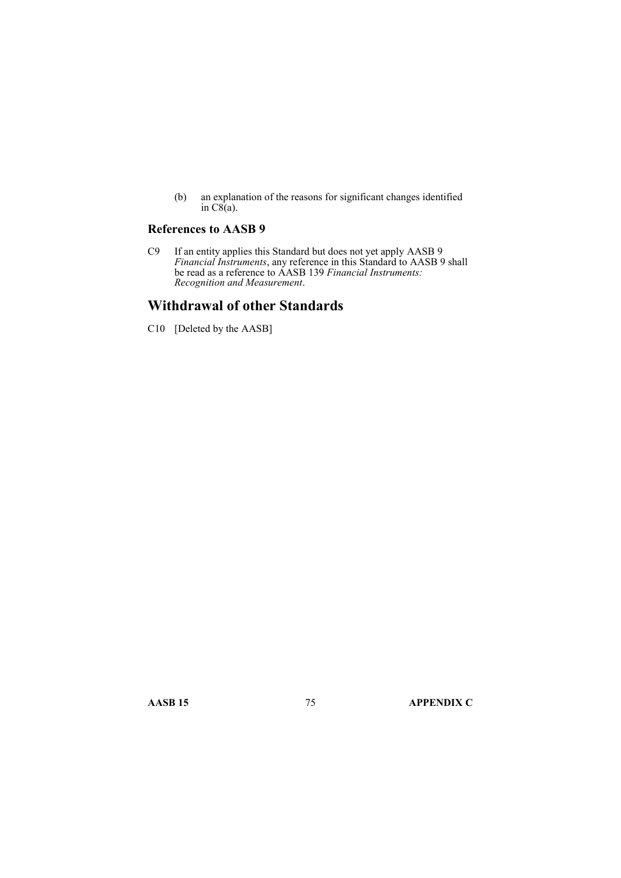(b) an explanation of the reasons for significant changes identified in C8(a).

### References to AASB 9

C9 If an entity applies this Standard but does not yet apply AASB 9 *Financial Instruments*, any reference in this Standard to AASB 9 shall be read as a reference to AASB 139 *Financial Instruments: Recognition and Measurement*.

## Withdrawal of other Standards

C10 [Deleted by the AASB]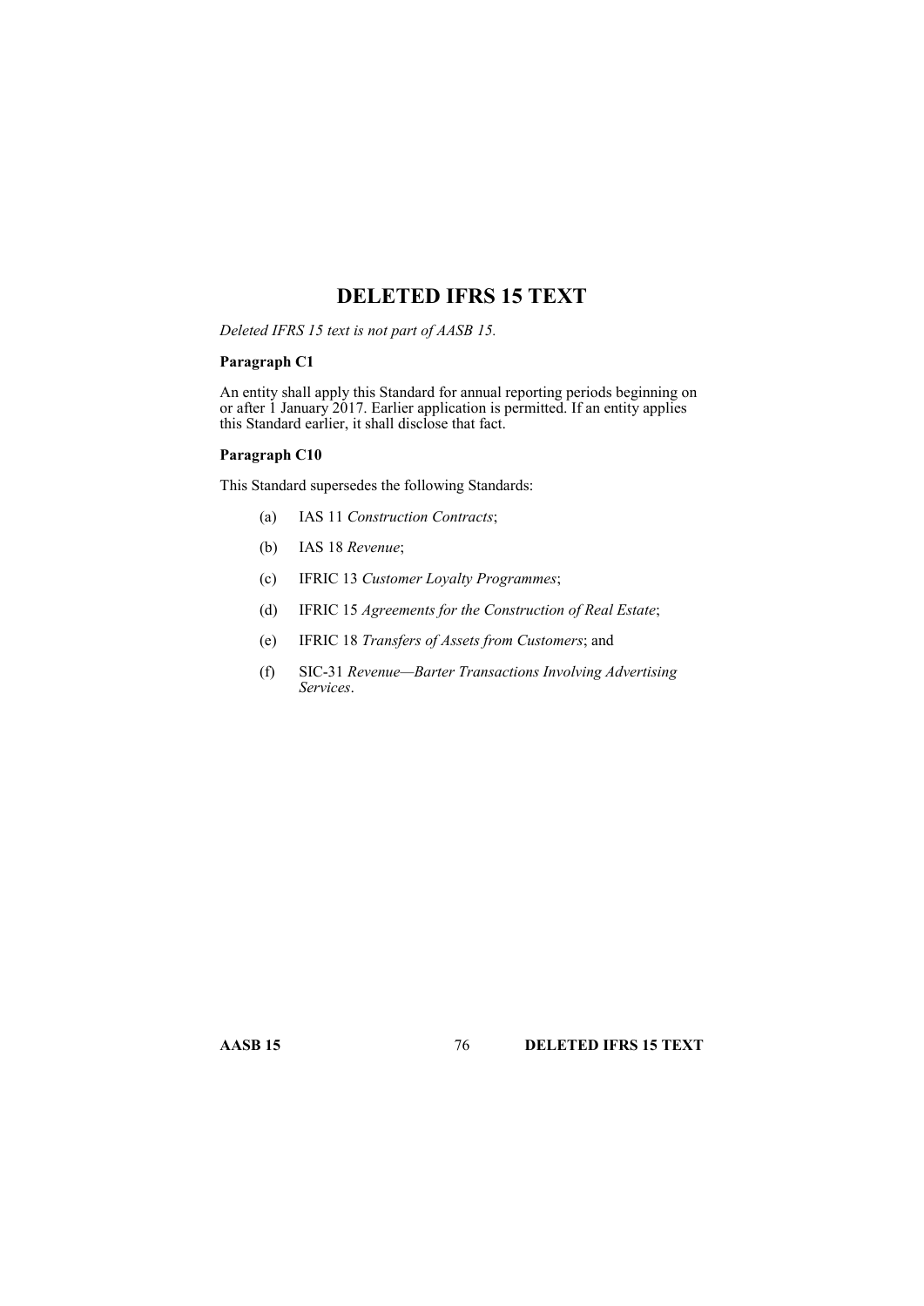# DELETED IFRS 15 TEXT

*Deleted IFRS 15 text is not part of AASB 15.*

**Paragraph C1**

An entity shall apply this Standard for annual reporting periods beginning on or after 1 January 2017. Earlier application is permitted. If an entity applies this Standard earlier, it shall disclose that fact.

**Paragraph C10**

This Standard supersedes the following Standards:

(a) IAS 11 *Construction Contracts*;

(b) IAS 18 *Revenue*;

(c) IFRIC 13 *Customer Loyalty Programmes*;

(d) IFRIC 15 *Agreements for the Construction of Real Estate*;

(e) IFRIC 18 *Transfers of Assets from Customers*; and

(f) SIC-31 *Revenue—Barter Transactions Involving Advertising Services*.